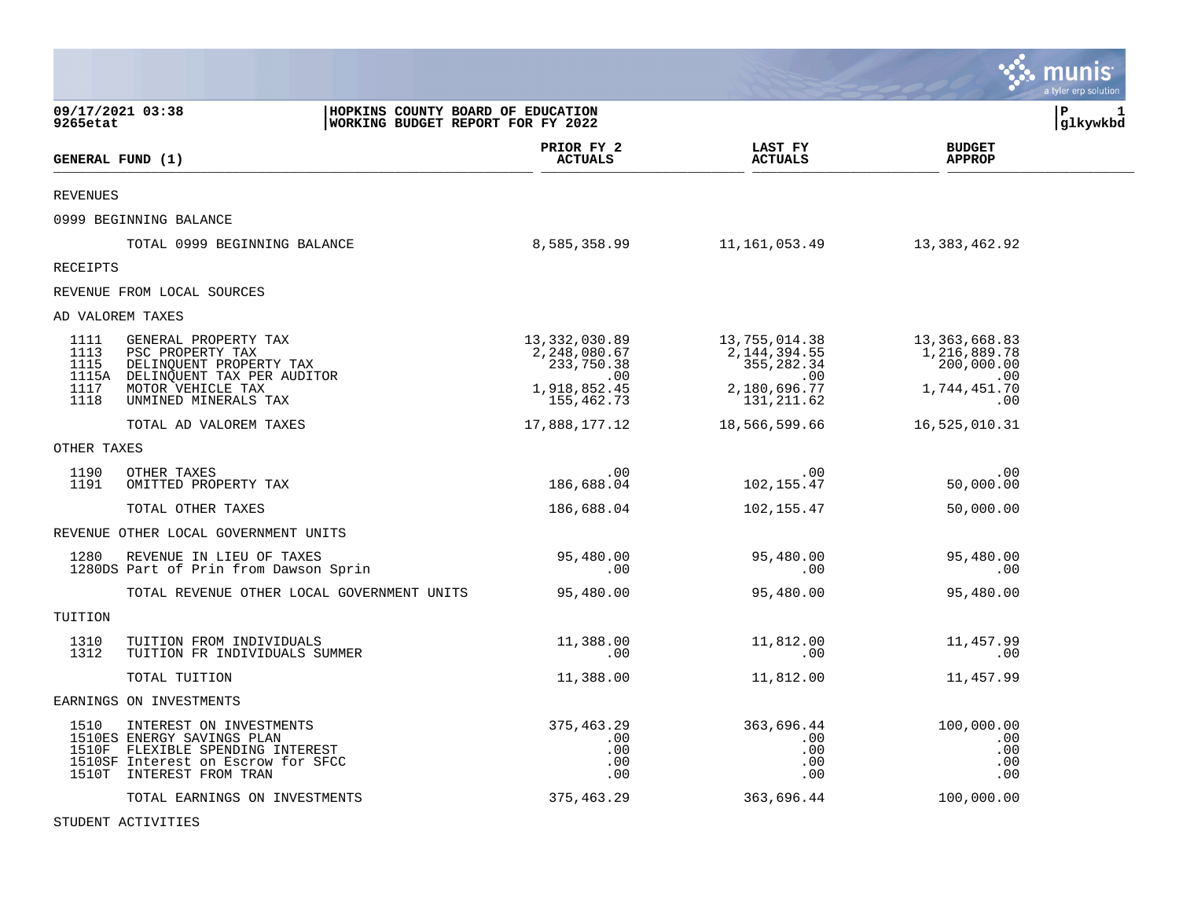**HOPKINS COUNTY BOARD OF EDUCATION**
**WORKING BUDGET REPORT FOR FY 2022**

09/17/2021 03:38
9265etat

glkywkbd

| GENERAL FUND (1) | | PRIOR FY 2 ACTUALS | LAST FY ACTUALS | BUDGET APPROP |
|---|---|---|---|---|
| REVENUES | | | | |
| 0999 BEGINNING BALANCE | | | | |
| | TOTAL 0999 BEGINNING BALANCE | 8,585,358.99 | 11,161,053.49 | 13,383,462.92 |
| RECEIPTS | | | | |
| REVENUE FROM LOCAL SOURCES | | | | |
| AD VALOREM TAXES | | | | |
| 1111 | GENERAL PROPERTY TAX | 13,332,030.89 | 13,755,014.38 | 13,363,668.83 |
| 1113 | PSC PROPERTY TAX | 2,248,080.67 | 2,144,394.55 | 1,216,889.78 |
| 1115 | DELINQUENT PROPERTY TAX | 233,750.38 | 355,282.34 | 200,000.00 |
| 1115A | DELINQUENT TAX PER AUDITOR | .00 | .00 | .00 |
| 1117 | MOTOR VEHICLE TAX | 1,918,852.45 | 2,180,696.77 | 1,744,451.70 |
| 1118 | UNMINED MINERALS TAX | 155,462.73 | 131,211.62 | .00 |
| | TOTAL AD VALOREM TAXES | 17,888,177.12 | 18,566,599.66 | 16,525,010.31 |
| OTHER TAXES | | | | |
| 1190 | OTHER TAXES | .00 | .00 | .00 |
| 1191 | OMITTED PROPERTY TAX | 186,688.04 | 102,155.47 | 50,000.00 |
| | TOTAL OTHER TAXES | 186,688.04 | 102,155.47 | 50,000.00 |
| REVENUE OTHER LOCAL GOVERNMENT UNITS | | | | |
| 1280 | REVENUE IN LIEU OF TAXES | 95,480.00 | 95,480.00 | 95,480.00 |
| 1280DS | Part of Prin from Dawson Sprin | .00 | .00 | .00 |
| | TOTAL REVENUE OTHER LOCAL GOVERNMENT UNITS | 95,480.00 | 95,480.00 | 95,480.00 |
| TUITION | | | | |
| 1310 | TUITION FROM INDIVIDUALS | 11,388.00 | 11,812.00 | 11,457.99 |
| 1312 | TUITION FR INDIVIDUALS SUMMER | .00 | .00 | .00 |
| | TOTAL TUITION | 11,388.00 | 11,812.00 | 11,457.99 |
| EARNINGS ON INVESTMENTS | | | | |
| 1510 | INTEREST ON INVESTMENTS | 375,463.29 | 363,696.44 | 100,000.00 |
| 1510ES | ENERGY SAVINGS PLAN | .00 | .00 | .00 |
| 1510F | FLEXIBLE SPENDING INTEREST | .00 | .00 | .00 |
| 1510SF | Interest on Escrow for SFCC | .00 | .00 | .00 |
| 1510T | INTEREST FROM TRAN | .00 | .00 | .00 |
| | TOTAL EARNINGS ON INVESTMENTS | 375,463.29 | 363,696.44 | 100,000.00 |
| STUDENT ACTIVITIES | | | | |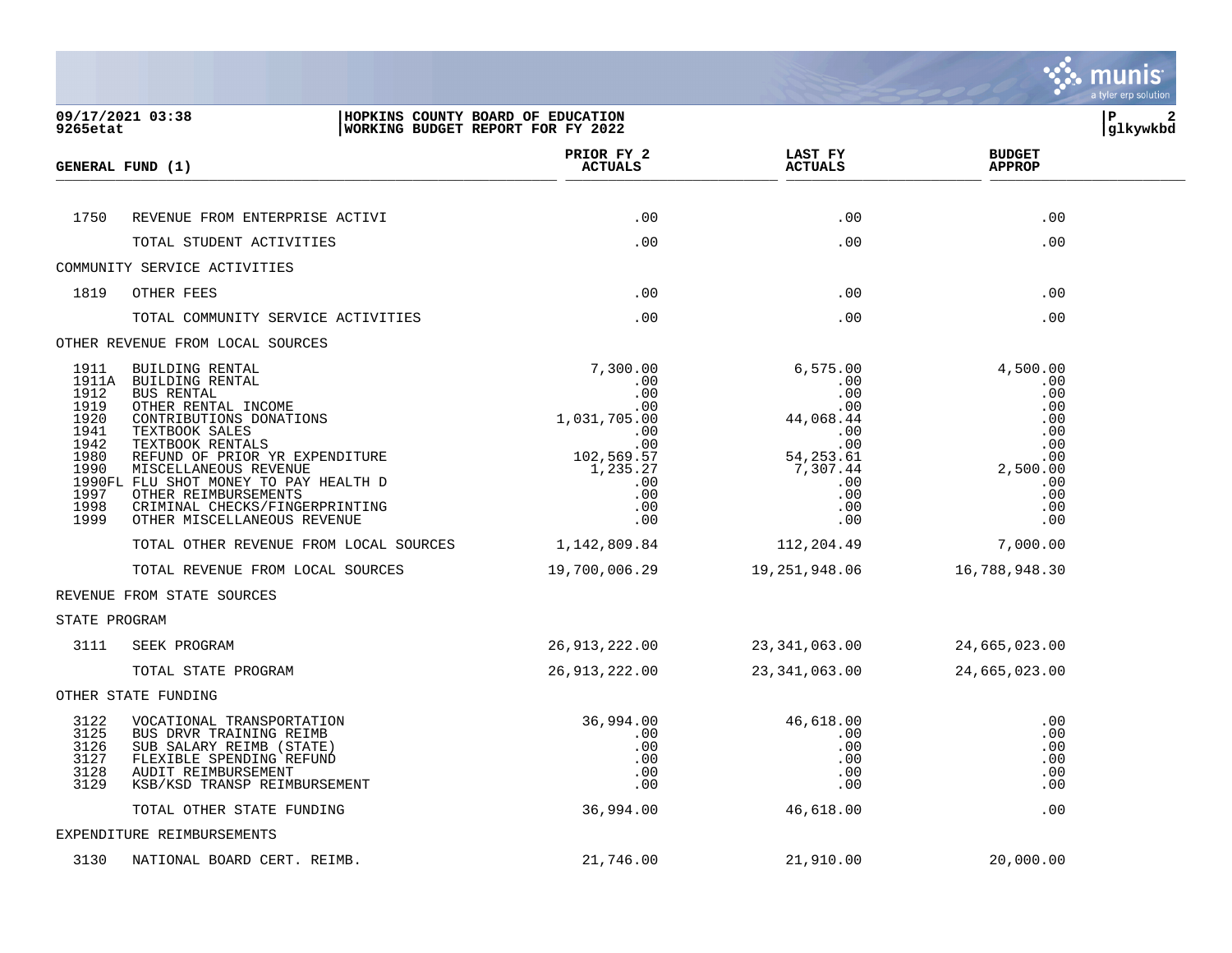**09/17/2021 03:38** | **HOPKINS COUNTY BOARD OF EDUCATION**
**9265etat** | **WORKING BUDGET REPORT FOR FY 2022**

| GENERAL FUND (1) | | PRIOR FY 2 ACTUALS | LAST FY ACTUALS | BUDGET APPROP |
|---|---|---|---|---|
| 1750 | REVENUE FROM ENTERPRISE ACTIVI | .00 | .00 | .00 |
| | TOTAL STUDENT ACTIVITIES | .00 | .00 | .00 |
| COMMUNITY SERVICE ACTIVITIES | | | | |
| 1819 | OTHER FEES | .00 | .00 | .00 |
| | TOTAL COMMUNITY SERVICE ACTIVITIES | .00 | .00 | .00 |
| OTHER REVENUE FROM LOCAL SOURCES | | | | |
| 1911 | BUILDING RENTAL | 7,300.00 | 6,575.00 | 4,500.00 |
| 1911A | BUILDING RENTAL | .00 | .00 | .00 |
| 1912 | BUS RENTAL | .00 | .00 | .00 |
| 1919 | OTHER RENTAL INCOME | .00 | .00 | .00 |
| 1920 | CONTRIBUTIONS DONATIONS | 1,031,705.00 | 44,068.44 | .00 |
| 1941 | TEXTBOOK SALES | .00 | .00 | .00 |
| 1942 | TEXTBOOK RENTALS | .00 | .00 | .00 |
| 1980 | REFUND OF PRIOR YR EXPENDITURE | 102,569.57 | 54,253.61 | .00 |
| 1990 | MISCELLANEOUS REVENUE | 1,235.27 | 7,307.44 | 2,500.00 |
| 1990FL | FLU SHOT MONEY TO PAY HEALTH D | .00 | .00 | .00 |
| 1997 | OTHER REIMBURSEMENTS | .00 | .00 | .00 |
| 1998 | CRIMINAL CHECKS/FINGERPRINTING | .00 | .00 | .00 |
| 1999 | OTHER MISCELLANEOUS REVENUE | .00 | .00 | .00 |
| | TOTAL OTHER REVENUE FROM LOCAL SOURCES | 1,142,809.84 | 112,204.49 | 7,000.00 |
| | TOTAL REVENUE FROM LOCAL SOURCES | 19,700,006.29 | 19,251,948.06 | 16,788,948.30 |
| REVENUE FROM STATE SOURCES | | | | |
| STATE PROGRAM | | | | |
| 3111 | SEEK PROGRAM | 26,913,222.00 | 23,341,063.00 | 24,665,023.00 |
| | TOTAL STATE PROGRAM | 26,913,222.00 | 23,341,063.00 | 24,665,023.00 |
| OTHER STATE FUNDING | | | | |
| 3122 | VOCATIONAL TRANSPORTATION | 36,994.00 | 46,618.00 | .00 |
| 3125 | BUS DRVR TRAINING REIMB | .00 | .00 | .00 |
| 3126 | SUB SALARY REIMB (STATE) | .00 | .00 | .00 |
| 3127 | FLEXIBLE SPENDING REFUND | .00 | .00 | .00 |
| 3128 | AUDIT REIMBURSEMENT | .00 | .00 | .00 |
| 3129 | KSB/KSD TRANSP REIMBURSEMENT | .00 | .00 | .00 |
| | TOTAL OTHER STATE FUNDING | 36,994.00 | 46,618.00 | .00 |
| EXPENDITURE REIMBURSEMENTS | | | | |
| 3130 | NATIONAL BOARD CERT. REIMB. | 21,746.00 | 21,910.00 | 20,000.00 |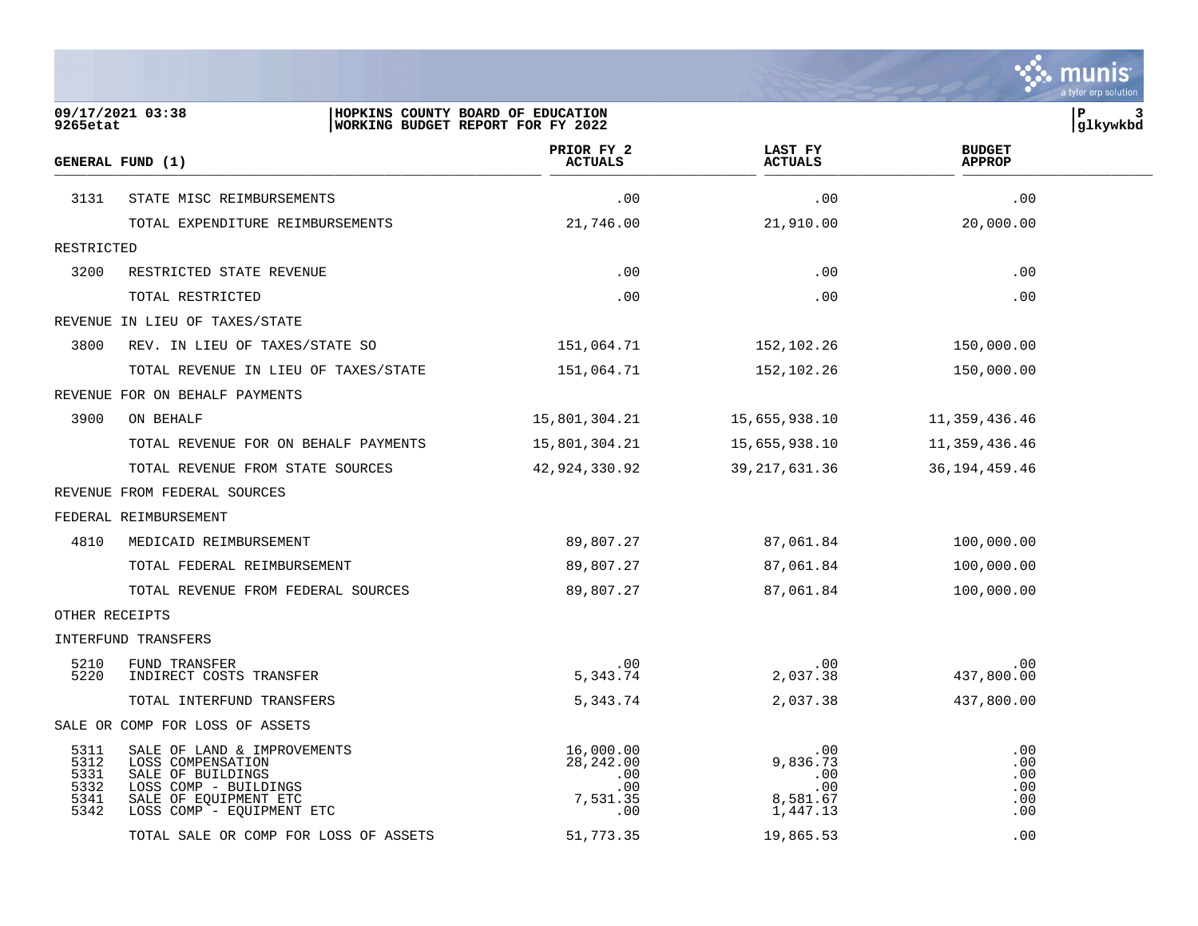| GENERAL FUND (1) | | PRIOR FY 2 ACTUALS | LAST FY ACTUALS | BUDGET APPROP |
|---|---|---|---|---|
| 3131 | STATE MISC REIMBURSEMENTS | .00 | .00 | .00 |
| | TOTAL EXPENDITURE REIMBURSEMENTS | 21,746.00 | 21,910.00 | 20,000.00 |
| RESTRICTED | | | | |
| 3200 | RESTRICTED STATE REVENUE | .00 | .00 | .00 |
| | TOTAL RESTRICTED | .00 | .00 | .00 |
| REVENUE IN LIEU OF TAXES/STATE | | | | |
| 3800 | REV. IN LIEU OF TAXES/STATE SO | 151,064.71 | 152,102.26 | 150,000.00 |
| | TOTAL REVENUE IN LIEU OF TAXES/STATE | 151,064.71 | 152,102.26 | 150,000.00 |
| REVENUE FOR ON BEHALF PAYMENTS | | | | |
| 3900 | ON BEHALF | 15,801,304.21 | 15,655,938.10 | 11,359,436.46 |
| | TOTAL REVENUE FOR ON BEHALF PAYMENTS | 15,801,304.21 | 15,655,938.10 | 11,359,436.46 |
| | TOTAL REVENUE FROM STATE SOURCES | 42,924,330.92 | 39,217,631.36 | 36,194,459.46 |
| REVENUE FROM FEDERAL SOURCES | | | | |
| FEDERAL REIMBURSEMENT | | | | |
| 4810 | MEDICAID REIMBURSEMENT | 89,807.27 | 87,061.84 | 100,000.00 |
| | TOTAL FEDERAL REIMBURSEMENT | 89,807.27 | 87,061.84 | 100,000.00 |
| | TOTAL REVENUE FROM FEDERAL SOURCES | 89,807.27 | 87,061.84 | 100,000.00 |
| OTHER RECEIPTS | | | | |
| INTERFUND TRANSFERS | | | | |
| 5210 | FUND TRANSFER | .00 | .00 | .00 |
| 5220 | INDIRECT COSTS TRANSFER | 5,343.74 | 2,037.38 | 437,800.00 |
| | TOTAL INTERFUND TRANSFERS | 5,343.74 | 2,037.38 | 437,800.00 |
| SALE OR COMP FOR LOSS OF ASSETS | | | | |
| 5311 | SALE OF LAND & IMPROVEMENTS | 16,000.00 | .00 | .00 |
| 5312 | LOSS COMPENSATION | 28,242.00 | 9,836.73 | .00 |
| 5331 | SALE OF BUILDINGS | .00 | .00 | .00 |
| 5332 | LOSS COMP - BUILDINGS | .00 | .00 | .00 |
| 5341 | SALE OF EQUIPMENT ETC | 7,531.35 | 8,581.67 | .00 |
| 5342 | LOSS COMP - EQUIPMENT ETC | .00 | 1,447.13 | .00 |
| | TOTAL SALE OR COMP FOR LOSS OF ASSETS | 51,773.35 | 19,865.53 | .00 |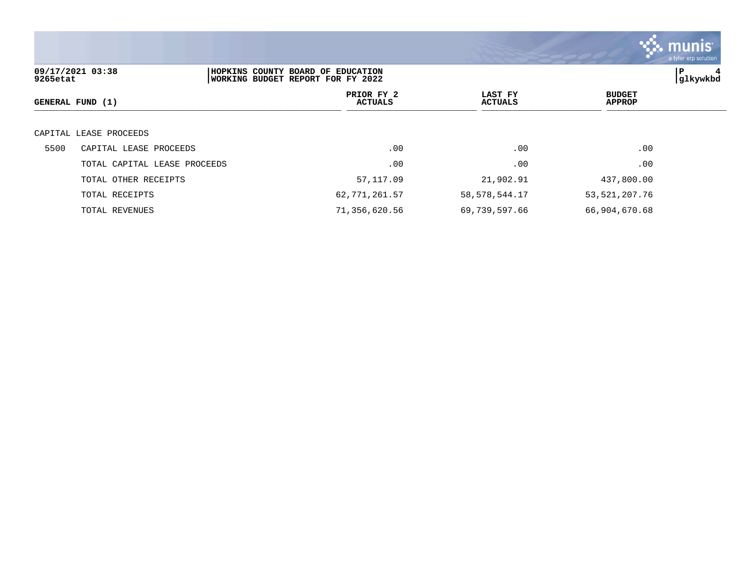**HOPKINS COUNTY BOARD OF EDUCATION**
**WORKING BUDGET REPORT FOR FY 2022**

| GENERAL FUND (1) | | PRIOR FY 2 ACTUALS | LAST FY ACTUALS | BUDGET APPROP |
|---|---|---|---|---|
| CAPITAL LEASE PROCEEDS | | | | |
| 5500 | CAPITAL LEASE PROCEEDS | .00 | .00 | .00 |
| | TOTAL CAPITAL LEASE PROCEEDS | .00 | .00 | .00 |
| | TOTAL OTHER RECEIPTS | 57,117.09 | 21,902.91 | 437,800.00 |
| | TOTAL RECEIPTS | 62,771,261.57 | 58,578,544.17 | 53,521,207.76 |
| | TOTAL REVENUES | 71,356,620.56 | 69,739,597.66 | 66,904,670.68 |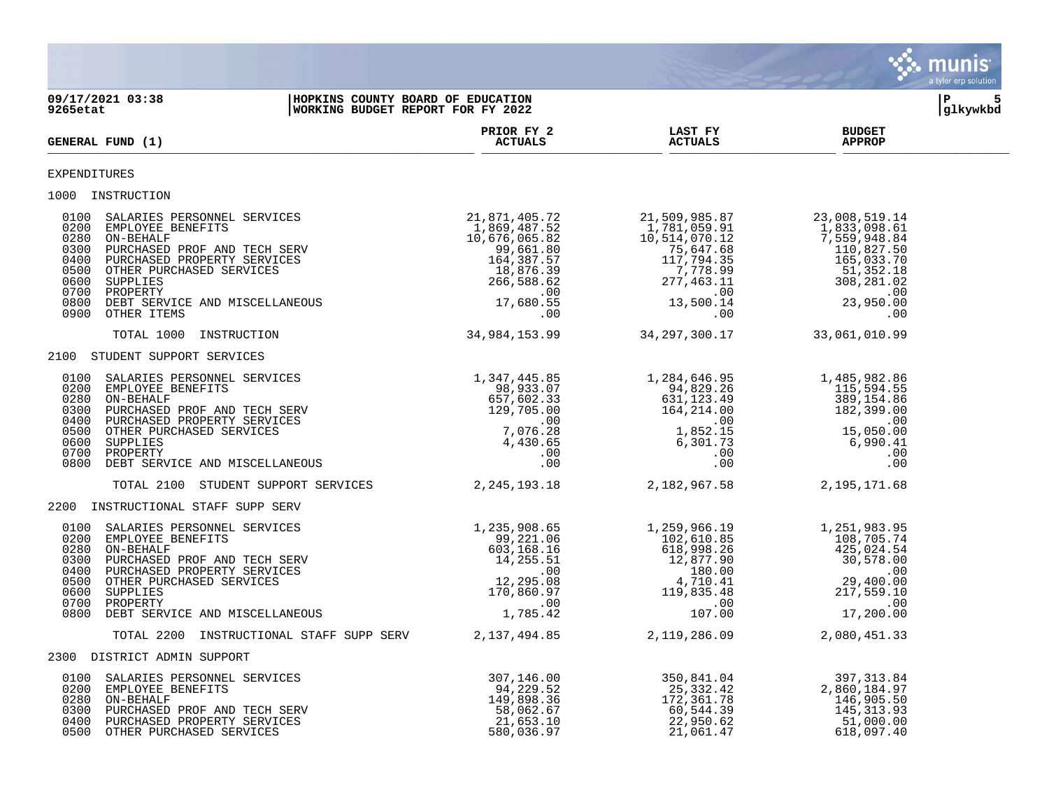09/17/2021 03:38 | HOPKINS COUNTY BOARD OF EDUCATION
9265etat | WORKING BUDGET REPORT FOR FY 2022

| GENERAL FUND (1) | PRIOR FY 2 ACTUALS | LAST FY ACTUALS | BUDGET APPROP |
|---|---|---|---|
| **EXPENDITURES** | | | |
| **1000 INSTRUCTION** | | | |
| 0100 SALARIES PERSONNEL SERVICES | 21,871,405.72 | 21,509,985.87 | 23,008,519.14 |
| 0200 EMPLOYEE BENEFITS | 1,869,487.52 | 1,781,059.91 | 1,833,098.61 |
| 0280 ON-BEHALF | 10,676,065.82 | 10,514,070.12 | 7,559,948.84 |
| 0300 PURCHASED PROF AND TECH SERV | 99,661.80 | 75,647.68 | 110,827.50 |
| 0400 PURCHASED PROPERTY SERVICES | 164,387.57 | 117,794.35 | 165,033.70 |
| 0500 OTHER PURCHASED SERVICES | 18,876.39 | 7,778.99 | 51,352.18 |
| 0600 SUPPLIES | 266,588.62 | 277,463.11 | 308,281.02 |
| 0700 PROPERTY | .00 | .00 | .00 |
| 0800 DEBT SERVICE AND MISCELLANEOUS | 17,680.55 | 13,500.14 | 23,950.00 |
| 0900 OTHER ITEMS | .00 | .00 | .00 |
| TOTAL 1000 INSTRUCTION | 34,984,153.99 | 34,297,300.17 | 33,061,010.99 |
| **2100 STUDENT SUPPORT SERVICES** | | | |
| 0100 SALARIES PERSONNEL SERVICES | 1,347,445.85 | 1,284,646.95 | 1,485,982.86 |
| 0200 EMPLOYEE BENEFITS | 98,933.07 | 94,829.26 | 115,594.55 |
| 0280 ON-BEHALF | 657,602.33 | 631,123.49 | 389,154.86 |
| 0300 PURCHASED PROF AND TECH SERV | 129,705.00 | 164,214.00 | 182,399.00 |
| 0400 PURCHASED PROPERTY SERVICES | .00 | .00 | .00 |
| 0500 OTHER PURCHASED SERVICES | 7,076.28 | 1,852.15 | 15,050.00 |
| 0600 SUPPLIES | 4,430.65 | 6,301.73 | 6,990.41 |
| 0700 PROPERTY | .00 | .00 | .00 |
| 0800 DEBT SERVICE AND MISCELLANEOUS | .00 | .00 | .00 |
| TOTAL 2100 STUDENT SUPPORT SERVICES | 2,245,193.18 | 2,182,967.58 | 2,195,171.68 |
| **2200 INSTRUCTIONAL STAFF SUPP SERV** | | | |
| 0100 SALARIES PERSONNEL SERVICES | 1,235,908.65 | 1,259,966.19 | 1,251,983.95 |
| 0200 EMPLOYEE BENEFITS | 99,221.06 | 102,610.85 | 108,705.74 |
| 0280 ON-BEHALF | 603,168.16 | 618,998.26 | 425,024.54 |
| 0300 PURCHASED PROF AND TECH SERV | 14,255.51 | 12,877.90 | 30,578.00 |
| 0400 PURCHASED PROPERTY SERVICES | .00 | 180.00 | .00 |
| 0500 OTHER PURCHASED SERVICES | 12,295.08 | 4,710.41 | 29,400.00 |
| 0600 SUPPLIES | 170,860.97 | 119,835.48 | 217,559.10 |
| 0700 PROPERTY | .00 | .00 | .00 |
| 0800 DEBT SERVICE AND MISCELLANEOUS | 1,785.42 | 107.00 | 17,200.00 |
| TOTAL 2200 INSTRUCTIONAL STAFF SUPP SERV | 2,137,494.85 | 2,119,286.09 | 2,080,451.33 |
| **2300 DISTRICT ADMIN SUPPORT** | | | |
| 0100 SALARIES PERSONNEL SERVICES | 307,146.00 | 350,841.04 | 397,313.84 |
| 0200 EMPLOYEE BENEFITS | 94,229.52 | 25,332.42 | 2,860,184.97 |
| 0280 ON-BEHALF | 149,898.36 | 172,361.78 | 146,905.50 |
| 0300 PURCHASED PROF AND TECH SERV | 58,062.67 | 60,544.39 | 145,313.93 |
| 0400 PURCHASED PROPERTY SERVICES | 21,653.10 | 22,950.62 | 51,000.00 |
| 0500 OTHER PURCHASED SERVICES | 580,036.97 | 21,061.47 | 618,097.40 |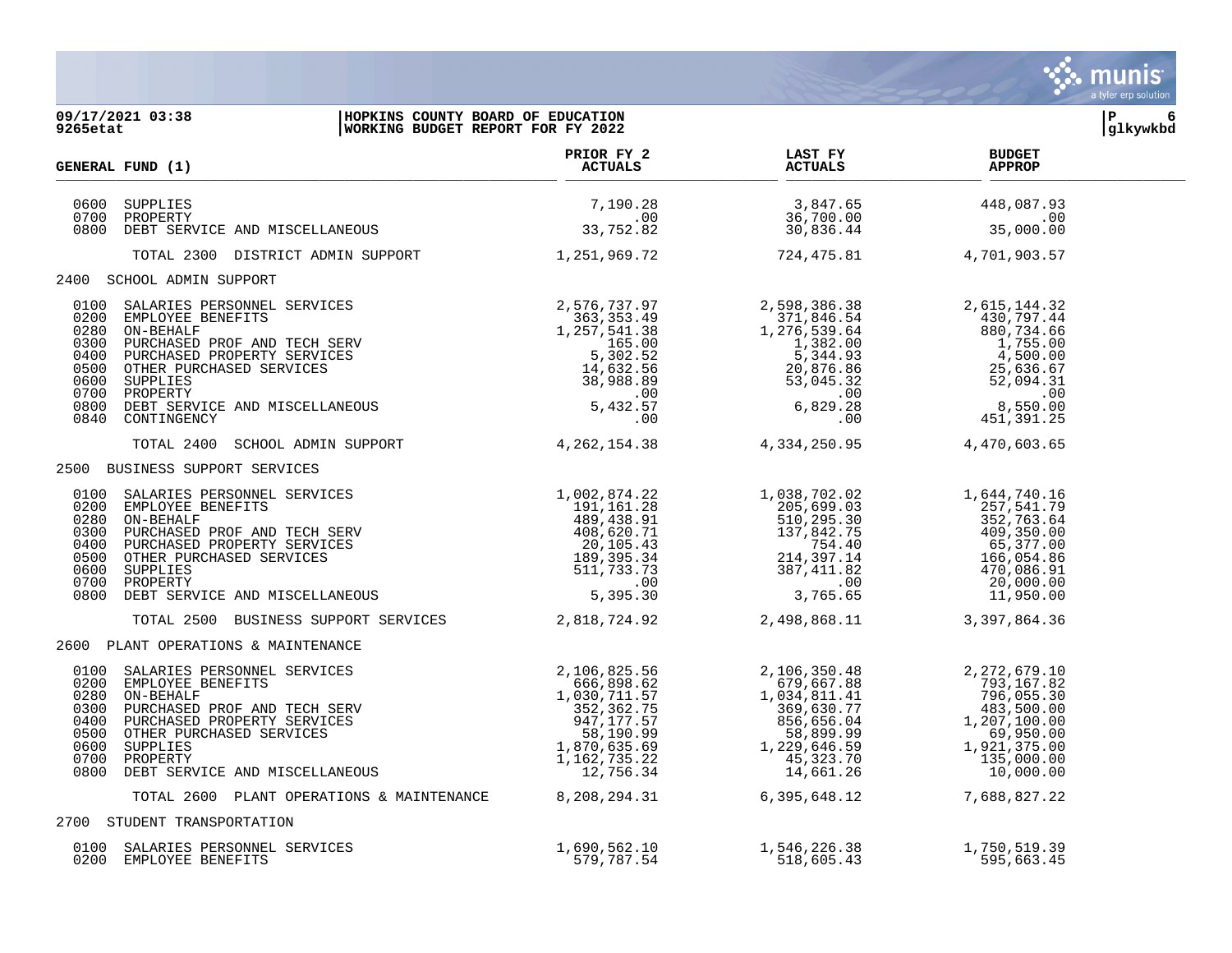**09/17/2021 03:38 | HOPKINS COUNTY BOARD OF EDUCATION**
**9265etat | WORKING BUDGET REPORT FOR FY 2022**

| GENERAL FUND (1) | PRIOR FY 2 ACTUALS | LAST FY ACTUALS | BUDGET APPROP |
|---|---|---|---|
| 0600 SUPPLIES | 7,190.28 | 3,847.65 | 448,087.93 |
| 0700 PROPERTY | .00 | 36,700.00 | .00 |
| 0800 DEBT SERVICE AND MISCELLANEOUS | 33,752.82 | 30,836.44 | 35,000.00 |
| TOTAL 2300 DISTRICT ADMIN SUPPORT | 1,251,969.72 | 724,475.81 | 4,701,903.57 |
| **2400 SCHOOL ADMIN SUPPORT** | | | |
| 0100 SALARIES PERSONNEL SERVICES | 2,576,737.97 | 2,598,386.38 | 2,615,144.32 |
| 0200 EMPLOYEE BENEFITS | 363,353.49 | 371,846.54 | 430,797.44 |
| 0280 ON-BEHALF | 1,257,541.38 | 1,276,539.64 | 880,734.66 |
| 0300 PURCHASED PROF AND TECH SERV | 165.00 | 1,382.00 | 1,755.00 |
| 0400 PURCHASED PROPERTY SERVICES | 5,302.52 | 5,344.93 | 4,500.00 |
| 0500 OTHER PURCHASED SERVICES | 14,632.56 | 20,876.86 | 25,636.67 |
| 0600 SUPPLIES | 38,988.89 | 53,045.32 | 52,094.31 |
| 0700 PROPERTY | .00 | .00 | .00 |
| 0800 DEBT SERVICE AND MISCELLANEOUS | 5,432.57 | 6,829.28 | 8,550.00 |
| 0840 CONTINGENCY | .00 | .00 | 451,391.25 |
| TOTAL 2400 SCHOOL ADMIN SUPPORT | 4,262,154.38 | 4,334,250.95 | 4,470,603.65 |
| **2500 BUSINESS SUPPORT SERVICES** | | | |
| 0100 SALARIES PERSONNEL SERVICES | 1,002,874.22 | 1,038,702.02 | 1,644,740.16 |
| 0200 EMPLOYEE BENEFITS | 191,161.28 | 205,699.03 | 257,541.79 |
| 0280 ON-BEHALF | 489,438.91 | 510,295.30 | 352,763.64 |
| 0300 PURCHASED PROF AND TECH SERV | 408,620.71 | 137,842.75 | 409,350.00 |
| 0400 PURCHASED PROPERTY SERVICES | 20,105.43 | 754.40 | 65,377.00 |
| 0500 OTHER PURCHASED SERVICES | 189,395.34 | 214,397.14 | 166,054.86 |
| 0600 SUPPLIES | 511,733.73 | 387,411.82 | 470,086.91 |
| 0700 PROPERTY | .00 | .00 | 20,000.00 |
| 0800 DEBT SERVICE AND MISCELLANEOUS | 5,395.30 | 3,765.65 | 11,950.00 |
| TOTAL 2500 BUSINESS SUPPORT SERVICES | 2,818,724.92 | 2,498,868.11 | 3,397,864.36 |
| **2600 PLANT OPERATIONS & MAINTENANCE** | | | |
| 0100 SALARIES PERSONNEL SERVICES | 2,106,825.56 | 2,106,350.48 | 2,272,679.10 |
| 0200 EMPLOYEE BENEFITS | 666,898.62 | 679,667.88 | 793,167.82 |
| 0280 ON-BEHALF | 1,030,711.57 | 1,034,811.41 | 796,055.30 |
| 0300 PURCHASED PROF AND TECH SERV | 352,362.75 | 369,630.77 | 483,500.00 |
| 0400 PURCHASED PROPERTY SERVICES | 947,177.57 | 856,656.04 | 1,207,100.00 |
| 0500 OTHER PURCHASED SERVICES | 58,190.99 | 58,899.99 | 69,950.00 |
| 0600 SUPPLIES | 1,870,635.69 | 1,229,646.59 | 1,921,375.00 |
| 0700 PROPERTY | 1,162,735.22 | 45,323.70 | 135,000.00 |
| 0800 DEBT SERVICE AND MISCELLANEOUS | 12,756.34 | 14,661.26 | 10,000.00 |
| TOTAL 2600 PLANT OPERATIONS & MAINTENANCE | 8,208,294.31 | 6,395,648.12 | 7,688,827.22 |
| **2700 STUDENT TRANSPORTATION** | | | |
| 0100 SALARIES PERSONNEL SERVICES | 1,690,562.10 | 1,546,226.38 | 1,750,519.39 |
| 0200 EMPLOYEE BENEFITS | 579,787.54 | 518,605.43 | 595,663.45 |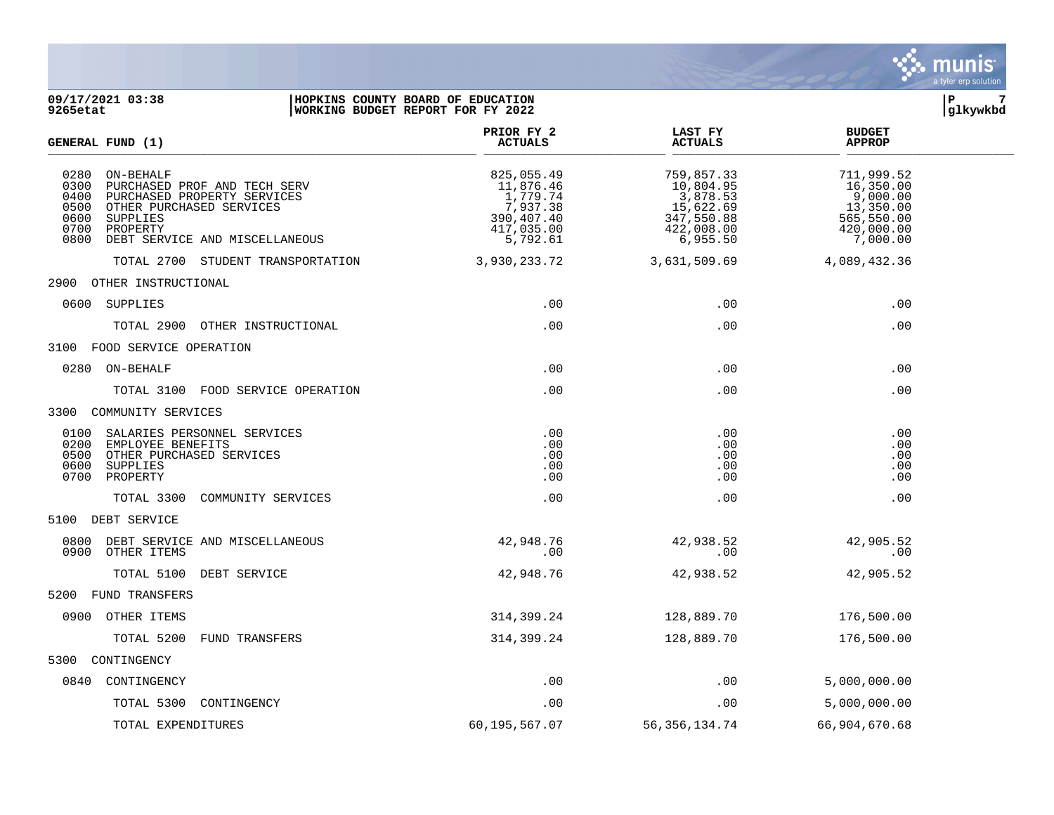09/17/2021 03:38 | HOPKINS COUNTY BOARD OF EDUCATION
9265etat | WORKING BUDGET REPORT FOR FY 2022

| GENERAL FUND (1) | PRIOR FY 2 ACTUALS | LAST FY ACTUALS | BUDGET APPROP |
|---|---|---|---|
| 0280 ON-BEHALF | 825,055.49 | 759,857.33 | 711,999.52 |
| 0300 PURCHASED PROF AND TECH SERV | 11,876.46 | 10,804.95 | 16,350.00 |
| 0400 PURCHASED PROPERTY SERVICES | 1,779.74 | 3,878.53 | 9,000.00 |
| 0500 OTHER PURCHASED SERVICES | 7,937.38 | 15,622.69 | 13,350.00 |
| 0600 SUPPLIES | 390,407.40 | 347,550.88 | 565,550.00 |
| 0700 PROPERTY | 417,035.00 | 422,008.00 | 420,000.00 |
| 0800 DEBT SERVICE AND MISCELLANEOUS | 5,792.61 | 6,955.50 | 7,000.00 |
| TOTAL 2700 STUDENT TRANSPORTATION | 3,930,233.72 | 3,631,509.69 | 4,089,432.36 |
| 2900 OTHER INSTRUCTIONAL | | | |
| 0600 SUPPLIES | .00 | .00 | .00 |
| TOTAL 2900 OTHER INSTRUCTIONAL | .00 | .00 | .00 |
| 3100 FOOD SERVICE OPERATION | | | |
| 0280 ON-BEHALF | .00 | .00 | .00 |
| TOTAL 3100 FOOD SERVICE OPERATION | .00 | .00 | .00 |
| 3300 COMMUNITY SERVICES | | | |
| 0100 SALARIES PERSONNEL SERVICES | .00 | .00 | .00 |
| 0200 EMPLOYEE BENEFITS | .00 | .00 | .00 |
| 0500 OTHER PURCHASED SERVICES | .00 | .00 | .00 |
| 0600 SUPPLIES | .00 | .00 | .00 |
| 0700 PROPERTY | .00 | .00 | .00 |
| TOTAL 3300 COMMUNITY SERVICES | .00 | .00 | .00 |
| 5100 DEBT SERVICE | | | |
| 0800 DEBT SERVICE AND MISCELLANEOUS | 42,948.76 | 42,938.52 | 42,905.52 |
| 0900 OTHER ITEMS | .00 | .00 | .00 |
| TOTAL 5100 DEBT SERVICE | 42,948.76 | 42,938.52 | 42,905.52 |
| 5200 FUND TRANSFERS | | | |
| 0900 OTHER ITEMS | 314,399.24 | 128,889.70 | 176,500.00 |
| TOTAL 5200 FUND TRANSFERS | 314,399.24 | 128,889.70 | 176,500.00 |
| 5300 CONTINGENCY | | | |
| 0840 CONTINGENCY | .00 | .00 | 5,000,000.00 |
| TOTAL 5300 CONTINGENCY | .00 | .00 | 5,000,000.00 |
| TOTAL EXPENDITURES | 60,195,567.07 | 56,356,134.74 | 66,904,670.68 |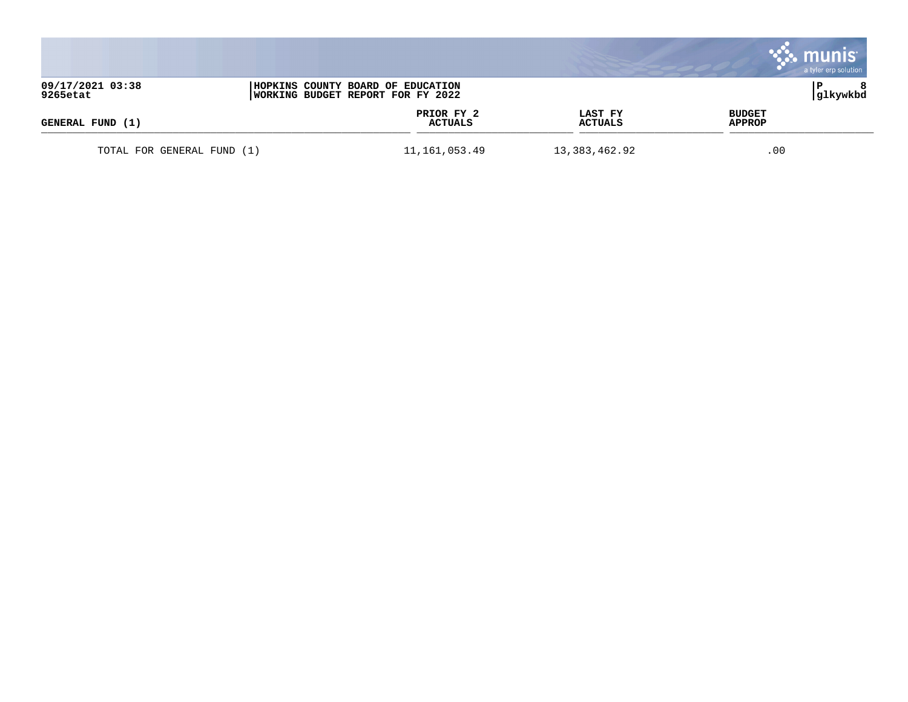| GENERAL FUND (1) | PRIOR FY 2 ACTUALS | LAST FY ACTUALS | BUDGET APPROP |
|---|---|---|---|
| TOTAL FOR GENERAL FUND (1) | 11,161,053.49 | 13,383,462.92 | .00 |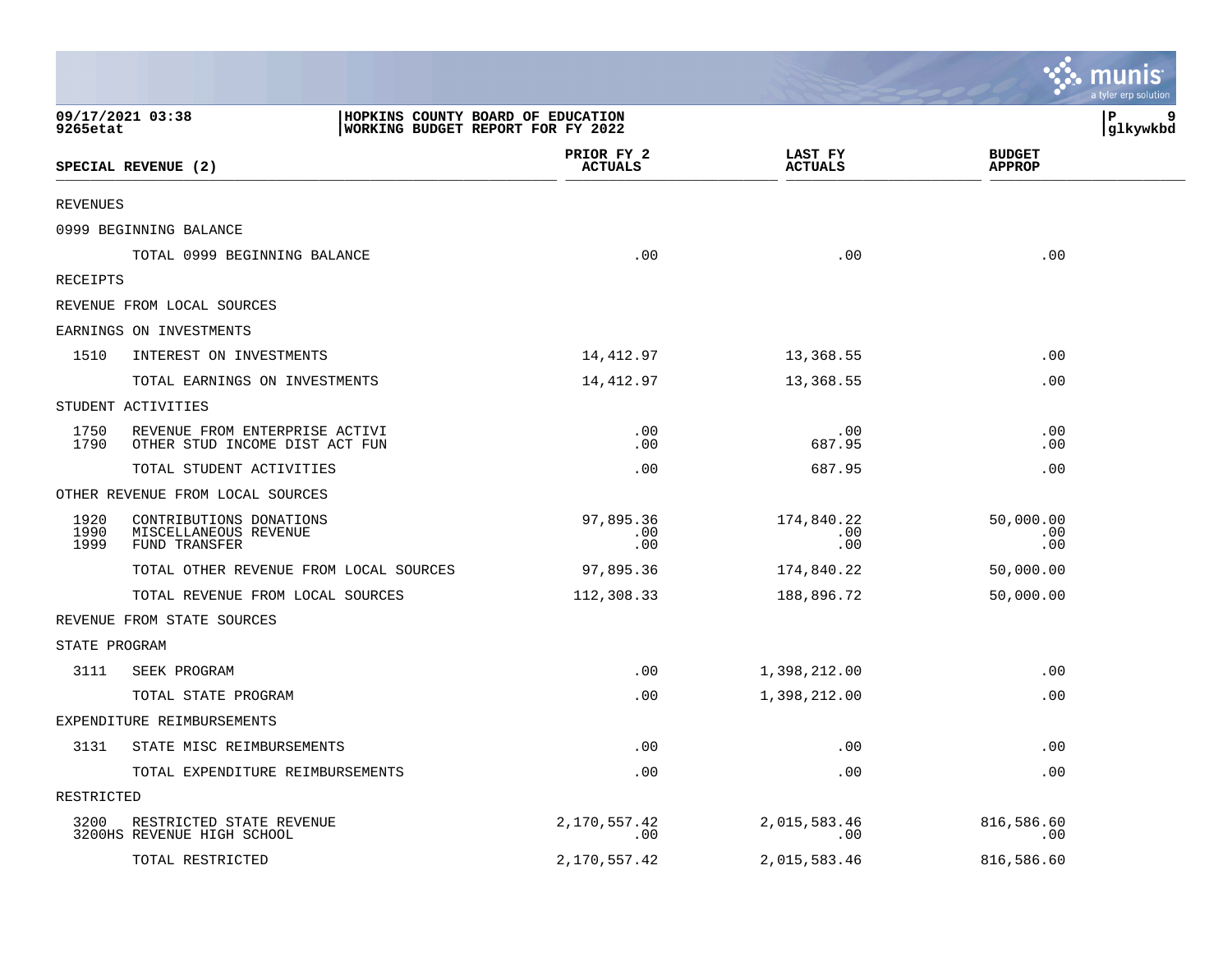**09/17/2021 03:38** | **HOPKINS COUNTY BOARD OF EDUCATION**
**9265etat** | **WORKING BUDGET REPORT FOR FY 2022**

| SPECIAL REVENUE (2) | PRIOR FY 2 ACTUALS | LAST FY ACTUALS | BUDGET APPROP |
|---|---|---|---|
| REVENUES | | | |
| 0999 BEGINNING BALANCE | | | |
| TOTAL 0999 BEGINNING BALANCE | .00 | .00 | .00 |
| RECEIPTS | | | |
| REVENUE FROM LOCAL SOURCES | | | |
| EARNINGS ON INVESTMENTS | | | |
| 1510 INTEREST ON INVESTMENTS | 14,412.97 | 13,368.55 | .00 |
| TOTAL EARNINGS ON INVESTMENTS | 14,412.97 | 13,368.55 | .00 |
| STUDENT ACTIVITIES | | | |
| 1750 REVENUE FROM ENTERPRISE ACTIVI | .00 | .00 | .00 |
| 1790 OTHER STUD INCOME DIST ACT FUN | .00 | 687.95 | .00 |
| TOTAL STUDENT ACTIVITIES | .00 | 687.95 | .00 |
| OTHER REVENUE FROM LOCAL SOURCES | | | |
| 1920 CONTRIBUTIONS DONATIONS | 97,895.36 | 174,840.22 | 50,000.00 |
| 1990 MISCELLANEOUS REVENUE | .00 | .00 | .00 |
| 1999 FUND TRANSFER | .00 | .00 | .00 |
| TOTAL OTHER REVENUE FROM LOCAL SOURCES | 97,895.36 | 174,840.22 | 50,000.00 |
| TOTAL REVENUE FROM LOCAL SOURCES | 112,308.33 | 188,896.72 | 50,000.00 |
| REVENUE FROM STATE SOURCES | | | |
| STATE PROGRAM | | | |
| 3111 SEEK PROGRAM | .00 | 1,398,212.00 | .00 |
| TOTAL STATE PROGRAM | .00 | 1,398,212.00 | .00 |
| EXPENDITURE REIMBURSEMENTS | | | |
| 3131 STATE MISC REIMBURSEMENTS | .00 | .00 | .00 |
| TOTAL EXPENDITURE REIMBURSEMENTS | .00 | .00 | .00 |
| RESTRICTED | | | |
| 3200 RESTRICTED STATE REVENUE | 2,170,557.42 | 2,015,583.46 | 816,586.60 |
| 3200HS REVENUE HIGH SCHOOL | .00 | .00 | .00 |
| TOTAL RESTRICTED | 2,170,557.42 | 2,015,583.46 | 816,586.60 |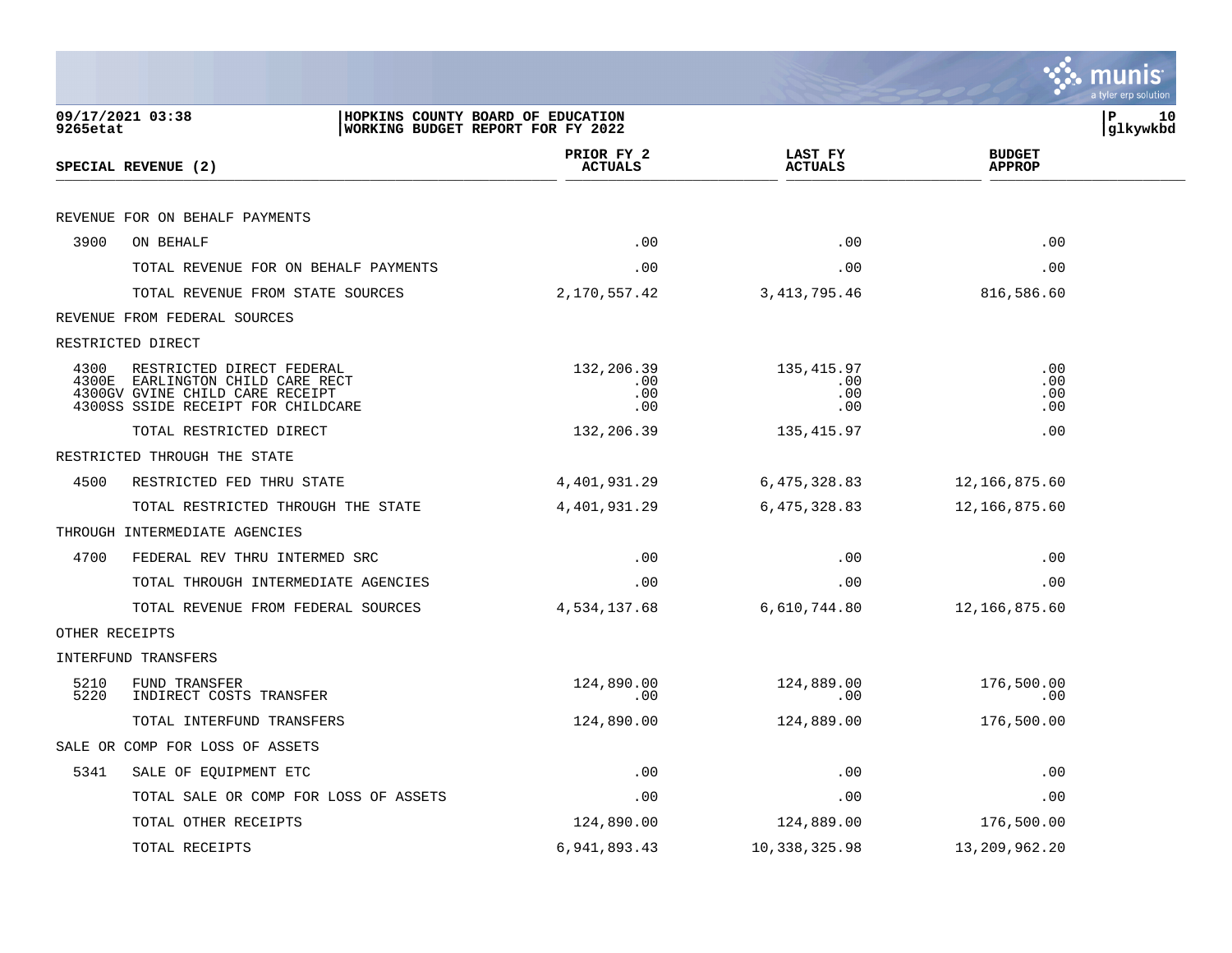09/17/2021 03:38 — HOPKINS COUNTY BOARD OF EDUCATION
9265etat — WORKING BUDGET REPORT FOR FY 2022 — P 10 glkywkbd

| SPECIAL REVENUE (2) | | PRIOR FY 2 ACTUALS | LAST FY ACTUALS | BUDGET APPROP |
|---|---|---|---|---|
| REVENUE FOR ON BEHALF PAYMENTS | | | | |
| 3900 | ON BEHALF | .00 | .00 | .00 |
| | TOTAL REVENUE FOR ON BEHALF PAYMENTS | .00 | .00 | .00 |
| | TOTAL REVENUE FROM STATE SOURCES | 2,170,557.42 | 3,413,795.46 | 816,586.60 |
| REVENUE FROM FEDERAL SOURCES | | | | |
| RESTRICTED DIRECT | | | | |
| 4300 | RESTRICTED DIRECT FEDERAL | 132,206.39 | 135,415.97 | .00 |
| 4300E | EARLINGTON CHILD CARE RECT | .00 | .00 | .00 |
| 4300GV | GVINE CHILD CARE RECEIPT | .00 | .00 | .00 |
| 4300SS | SSIDE RECEIPT FOR CHILDCARE | .00 | .00 | .00 |
| | TOTAL RESTRICTED DIRECT | 132,206.39 | 135,415.97 | .00 |
| RESTRICTED THROUGH THE STATE | | | | |
| 4500 | RESTRICTED FED THRU STATE | 4,401,931.29 | 6,475,328.83 | 12,166,875.60 |
| | TOTAL RESTRICTED THROUGH THE STATE | 4,401,931.29 | 6,475,328.83 | 12,166,875.60 |
| THROUGH INTERMEDIATE AGENCIES | | | | |
| 4700 | FEDERAL REV THRU INTERMED SRC | .00 | .00 | .00 |
| | TOTAL THROUGH INTERMEDIATE AGENCIES | .00 | .00 | .00 |
| | TOTAL REVENUE FROM FEDERAL SOURCES | 4,534,137.68 | 6,610,744.80 | 12,166,875.60 |
| OTHER RECEIPTS | | | | |
| INTERFUND TRANSFERS | | | | |
| 5210 | FUND TRANSFER | 124,890.00 | 124,889.00 | 176,500.00 |
| 5220 | INDIRECT COSTS TRANSFER | .00 | .00 | .00 |
| | TOTAL INTERFUND TRANSFERS | 124,890.00 | 124,889.00 | 176,500.00 |
| SALE OR COMP FOR LOSS OF ASSETS | | | | |
| 5341 | SALE OF EQUIPMENT ETC | .00 | .00 | .00 |
| | TOTAL SALE OR COMP FOR LOSS OF ASSETS | .00 | .00 | .00 |
| | TOTAL OTHER RECEIPTS | 124,890.00 | 124,889.00 | 176,500.00 |
| | TOTAL RECEIPTS | 6,941,893.43 | 10,338,325.98 | 13,209,962.20 |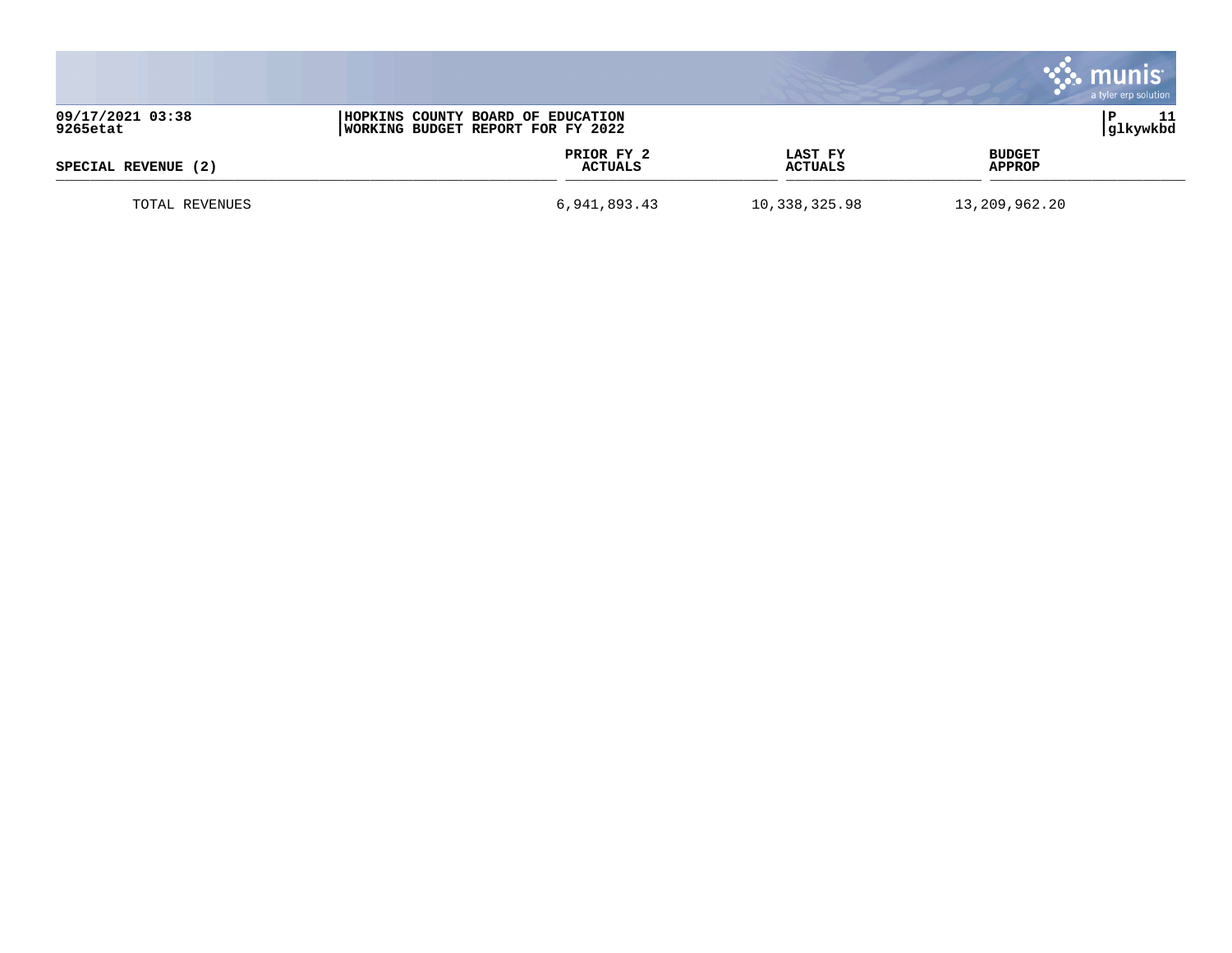| SPECIAL REVENUE (2) | PRIOR FY 2 ACTUALS | LAST FY ACTUALS | BUDGET APPROP |
| --- | --- | --- | --- |
| TOTAL REVENUES | 6,941,893.43 | 10,338,325.98 | 13,209,962.20 |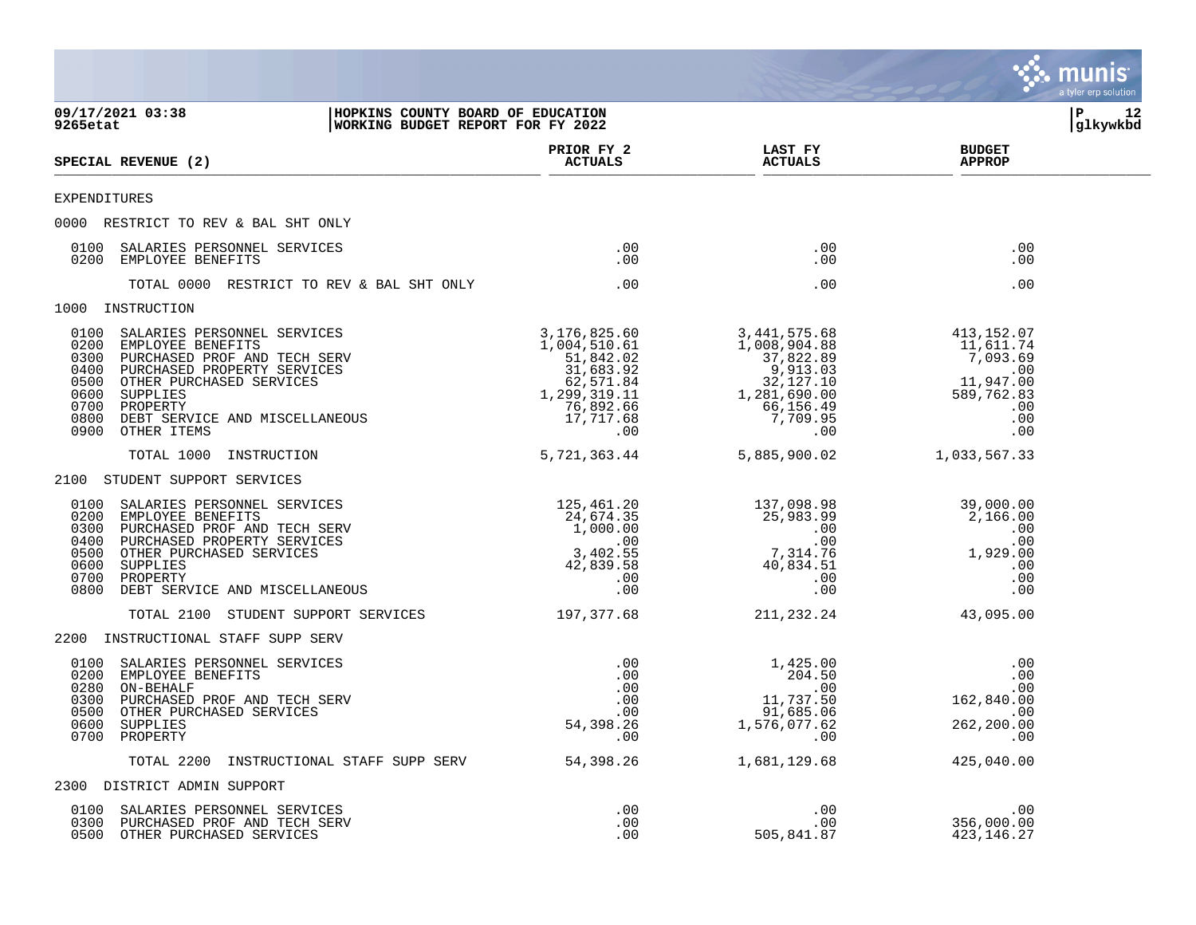09/17/2021 03:38 | HOPKINS COUNTY BOARD OF EDUCATION
9265etat | WORKING BUDGET REPORT FOR FY 2022

| SPECIAL REVENUE (2) | PRIOR FY 2 ACTUALS | LAST FY ACTUALS | BUDGET APPROP |
|---|---|---|---|
| **EXPENDITURES** | | | |
| **0000 RESTRICT TO REV & BAL SHT ONLY** | | | |
| 0100 SALARIES PERSONNEL SERVICES | .00 | .00 | .00 |
| 0200 EMPLOYEE BENEFITS | .00 | .00 | .00 |
| TOTAL 0000 RESTRICT TO REV & BAL SHT ONLY | .00 | .00 | .00 |
| **1000 INSTRUCTION** | | | |
| 0100 SALARIES PERSONNEL SERVICES | 3,176,825.60 | 3,441,575.68 | 413,152.07 |
| 0200 EMPLOYEE BENEFITS | 1,004,510.61 | 1,008,904.88 | 11,611.74 |
| 0300 PURCHASED PROF AND TECH SERV | 51,842.02 | 37,822.89 | 7,093.69 |
| 0400 PURCHASED PROPERTY SERVICES | 31,683.92 | 9,913.03 | .00 |
| 0500 OTHER PURCHASED SERVICES | 62,571.84 | 32,127.10 | 11,947.00 |
| 0600 SUPPLIES | 1,299,319.11 | 1,281,690.00 | 589,762.83 |
| 0700 PROPERTY | 76,892.66 | 66,156.49 | .00 |
| 0800 DEBT SERVICE AND MISCELLANEOUS | 17,717.68 | 7,709.95 | .00 |
| 0900 OTHER ITEMS | .00 | .00 | .00 |
| TOTAL 1000 INSTRUCTION | 5,721,363.44 | 5,885,900.02 | 1,033,567.33 |
| **2100 STUDENT SUPPORT SERVICES** | | | |
| 0100 SALARIES PERSONNEL SERVICES | 125,461.20 | 137,098.98 | 39,000.00 |
| 0200 EMPLOYEE BENEFITS | 24,674.35 | 25,983.99 | 2,166.00 |
| 0300 PURCHASED PROF AND TECH SERV | 1,000.00 | .00 | .00 |
| 0400 PURCHASED PROPERTY SERVICES | .00 | .00 | .00 |
| 0500 OTHER PURCHASED SERVICES | 3,402.55 | 7,314.76 | 1,929.00 |
| 0600 SUPPLIES | 42,839.58 | 40,834.51 | .00 |
| 0700 PROPERTY | .00 | .00 | .00 |
| 0800 DEBT SERVICE AND MISCELLANEOUS | .00 | .00 | .00 |
| TOTAL 2100 STUDENT SUPPORT SERVICES | 197,377.68 | 211,232.24 | 43,095.00 |
| **2200 INSTRUCTIONAL STAFF SUPP SERV** | | | |
| 0100 SALARIES PERSONNEL SERVICES | .00 | 1,425.00 | .00 |
| 0200 EMPLOYEE BENEFITS | .00 | 204.50 | .00 |
| 0280 ON-BEHALF | .00 | .00 | .00 |
| 0300 PURCHASED PROF AND TECH SERV | .00 | 11,737.50 | 162,840.00 |
| 0500 OTHER PURCHASED SERVICES | .00 | 91,685.06 | .00 |
| 0600 SUPPLIES | 54,398.26 | 1,576,077.62 | 262,200.00 |
| 0700 PROPERTY | .00 | .00 | .00 |
| TOTAL 2200 INSTRUCTIONAL STAFF SUPP SERV | 54,398.26 | 1,681,129.68 | 425,040.00 |
| **2300 DISTRICT ADMIN SUPPORT** | | | |
| 0100 SALARIES PERSONNEL SERVICES | .00 | .00 | .00 |
| 0300 PURCHASED PROF AND TECH SERV | .00 | .00 | 356,000.00 |
| 0500 OTHER PURCHASED SERVICES | .00 | 505,841.87 | 423,146.27 |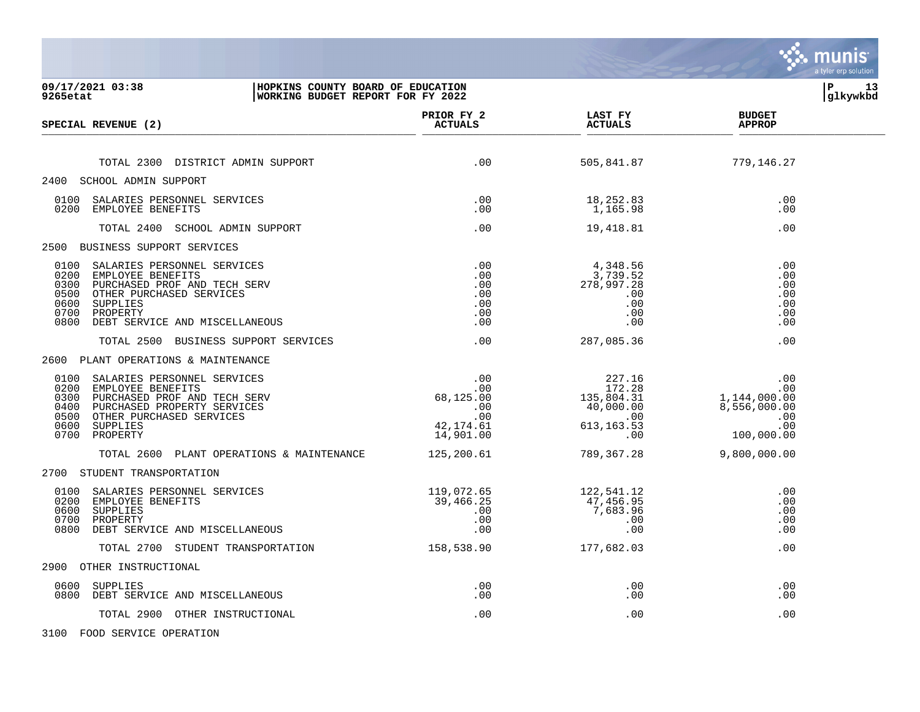HOPKINS COUNTY BOARD OF EDUCATION
WORKING BUDGET REPORT FOR FY 2022

09/17/2021 03:38
9265etat

| SPECIAL REVENUE (2) | PRIOR FY 2 ACTUALS | LAST FY ACTUALS | BUDGET APPROP |
|---|---|---|---|
| TOTAL 2300 DISTRICT ADMIN SUPPORT | .00 | 505,841.87 | 779,146.27 |
| **2400 SCHOOL ADMIN SUPPORT** | | | |
| 0100 SALARIES PERSONNEL SERVICES | .00 | 18,252.83 | .00 |
| 0200 EMPLOYEE BENEFITS | .00 | 1,165.98 | .00 |
| TOTAL 2400 SCHOOL ADMIN SUPPORT | .00 | 19,418.81 | .00 |
| **2500 BUSINESS SUPPORT SERVICES** | | | |
| 0100 SALARIES PERSONNEL SERVICES | .00 | 4,348.56 | .00 |
| 0200 EMPLOYEE BENEFITS | .00 | 3,739.52 | .00 |
| 0300 PURCHASED PROF AND TECH SERV | .00 | 278,997.28 | .00 |
| 0500 OTHER PURCHASED SERVICES | .00 | .00 | .00 |
| 0600 SUPPLIES | .00 | .00 | .00 |
| 0700 PROPERTY | .00 | .00 | .00 |
| 0800 DEBT SERVICE AND MISCELLANEOUS | .00 | .00 | .00 |
| TOTAL 2500 BUSINESS SUPPORT SERVICES | .00 | 287,085.36 | .00 |
| **2600 PLANT OPERATIONS & MAINTENANCE** | | | |
| 0100 SALARIES PERSONNEL SERVICES | .00 | 227.16 | .00 |
| 0200 EMPLOYEE BENEFITS | .00 | 172.28 | .00 |
| 0300 PURCHASED PROF AND TECH SERV | 68,125.00 | 135,804.31 | 1,144,000.00 |
| 0400 PURCHASED PROPERTY SERVICES | .00 | 40,000.00 | 8,556,000.00 |
| 0500 OTHER PURCHASED SERVICES | .00 | .00 | .00 |
| 0600 SUPPLIES | 42,174.61 | 613,163.53 | .00 |
| 0700 PROPERTY | 14,901.00 | .00 | 100,000.00 |
| TOTAL 2600 PLANT OPERATIONS & MAINTENANCE | 125,200.61 | 789,367.28 | 9,800,000.00 |
| **2700 STUDENT TRANSPORTATION** | | | |
| 0100 SALARIES PERSONNEL SERVICES | 119,072.65 | 122,541.12 | .00 |
| 0200 EMPLOYEE BENEFITS | 39,466.25 | 47,456.95 | .00 |
| 0600 SUPPLIES | .00 | 7,683.96 | .00 |
| 0700 PROPERTY | .00 | .00 | .00 |
| 0800 DEBT SERVICE AND MISCELLANEOUS | .00 | .00 | .00 |
| TOTAL 2700 STUDENT TRANSPORTATION | 158,538.90 | 177,682.03 | .00 |
| **2900 OTHER INSTRUCTIONAL** | | | |
| 0600 SUPPLIES | .00 | .00 | .00 |
| 0800 DEBT SERVICE AND MISCELLANEOUS | .00 | .00 | .00 |
| TOTAL 2900 OTHER INSTRUCTIONAL | .00 | .00 | .00 |
| **3100 FOOD SERVICE OPERATION** | | | |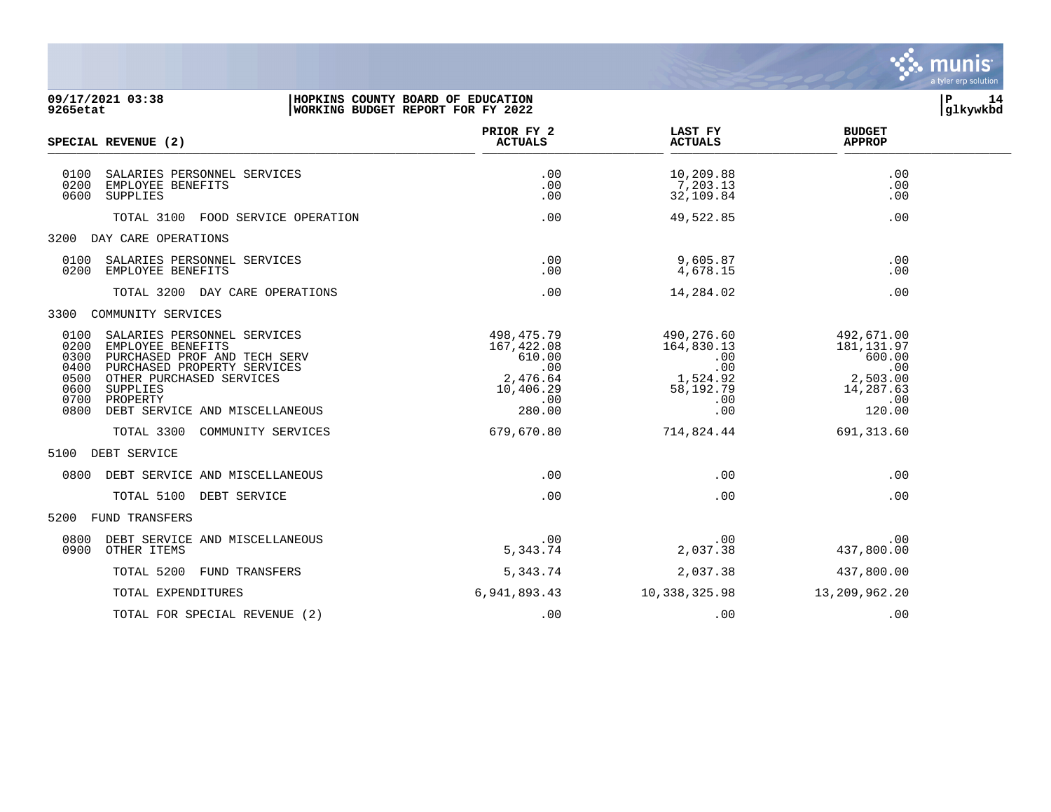09/17/2021 03:38 | HOPKINS COUNTY BOARD OF EDUCATION | P 14
9265etat | WORKING BUDGET REPORT FOR FY 2022 | glkywkbd

| SPECIAL REVENUE (2) | PRIOR FY 2 ACTUALS | LAST FY ACTUALS | BUDGET APPROP |
|---|---|---|---|
| 0100 SALARIES PERSONNEL SERVICES | .00 | 10,209.88 | .00 |
| 0200 EMPLOYEE BENEFITS | .00 | 7,203.13 | .00 |
| 0600 SUPPLIES | .00 | 32,109.84 | .00 |
| TOTAL 3100 FOOD SERVICE OPERATION | .00 | 49,522.85 | .00 |
| 3200 DAY CARE OPERATIONS | | | |
| 0100 SALARIES PERSONNEL SERVICES | .00 | 9,605.87 | .00 |
| 0200 EMPLOYEE BENEFITS | .00 | 4,678.15 | .00 |
| TOTAL 3200 DAY CARE OPERATIONS | .00 | 14,284.02 | .00 |
| 3300 COMMUNITY SERVICES | | | |
| 0100 SALARIES PERSONNEL SERVICES | 498,475.79 | 490,276.60 | 492,671.00 |
| 0200 EMPLOYEE BENEFITS | 167,422.08 | 164,830.13 | 181,131.97 |
| 0300 PURCHASED PROF AND TECH SERV | 610.00 | .00 | 600.00 |
| 0400 PURCHASED PROPERTY SERVICES | .00 | .00 | .00 |
| 0500 OTHER PURCHASED SERVICES | 2,476.64 | 1,524.92 | 2,503.00 |
| 0600 SUPPLIES | 10,406.29 | 58,192.79 | 14,287.63 |
| 0700 PROPERTY | .00 | .00 | .00 |
| 0800 DEBT SERVICE AND MISCELLANEOUS | 280.00 | .00 | 120.00 |
| TOTAL 3300 COMMUNITY SERVICES | 679,670.80 | 714,824.44 | 691,313.60 |
| 5100 DEBT SERVICE | | | |
| 0800 DEBT SERVICE AND MISCELLANEOUS | .00 | .00 | .00 |
| TOTAL 5100 DEBT SERVICE | .00 | .00 | .00 |
| 5200 FUND TRANSFERS | | | |
| 0800 DEBT SERVICE AND MISCELLANEOUS | .00 | .00 | .00 |
| 0900 OTHER ITEMS | 5,343.74 | 2,037.38 | 437,800.00 |
| TOTAL 5200 FUND TRANSFERS | 5,343.74 | 2,037.38 | 437,800.00 |
| TOTAL EXPENDITURES | 6,941,893.43 | 10,338,325.98 | 13,209,962.20 |
| TOTAL FOR SPECIAL REVENUE (2) | .00 | .00 | .00 |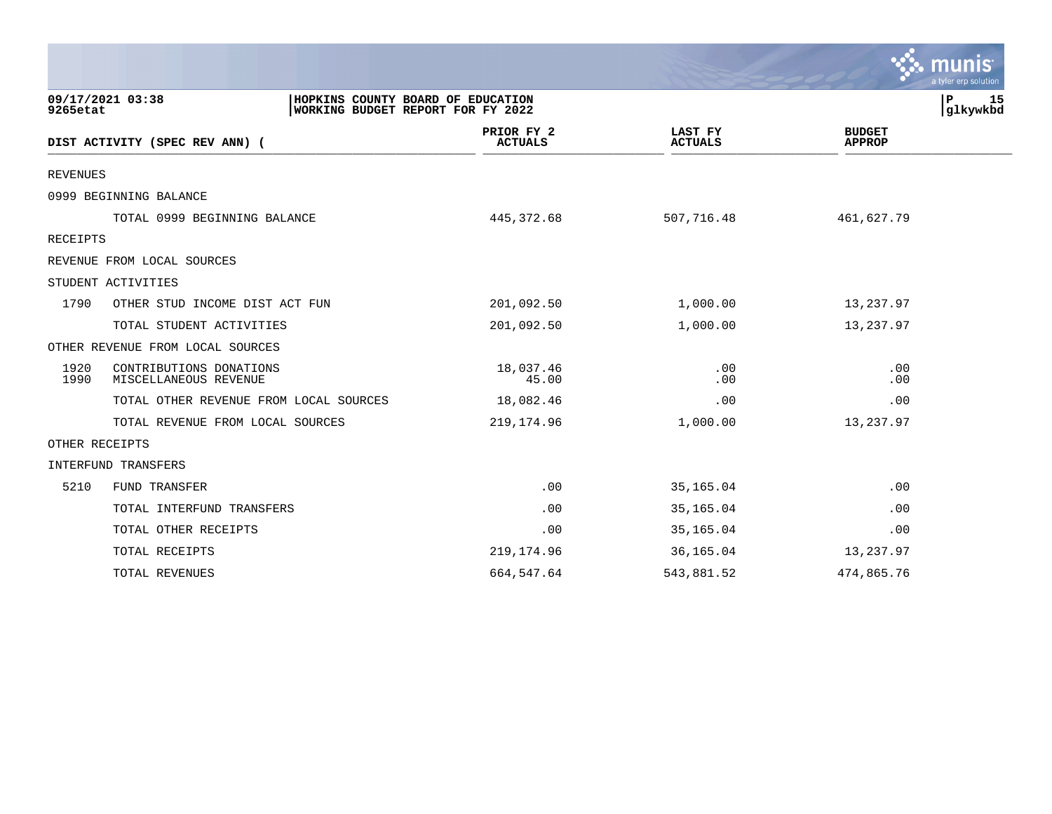HOPKINS COUNTY BOARD OF EDUCATION
WORKING BUDGET REPORT FOR FY 2022

09/17/2021 03:38
9265etat

| DIST ACTIVITY (SPEC REV ANN) ( | | PRIOR FY 2 ACTUALS | LAST FY ACTUALS | BUDGET APPROP |
|---|---|---|---|---|
| REVENUES | | | | |
| 0999 BEGINNING BALANCE | | | | |
| | TOTAL 0999 BEGINNING BALANCE | 445,372.68 | 507,716.48 | 461,627.79 |
| RECEIPTS | | | | |
| REVENUE FROM LOCAL SOURCES | | | | |
| STUDENT ACTIVITIES | | | | |
| 1790 | OTHER STUD INCOME DIST ACT FUN | 201,092.50 | 1,000.00 | 13,237.97 |
| | TOTAL STUDENT ACTIVITIES | 201,092.50 | 1,000.00 | 13,237.97 |
| OTHER REVENUE FROM LOCAL SOURCES | | | | |
| 1920 | CONTRIBUTIONS DONATIONS | 18,037.46 | .00 | .00 |
| 1990 | MISCELLANEOUS REVENUE | 45.00 | .00 | .00 |
| | TOTAL OTHER REVENUE FROM LOCAL SOURCES | 18,082.46 | .00 | .00 |
| | TOTAL REVENUE FROM LOCAL SOURCES | 219,174.96 | 1,000.00 | 13,237.97 |
| OTHER RECEIPTS | | | | |
| INTERFUND TRANSFERS | | | | |
| 5210 | FUND TRANSFER | .00 | 35,165.04 | .00 |
| | TOTAL INTERFUND TRANSFERS | .00 | 35,165.04 | .00 |
| | TOTAL OTHER RECEIPTS | .00 | 35,165.04 | .00 |
| | TOTAL RECEIPTS | 219,174.96 | 36,165.04 | 13,237.97 |
| | TOTAL REVENUES | 664,547.64 | 543,881.52 | 474,865.76 |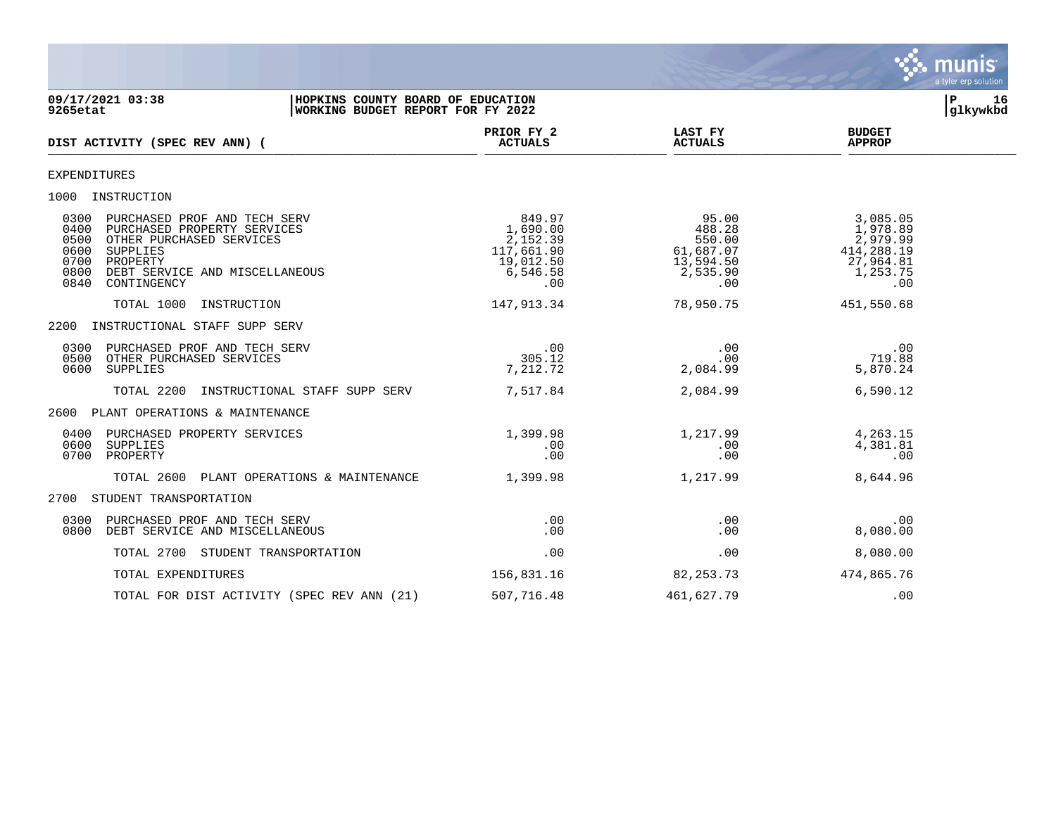**09/17/2021 03:38**
**9265etat**

**HOPKINS COUNTY BOARD OF EDUCATION**
**WORKING BUDGET REPORT FOR FY 2022**

**P 16**
**glkywkbd**

| DIST ACTIVITY (SPEC REV ANN) ( | PRIOR FY 2 ACTUALS | LAST FY ACTUALS | BUDGET APPROP |
|---|---|---|---|
| EXPENDITURES | | | |
| 1000 INSTRUCTION | | | |
| 0300 PURCHASED PROF AND TECH SERV | 849.97 | 95.00 | 3,085.05 |
| 0400 PURCHASED PROPERTY SERVICES | 1,690.00 | 488.28 | 1,978.89 |
| 0500 OTHER PURCHASED SERVICES | 2,152.39 | 550.00 | 2,979.99 |
| 0600 SUPPLIES | 117,661.90 | 61,687.07 | 414,288.19 |
| 0700 PROPERTY | 19,012.50 | 13,594.50 | 27,964.81 |
| 0800 DEBT SERVICE AND MISCELLANEOUS | 6,546.58 | 2,535.90 | 1,253.75 |
| 0840 CONTINGENCY | .00 | .00 | .00 |
| TOTAL 1000 INSTRUCTION | 147,913.34 | 78,950.75 | 451,550.68 |
| 2200 INSTRUCTIONAL STAFF SUPP SERV | | | |
| 0300 PURCHASED PROF AND TECH SERV | .00 | .00 | .00 |
| 0500 OTHER PURCHASED SERVICES | 305.12 | .00 | 719.88 |
| 0600 SUPPLIES | 7,212.72 | 2,084.99 | 5,870.24 |
| TOTAL 2200 INSTRUCTIONAL STAFF SUPP SERV | 7,517.84 | 2,084.99 | 6,590.12 |
| 2600 PLANT OPERATIONS & MAINTENANCE | | | |
| 0400 PURCHASED PROPERTY SERVICES | 1,399.98 | 1,217.99 | 4,263.15 |
| 0600 SUPPLIES | .00 | .00 | 4,381.81 |
| 0700 PROPERTY | .00 | .00 | .00 |
| TOTAL 2600 PLANT OPERATIONS & MAINTENANCE | 1,399.98 | 1,217.99 | 8,644.96 |
| 2700 STUDENT TRANSPORTATION | | | |
| 0300 PURCHASED PROF AND TECH SERV | .00 | .00 | .00 |
| 0800 DEBT SERVICE AND MISCELLANEOUS | .00 | .00 | 8,080.00 |
| TOTAL 2700 STUDENT TRANSPORTATION | .00 | .00 | 8,080.00 |
| TOTAL EXPENDITURES | 156,831.16 | 82,253.73 | 474,865.76 |
| TOTAL FOR DIST ACTIVITY (SPEC REV ANN (21) | 507,716.48 | 461,627.79 | .00 |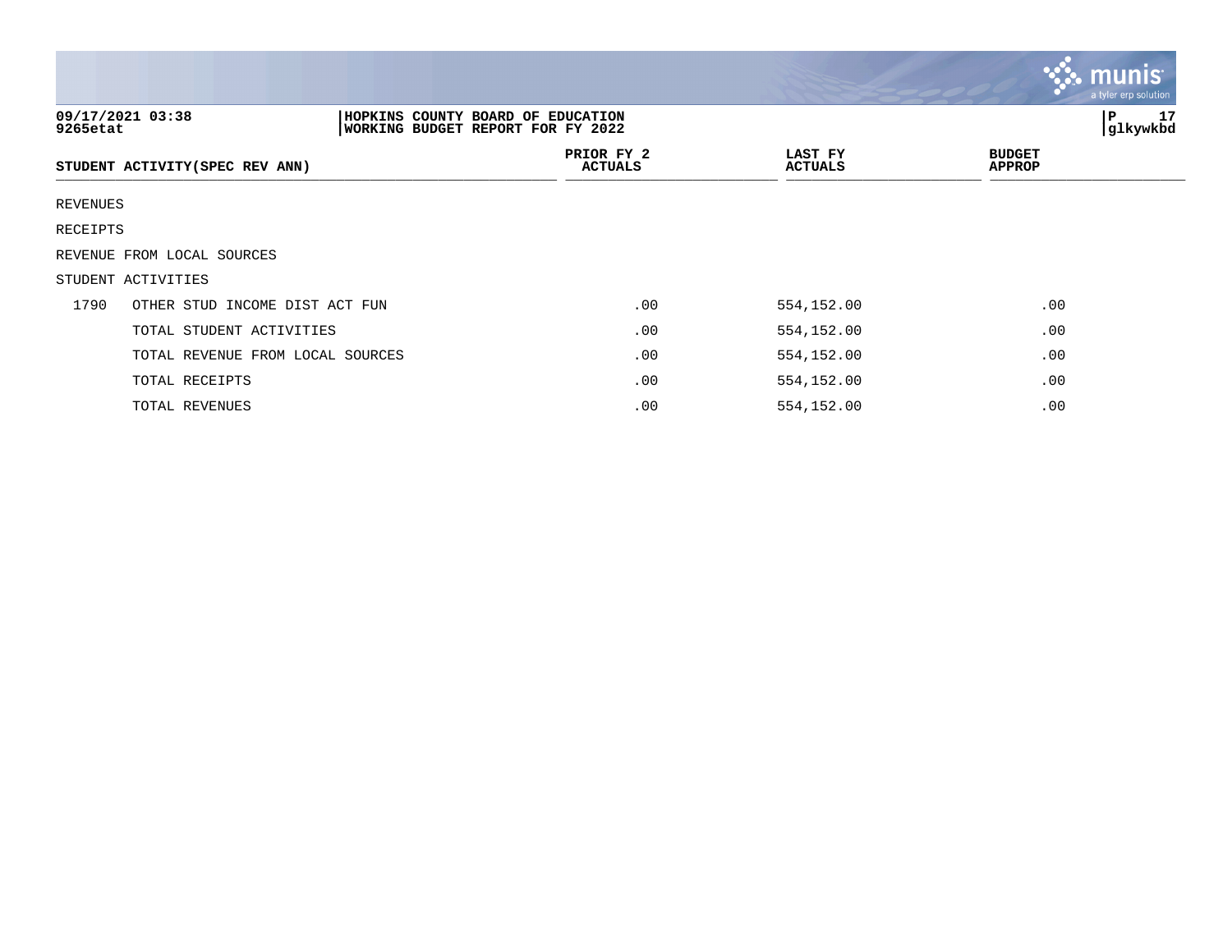HOPKINS COUNTY BOARD OF EDUCATION
WORKING BUDGET REPORT FOR FY 2022

09/17/2021 03:38
9265etat

| STUDENT ACTIVITY(SPEC REV ANN) | | PRIOR FY 2 ACTUALS | LAST FY ACTUALS | BUDGET APPROP |
|---|---|---|---|---|
| REVENUES | | | | |
| RECEIPTS | | | | |
| REVENUE FROM LOCAL SOURCES | | | | |
| STUDENT ACTIVITIES | | | | |
| 1790 | OTHER STUD INCOME DIST ACT FUN | .00 | 554,152.00 | .00 |
| | TOTAL STUDENT ACTIVITIES | .00 | 554,152.00 | .00 |
| | TOTAL REVENUE FROM LOCAL SOURCES | .00 | 554,152.00 | .00 |
| | TOTAL RECEIPTS | .00 | 554,152.00 | .00 |
| | TOTAL REVENUES | .00 | 554,152.00 | .00 |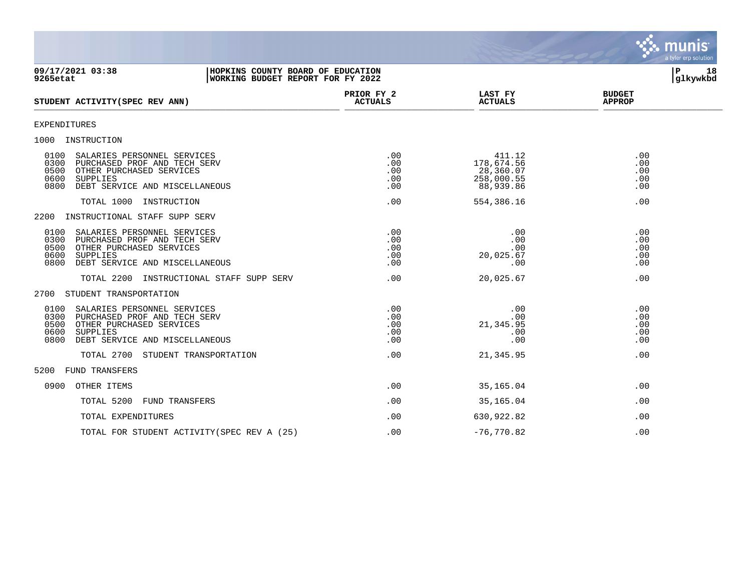| STUDENT ACTIVITY(SPEC REV ANN) | PRIOR FY 2 ACTUALS | LAST FY ACTUALS | BUDGET APPROP |
|---|---|---|---|
| **EXPENDITURES** | | | |
| **1000 INSTRUCTION** | | | |
| 0100 SALARIES PERSONNEL SERVICES | .00 | 411.12 | .00 |
| 0300 PURCHASED PROF AND TECH SERV | .00 | 178,674.56 | .00 |
| 0500 OTHER PURCHASED SERVICES | .00 | 28,360.07 | .00 |
| 0600 SUPPLIES | .00 | 258,000.55 | .00 |
| 0800 DEBT SERVICE AND MISCELLANEOUS | .00 | 88,939.86 | .00 |
| TOTAL 1000 INSTRUCTION | .00 | 554,386.16 | .00 |
| **2200 INSTRUCTIONAL STAFF SUPP SERV** | | | |
| 0100 SALARIES PERSONNEL SERVICES | .00 | .00 | .00 |
| 0300 PURCHASED PROF AND TECH SERV | .00 | .00 | .00 |
| 0500 OTHER PURCHASED SERVICES | .00 | .00 | .00 |
| 0600 SUPPLIES | .00 | 20,025.67 | .00 |
| 0800 DEBT SERVICE AND MISCELLANEOUS | .00 | .00 | .00 |
| TOTAL 2200 INSTRUCTIONAL STAFF SUPP SERV | .00 | 20,025.67 | .00 |
| **2700 STUDENT TRANSPORTATION** | | | |
| 0100 SALARIES PERSONNEL SERVICES | .00 | .00 | .00 |
| 0300 PURCHASED PROF AND TECH SERV | .00 | .00 | .00 |
| 0500 OTHER PURCHASED SERVICES | .00 | 21,345.95 | .00 |
| 0600 SUPPLIES | .00 | .00 | .00 |
| 0800 DEBT SERVICE AND MISCELLANEOUS | .00 | .00 | .00 |
| TOTAL 2700 STUDENT TRANSPORTATION | .00 | 21,345.95 | .00 |
| **5200 FUND TRANSFERS** | | | |
| 0900 OTHER ITEMS | .00 | 35,165.04 | .00 |
| TOTAL 5200 FUND TRANSFERS | .00 | 35,165.04 | .00 |
| TOTAL EXPENDITURES | .00 | 630,922.82 | .00 |
| TOTAL FOR STUDENT ACTIVITY(SPEC REV A (25) | .00 | -76,770.82 | .00 |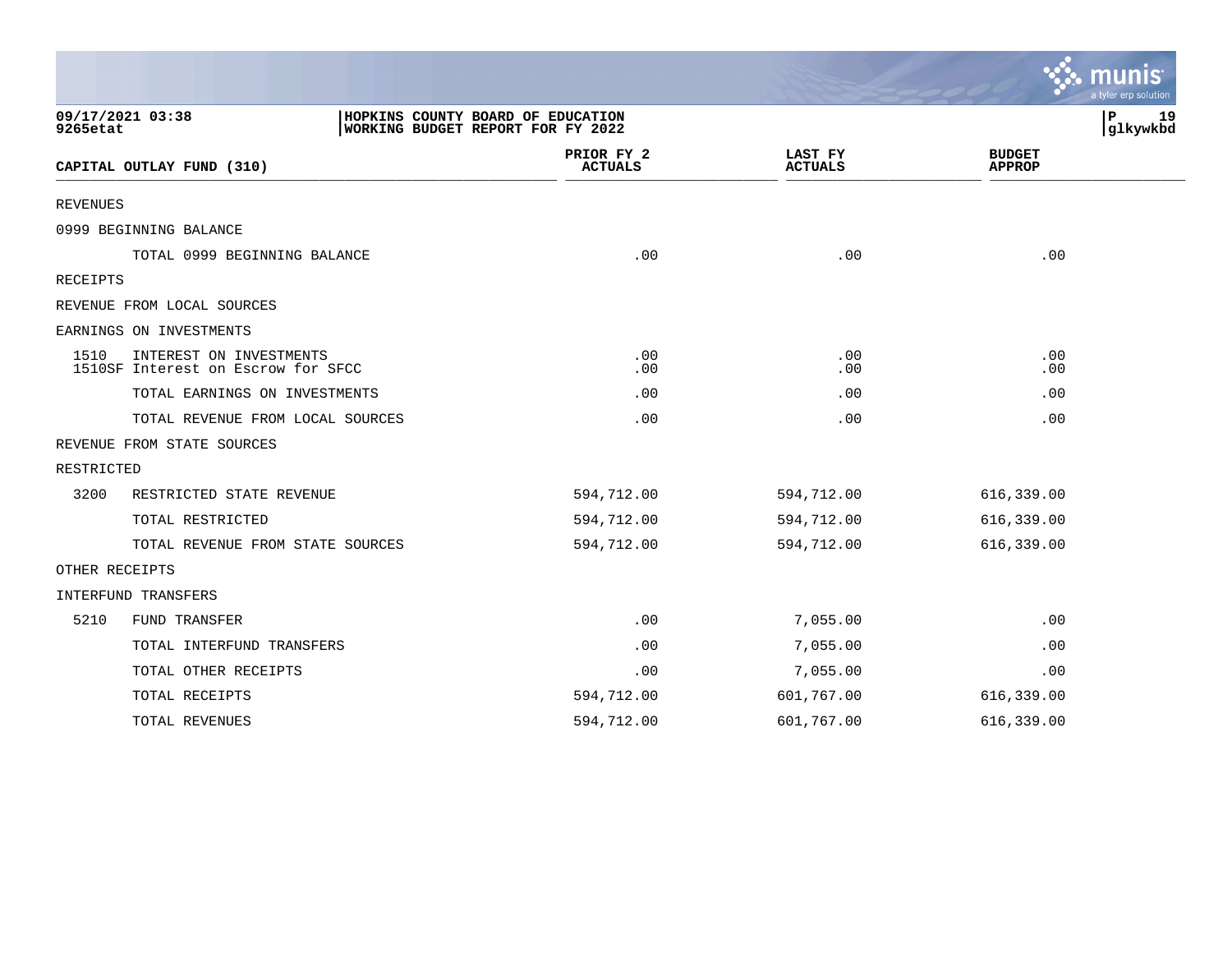**09/17/2021 03:38** | **HOPKINS COUNTY BOARD OF EDUCATION**
**9265etat** | **WORKING BUDGET REPORT FOR FY 2022**

| CAPITAL OUTLAY FUND (310) | PRIOR FY 2 ACTUALS | LAST FY ACTUALS | BUDGET APPROP |
|---|---|---|---|
| REVENUES | | | |
| 0999 BEGINNING BALANCE | | | |
| TOTAL 0999 BEGINNING BALANCE | .00 | .00 | .00 |
| RECEIPTS | | | |
| REVENUE FROM LOCAL SOURCES | | | |
| EARNINGS ON INVESTMENTS | | | |
| 1510 INTEREST ON INVESTMENTS | .00 | .00 | .00 |
| 1510SF Interest on Escrow for SFCC | .00 | .00 | .00 |
| TOTAL EARNINGS ON INVESTMENTS | .00 | .00 | .00 |
| TOTAL REVENUE FROM LOCAL SOURCES | .00 | .00 | .00 |
| REVENUE FROM STATE SOURCES | | | |
| RESTRICTED | | | |
| 3200 RESTRICTED STATE REVENUE | 594,712.00 | 594,712.00 | 616,339.00 |
| TOTAL RESTRICTED | 594,712.00 | 594,712.00 | 616,339.00 |
| TOTAL REVENUE FROM STATE SOURCES | 594,712.00 | 594,712.00 | 616,339.00 |
| OTHER RECEIPTS | | | |
| INTERFUND TRANSFERS | | | |
| 5210 FUND TRANSFER | .00 | 7,055.00 | .00 |
| TOTAL INTERFUND TRANSFERS | .00 | 7,055.00 | .00 |
| TOTAL OTHER RECEIPTS | .00 | 7,055.00 | .00 |
| TOTAL RECEIPTS | 594,712.00 | 601,767.00 | 616,339.00 |
| TOTAL REVENUES | 594,712.00 | 601,767.00 | 616,339.00 |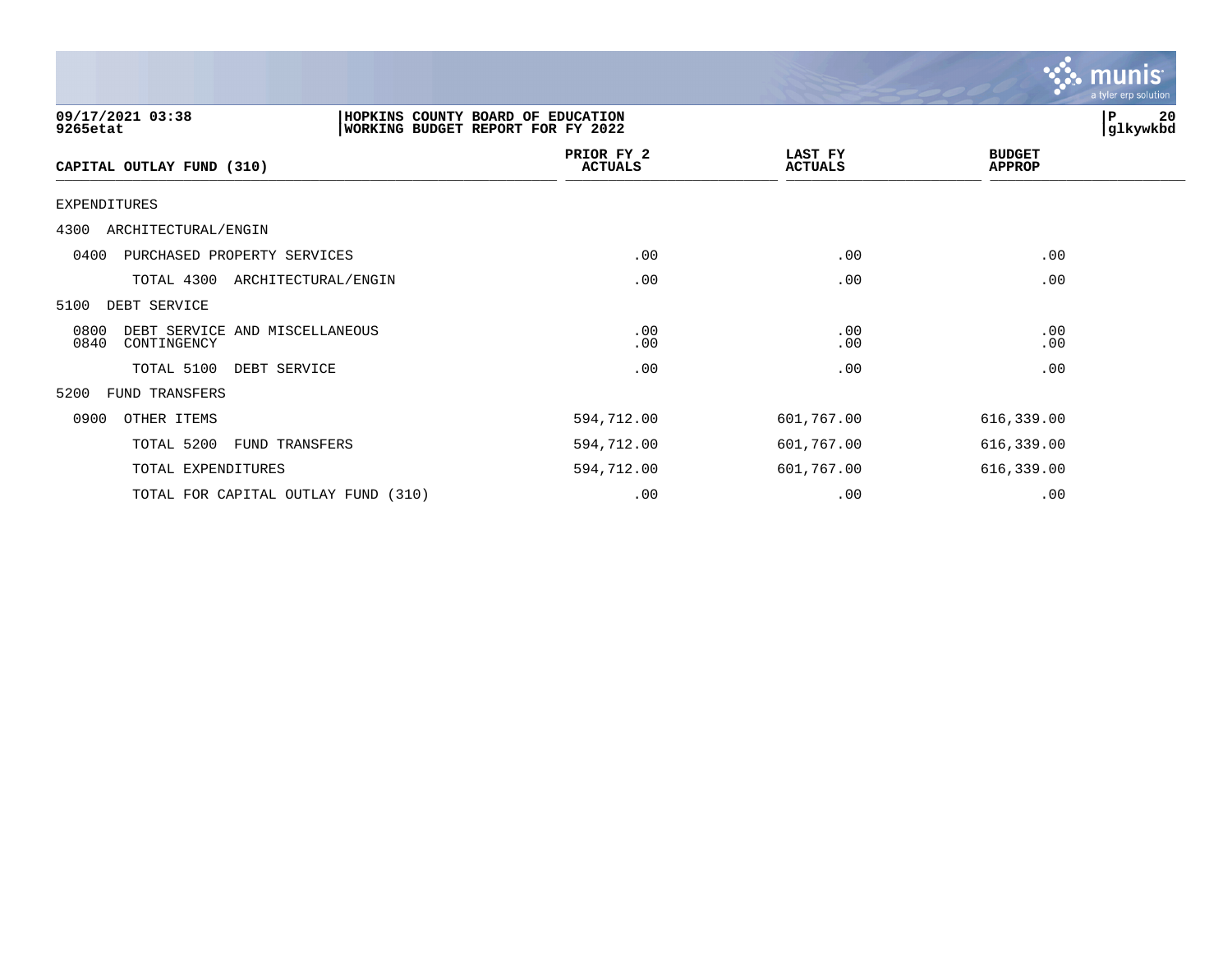09/17/2021 03:38 | HOPKINS COUNTY BOARD OF EDUCATION | P 20
9265etat | WORKING BUDGET REPORT FOR FY 2022 | glkywkbd

| CAPITAL OUTLAY FUND (310) | PRIOR FY 2 ACTUALS | LAST FY ACTUALS | BUDGET APPROP |
|---|---|---|---|
| EXPENDITURES | | | |
| 4300 ARCHITECTURAL/ENGIN | | | |
| 0400 PURCHASED PROPERTY SERVICES | .00 | .00 | .00 |
| TOTAL 4300 ARCHITECTURAL/ENGIN | .00 | .00 | .00 |
| 5100 DEBT SERVICE | | | |
| 0800 DEBT SERVICE AND MISCELLANEOUS | .00 | .00 | .00 |
| 0840 CONTINGENCY | .00 | .00 | .00 |
| TOTAL 5100 DEBT SERVICE | .00 | .00 | .00 |
| 5200 FUND TRANSFERS | | | |
| 0900 OTHER ITEMS | 594,712.00 | 601,767.00 | 616,339.00 |
| TOTAL 5200 FUND TRANSFERS | 594,712.00 | 601,767.00 | 616,339.00 |
| TOTAL EXPENDITURES | 594,712.00 | 601,767.00 | 616,339.00 |
| TOTAL FOR CAPITAL OUTLAY FUND (310) | .00 | .00 | .00 |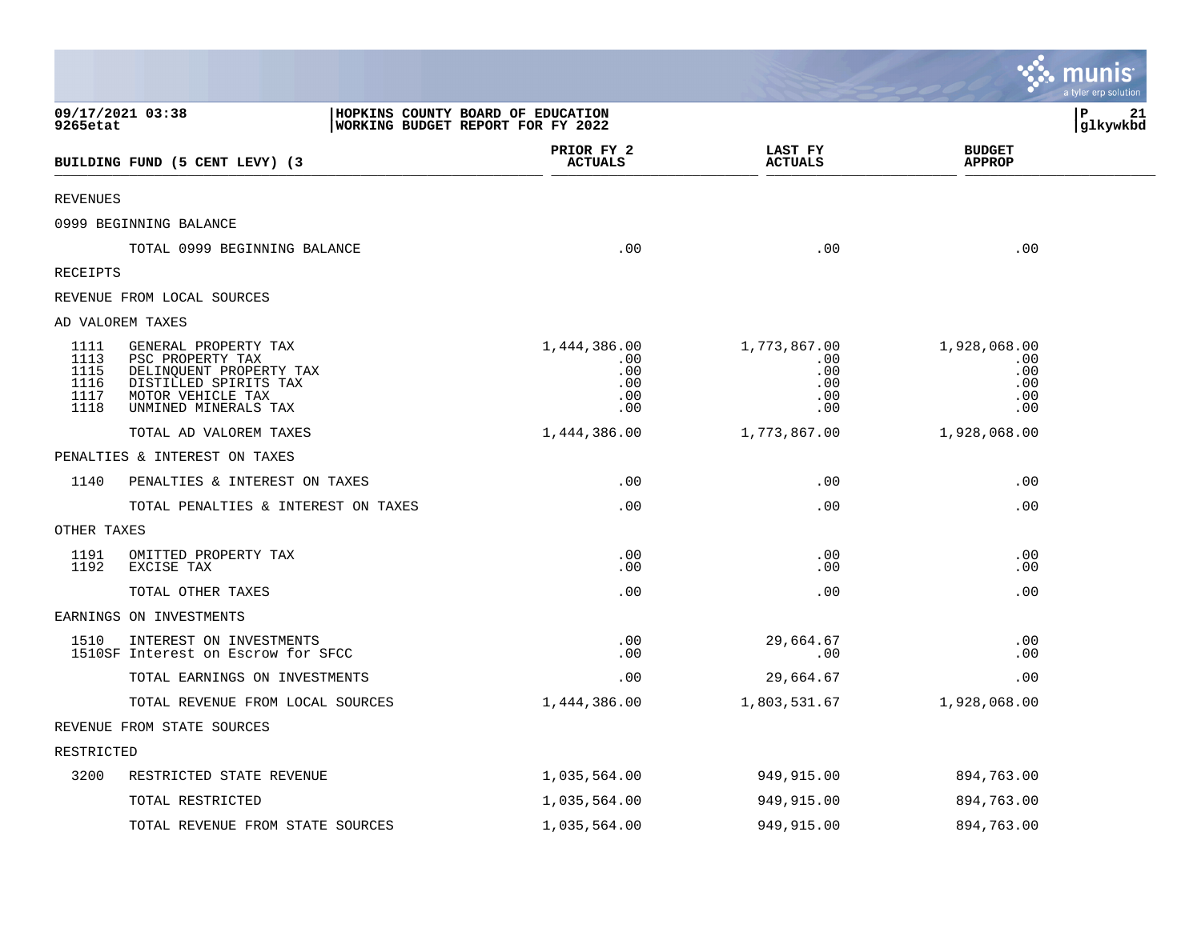HOPKINS COUNTY BOARD OF EDUCATION
WORKING BUDGET REPORT FOR FY 2022

09/17/2021 03:38
9265etat

| BUILDING FUND (5 CENT LEVY) (3 | | PRIOR FY 2 ACTUALS | LAST FY ACTUALS | BUDGET APPROP |
|---|---|---|---|---|
| REVENUES | | | | |
| 0999 BEGINNING BALANCE | | | | |
| | TOTAL 0999 BEGINNING BALANCE | .00 | .00 | .00 |
| RECEIPTS | | | | |
| REVENUE FROM LOCAL SOURCES | | | | |
| AD VALOREM TAXES | | | | |
| 1111 | GENERAL PROPERTY TAX | 1,444,386.00 | 1,773,867.00 | 1,928,068.00 |
| 1113 | PSC PROPERTY TAX | .00 | .00 | .00 |
| 1115 | DELINQUENT PROPERTY TAX | .00 | .00 | .00 |
| 1116 | DISTILLED SPIRITS TAX | .00 | .00 | .00 |
| 1117 | MOTOR VEHICLE TAX | .00 | .00 | .00 |
| 1118 | UNMINED MINERALS TAX | .00 | .00 | .00 |
| | TOTAL AD VALOREM TAXES | 1,444,386.00 | 1,773,867.00 | 1,928,068.00 |
| PENALTIES & INTEREST ON TAXES | | | | |
| 1140 | PENALTIES & INTEREST ON TAXES | .00 | .00 | .00 |
| | TOTAL PENALTIES & INTEREST ON TAXES | .00 | .00 | .00 |
| OTHER TAXES | | | | |
| 1191 | OMITTED PROPERTY TAX | .00 | .00 | .00 |
| 1192 | EXCISE TAX | .00 | .00 | .00 |
| | TOTAL OTHER TAXES | .00 | .00 | .00 |
| EARNINGS ON INVESTMENTS | | | | |
| 1510 | INTEREST ON INVESTMENTS | .00 | 29,664.67 | .00 |
| 1510SF | Interest on Escrow for SFCC | .00 | .00 | .00 |
| | TOTAL EARNINGS ON INVESTMENTS | .00 | 29,664.67 | .00 |
| | TOTAL REVENUE FROM LOCAL SOURCES | 1,444,386.00 | 1,803,531.67 | 1,928,068.00 |
| REVENUE FROM STATE SOURCES | | | | |
| RESTRICTED | | | | |
| 3200 | RESTRICTED STATE REVENUE | 1,035,564.00 | 949,915.00 | 894,763.00 |
| | TOTAL RESTRICTED | 1,035,564.00 | 949,915.00 | 894,763.00 |
| | TOTAL REVENUE FROM STATE SOURCES | 1,035,564.00 | 949,915.00 | 894,763.00 |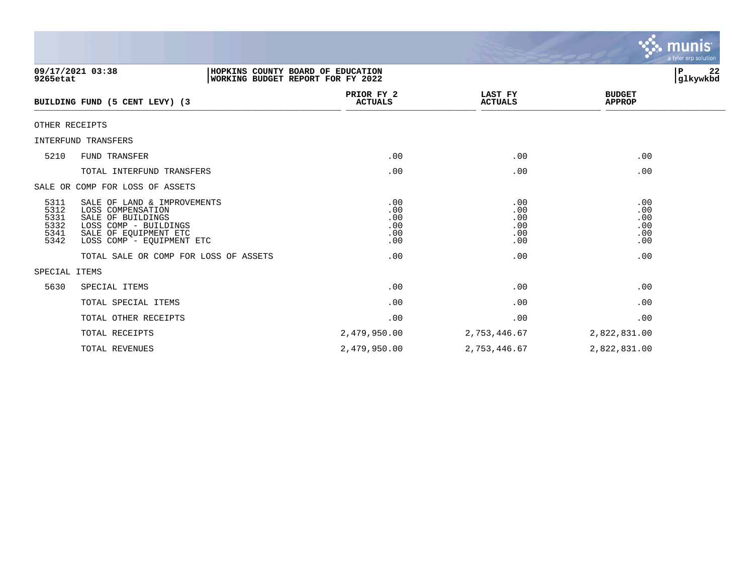09/17/2021 03:38 | HOPKINS COUNTY BOARD OF EDUCATION
9265etat | WORKING BUDGET REPORT FOR FY 2022

| BUILDING FUND (5 CENT LEVY) (3 | | PRIOR FY 2 ACTUALS | LAST FY ACTUALS | BUDGET APPROP |
|---|---|---|---|---|
| OTHER RECEIPTS | | | | |
| INTERFUND TRANSFERS | | | | |
| 5210 | FUND TRANSFER | .00 | .00 | .00 |
| | TOTAL INTERFUND TRANSFERS | .00 | .00 | .00 |
| SALE OR COMP FOR LOSS OF ASSETS | | | | |
| 5311 | SALE OF LAND & IMPROVEMENTS | .00 | .00 | .00 |
| 5312 | LOSS COMPENSATION | .00 | .00 | .00 |
| 5331 | SALE OF BUILDINGS | .00 | .00 | .00 |
| 5332 | LOSS COMP - BUILDINGS | .00 | .00 | .00 |
| 5341 | SALE OF EQUIPMENT ETC | .00 | .00 | .00 |
| 5342 | LOSS COMP - EQUIPMENT ETC | .00 | .00 | .00 |
| | TOTAL SALE OR COMP FOR LOSS OF ASSETS | .00 | .00 | .00 |
| SPECIAL ITEMS | | | | |
| 5630 | SPECIAL ITEMS | .00 | .00 | .00 |
| | TOTAL SPECIAL ITEMS | .00 | .00 | .00 |
| | TOTAL OTHER RECEIPTS | .00 | .00 | .00 |
| | TOTAL RECEIPTS | 2,479,950.00 | 2,753,446.67 | 2,822,831.00 |
| | TOTAL REVENUES | 2,479,950.00 | 2,753,446.67 | 2,822,831.00 |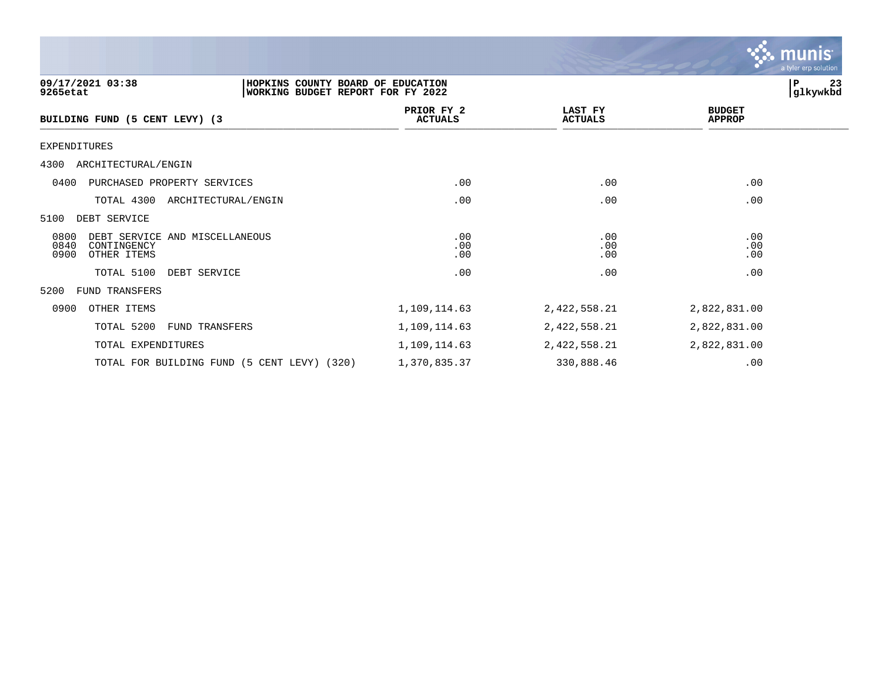09/17/2021 03:38 | HOPKINS COUNTY BOARD OF EDUCATION
9265etat | WORKING BUDGET REPORT FOR FY 2022

| BUILDING FUND (5 CENT LEVY) (3 | PRIOR FY 2 ACTUALS | LAST FY ACTUALS | BUDGET APPROP |
|---|---|---|---|
| EXPENDITURES | | | |
| 4300 ARCHITECTURAL/ENGIN | | | |
| 0400 PURCHASED PROPERTY SERVICES | .00 | .00 | .00 |
| TOTAL 4300 ARCHITECTURAL/ENGIN | .00 | .00 | .00 |
| 5100 DEBT SERVICE | | | |
| 0800 DEBT SERVICE AND MISCELLANEOUS | .00 | .00 | .00 |
| 0840 CONTINGENCY | .00 | .00 | .00 |
| 0900 OTHER ITEMS | .00 | .00 | .00 |
| TOTAL 5100 DEBT SERVICE | .00 | .00 | .00 |
| 5200 FUND TRANSFERS | | | |
| 0900 OTHER ITEMS | 1,109,114.63 | 2,422,558.21 | 2,822,831.00 |
| TOTAL 5200 FUND TRANSFERS | 1,109,114.63 | 2,422,558.21 | 2,822,831.00 |
| TOTAL EXPENDITURES | 1,109,114.63 | 2,422,558.21 | 2,822,831.00 |
| TOTAL FOR BUILDING FUND (5 CENT LEVY) (320) | 1,370,835.37 | 330,888.46 | .00 |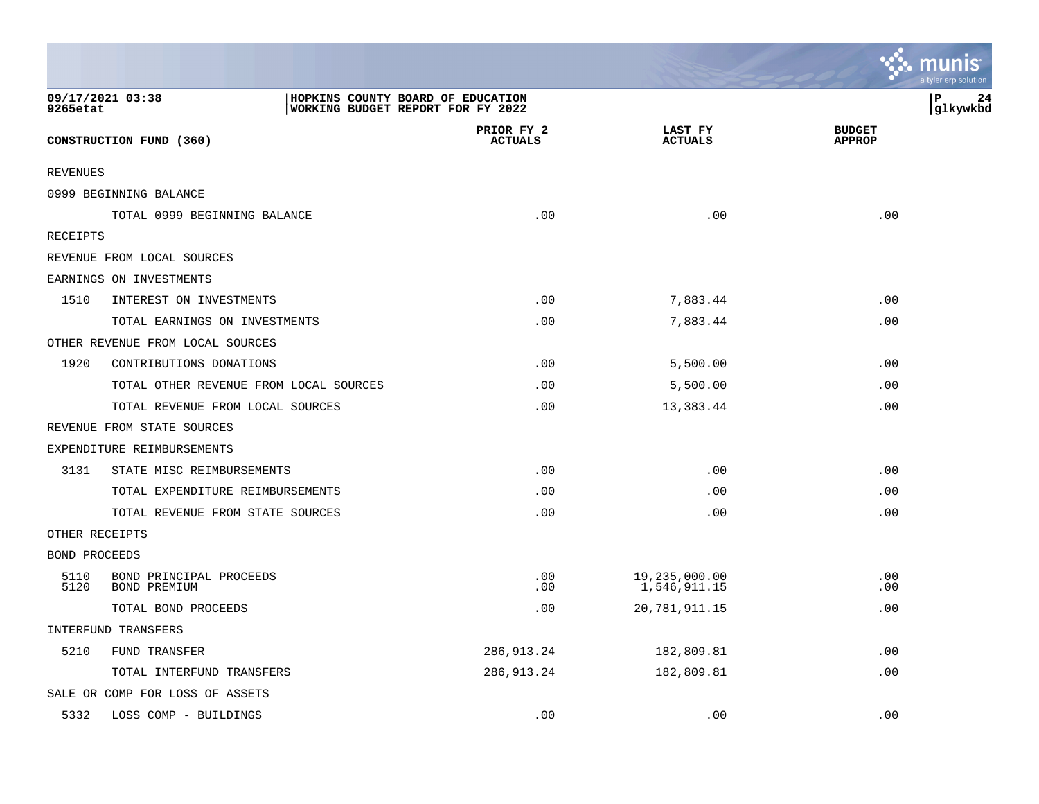HOPKINS COUNTY BOARD OF EDUCATION
WORKING BUDGET REPORT FOR FY 2022

09/17/2021 03:38
9265etat

| CONSTRUCTION FUND (360) | | PRIOR FY 2 ACTUALS | LAST FY ACTUALS | BUDGET APPROP |
|---|---|---|---|---|
| REVENUES | | | | |
| 0999 BEGINNING BALANCE | | | | |
| | TOTAL 0999 BEGINNING BALANCE | .00 | .00 | .00 |
| RECEIPTS | | | | |
| REVENUE FROM LOCAL SOURCES | | | | |
| EARNINGS ON INVESTMENTS | | | | |
| 1510 | INTEREST ON INVESTMENTS | .00 | 7,883.44 | .00 |
| | TOTAL EARNINGS ON INVESTMENTS | .00 | 7,883.44 | .00 |
| OTHER REVENUE FROM LOCAL SOURCES | | | | |
| 1920 | CONTRIBUTIONS DONATIONS | .00 | 5,500.00 | .00 |
| | TOTAL OTHER REVENUE FROM LOCAL SOURCES | .00 | 5,500.00 | .00 |
| | TOTAL REVENUE FROM LOCAL SOURCES | .00 | 13,383.44 | .00 |
| REVENUE FROM STATE SOURCES | | | | |
| EXPENDITURE REIMBURSEMENTS | | | | |
| 3131 | STATE MISC REIMBURSEMENTS | .00 | .00 | .00 |
| | TOTAL EXPENDITURE REIMBURSEMENTS | .00 | .00 | .00 |
| | TOTAL REVENUE FROM STATE SOURCES | .00 | .00 | .00 |
| OTHER RECEIPTS | | | | |
| BOND PROCEEDS | | | | |
| 5110 | BOND PRINCIPAL PROCEEDS | .00 | 19,235,000.00 | .00 |
| 5120 | BOND PREMIUM | .00 | 1,546,911.15 | .00 |
| | TOTAL BOND PROCEEDS | .00 | 20,781,911.15 | .00 |
| INTERFUND TRANSFERS | | | | |
| 5210 | FUND TRANSFER | 286,913.24 | 182,809.81 | .00 |
| | TOTAL INTERFUND TRANSFERS | 286,913.24 | 182,809.81 | .00 |
| SALE OR COMP FOR LOSS OF ASSETS | | | | |
| 5332 | LOSS COMP - BUILDINGS | .00 | .00 | .00 |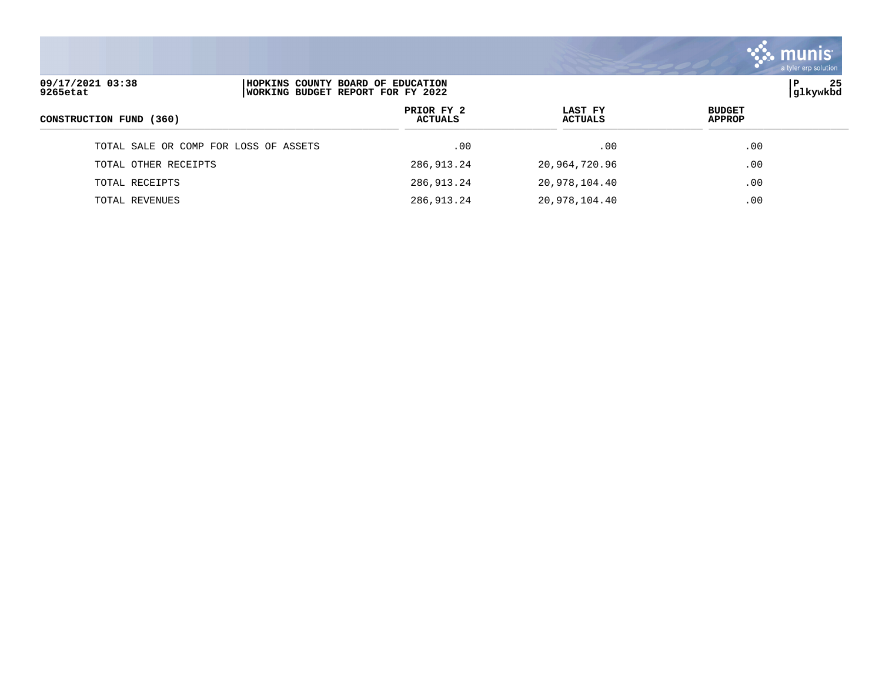| CONSTRUCTION FUND (360) | PRIOR FY 2 ACTUALS | LAST FY ACTUALS | BUDGET APPROP |
|---|---|---|---|
| TOTAL SALE OR COMP FOR LOSS OF ASSETS | .00 | .00 | .00 |
| TOTAL OTHER RECEIPTS | 286,913.24 | 20,964,720.96 | .00 |
| TOTAL RECEIPTS | 286,913.24 | 20,978,104.40 | .00 |
| TOTAL REVENUES | 286,913.24 | 20,978,104.40 | .00 |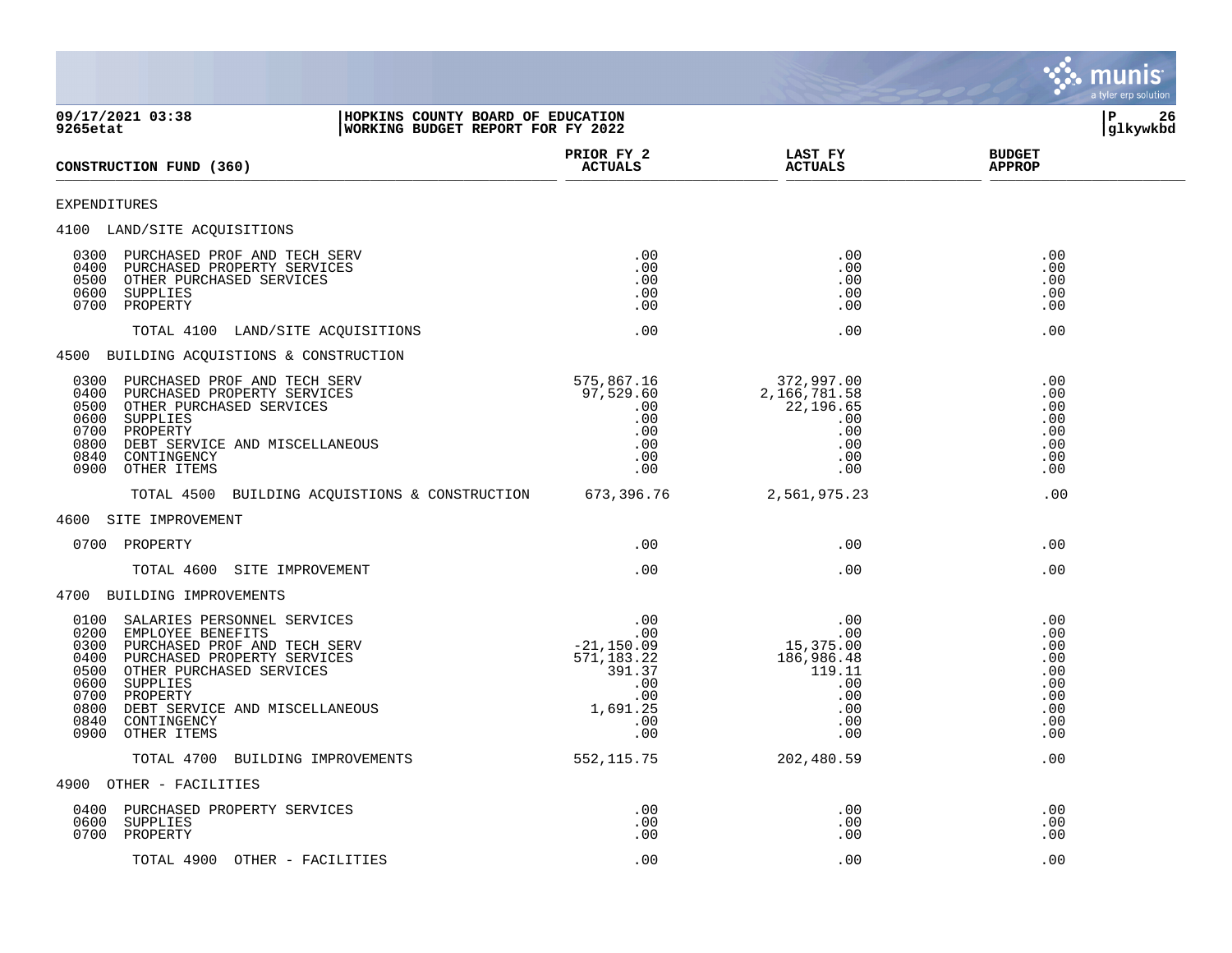**09/17/2021 03:38**
**9265etat**

**HOPKINS COUNTY BOARD OF EDUCATION**
**WORKING BUDGET REPORT FOR FY 2022**

**P 26**
**glkywkbd**

| CONSTRUCTION FUND (360) | PRIOR FY 2 ACTUALS | LAST FY ACTUALS | BUDGET APPROP |
|---|---|---|---|
| EXPENDITURES | | | |
| 4100 LAND/SITE ACQUISITIONS | | | |
| 0300 PURCHASED PROF AND TECH SERV | .00 | .00 | .00 |
| 0400 PURCHASED PROPERTY SERVICES | .00 | .00 | .00 |
| 0500 OTHER PURCHASED SERVICES | .00 | .00 | .00 |
| 0600 SUPPLIES | .00 | .00 | .00 |
| 0700 PROPERTY | .00 | .00 | .00 |
| TOTAL 4100 LAND/SITE ACQUISITIONS | .00 | .00 | .00 |
| 4500 BUILDING ACQUISTIONS & CONSTRUCTION | | | |
| 0300 PURCHASED PROF AND TECH SERV | 575,867.16 | 372,997.00 | .00 |
| 0400 PURCHASED PROPERTY SERVICES | 97,529.60 | 2,166,781.58 | .00 |
| 0500 OTHER PURCHASED SERVICES | .00 | 22,196.65 | .00 |
| 0600 SUPPLIES | .00 | .00 | .00 |
| 0700 PROPERTY | .00 | .00 | .00 |
| 0800 DEBT SERVICE AND MISCELLANEOUS | .00 | .00 | .00 |
| 0840 CONTINGENCY | .00 | .00 | .00 |
| 0900 OTHER ITEMS | .00 | .00 | .00 |
| TOTAL 4500 BUILDING ACQUISTIONS & CONSTRUCTION | 673,396.76 | 2,561,975.23 | .00 |
| 4600 SITE IMPROVEMENT | | | |
| 0700 PROPERTY | .00 | .00 | .00 |
| TOTAL 4600 SITE IMPROVEMENT | .00 | .00 | .00 |
| 4700 BUILDING IMPROVEMENTS | | | |
| 0100 SALARIES PERSONNEL SERVICES | .00 | .00 | .00 |
| 0200 EMPLOYEE BENEFITS | .00 | .00 | .00 |
| 0300 PURCHASED PROF AND TECH SERV | -21,150.09 | 15,375.00 | .00 |
| 0400 PURCHASED PROPERTY SERVICES | 571,183.22 | 186,986.48 | .00 |
| 0500 OTHER PURCHASED SERVICES | 391.37 | 119.11 | .00 |
| 0600 SUPPLIES | .00 | .00 | .00 |
| 0700 PROPERTY | .00 | .00 | .00 |
| 0800 DEBT SERVICE AND MISCELLANEOUS | 1,691.25 | .00 | .00 |
| 0840 CONTINGENCY | .00 | .00 | .00 |
| 0900 OTHER ITEMS | .00 | .00 | .00 |
| TOTAL 4700 BUILDING IMPROVEMENTS | 552,115.75 | 202,480.59 | .00 |
| 4900 OTHER - FACILITIES | | | |
| 0400 PURCHASED PROPERTY SERVICES | .00 | .00 | .00 |
| 0600 SUPPLIES | .00 | .00 | .00 |
| 0700 PROPERTY | .00 | .00 | .00 |
| TOTAL 4900 OTHER - FACILITIES | .00 | .00 | .00 |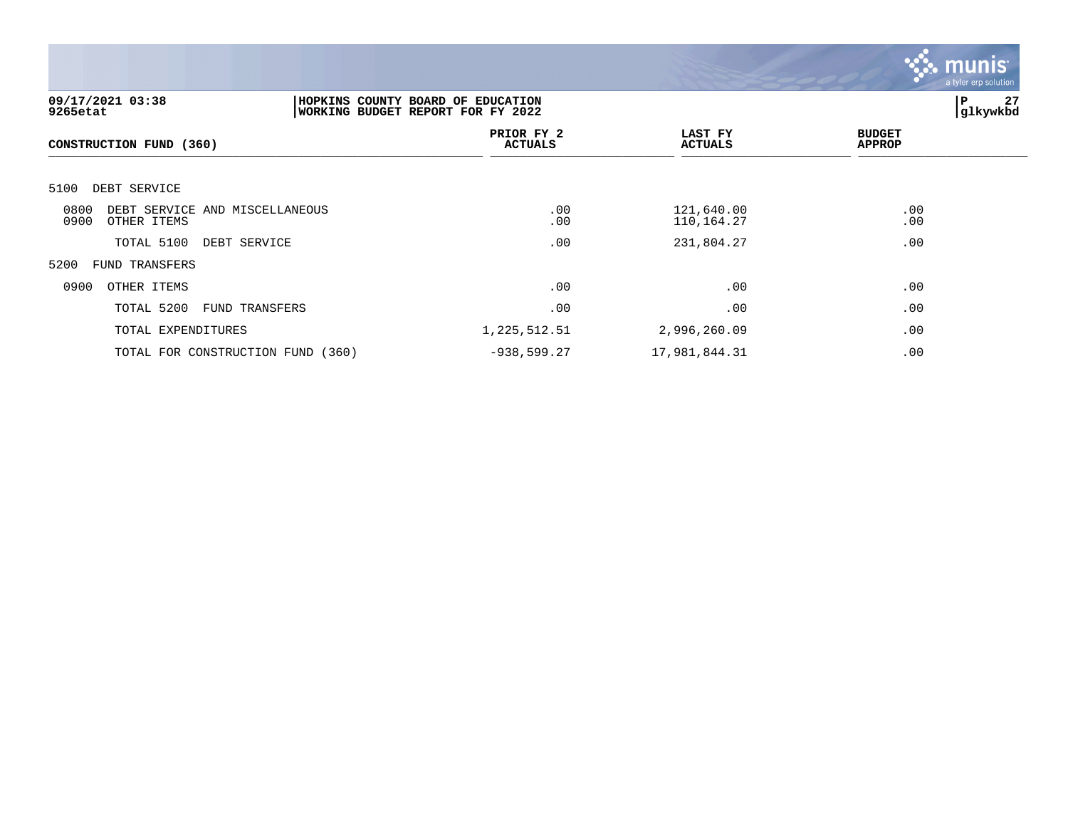09/17/2021 03:38 | HOPKINS COUNTY BOARD OF EDUCATION
9265etat | WORKING BUDGET REPORT FOR FY 2022

| CONSTRUCTION FUND (360) | PRIOR FY 2 ACTUALS | LAST FY ACTUALS | BUDGET APPROP |
|---|---|---|---|
| 5100 DEBT SERVICE | | | |
| 0800 DEBT SERVICE AND MISCELLANEOUS | .00 | 121,640.00 | .00 |
| 0900 OTHER ITEMS | .00 | 110,164.27 | .00 |
| TOTAL 5100 DEBT SERVICE | .00 | 231,804.27 | .00 |
| 5200 FUND TRANSFERS | | | |
| 0900 OTHER ITEMS | .00 | .00 | .00 |
| TOTAL 5200 FUND TRANSFERS | .00 | .00 | .00 |
| TOTAL EXPENDITURES | 1,225,512.51 | 2,996,260.09 | .00 |
| TOTAL FOR CONSTRUCTION FUND (360) | -938,599.27 | 17,981,844.31 | .00 |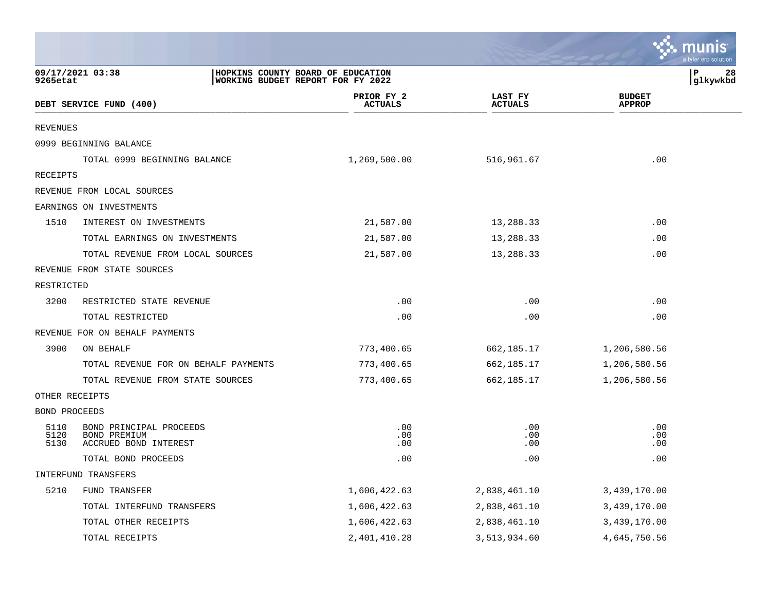09/17/2021 03:38
9265etat

HOPKINS COUNTY BOARD OF EDUCATION
WORKING BUDGET REPORT FOR FY 2022

P 28
glkywkbd

| DEBT SERVICE FUND (400) | | PRIOR FY 2 ACTUALS | LAST FY ACTUALS | BUDGET APPROP |
|---|---|---|---|---|
| REVENUES | | | | |
| 0999 BEGINNING BALANCE | | | | |
| | TOTAL 0999 BEGINNING BALANCE | 1,269,500.00 | 516,961.67 | .00 |
| RECEIPTS | | | | |
| REVENUE FROM LOCAL SOURCES | | | | |
| EARNINGS ON INVESTMENTS | | | | |
| 1510 | INTEREST ON INVESTMENTS | 21,587.00 | 13,288.33 | .00 |
| | TOTAL EARNINGS ON INVESTMENTS | 21,587.00 | 13,288.33 | .00 |
| | TOTAL REVENUE FROM LOCAL SOURCES | 21,587.00 | 13,288.33 | .00 |
| REVENUE FROM STATE SOURCES | | | | |
| RESTRICTED | | | | |
| 3200 | RESTRICTED STATE REVENUE | .00 | .00 | .00 |
| | TOTAL RESTRICTED | .00 | .00 | .00 |
| REVENUE FOR ON BEHALF PAYMENTS | | | | |
| 3900 | ON BEHALF | 773,400.65 | 662,185.17 | 1,206,580.56 |
| | TOTAL REVENUE FOR ON BEHALF PAYMENTS | 773,400.65 | 662,185.17 | 1,206,580.56 |
| | TOTAL REVENUE FROM STATE SOURCES | 773,400.65 | 662,185.17 | 1,206,580.56 |
| OTHER RECEIPTS | | | | |
| BOND PROCEEDS | | | | |
| 5110 | BOND PRINCIPAL PROCEEDS | .00 | .00 | .00 |
| 5120 | BOND PREMIUM | .00 | .00 | .00 |
| 5130 | ACCRUED BOND INTEREST | .00 | .00 | .00 |
| | TOTAL BOND PROCEEDS | .00 | .00 | .00 |
| INTERFUND TRANSFERS | | | | |
| 5210 | FUND TRANSFER | 1,606,422.63 | 2,838,461.10 | 3,439,170.00 |
| | TOTAL INTERFUND TRANSFERS | 1,606,422.63 | 2,838,461.10 | 3,439,170.00 |
| | TOTAL OTHER RECEIPTS | 1,606,422.63 | 2,838,461.10 | 3,439,170.00 |
| | TOTAL RECEIPTS | 2,401,410.28 | 3,513,934.60 | 4,645,750.56 |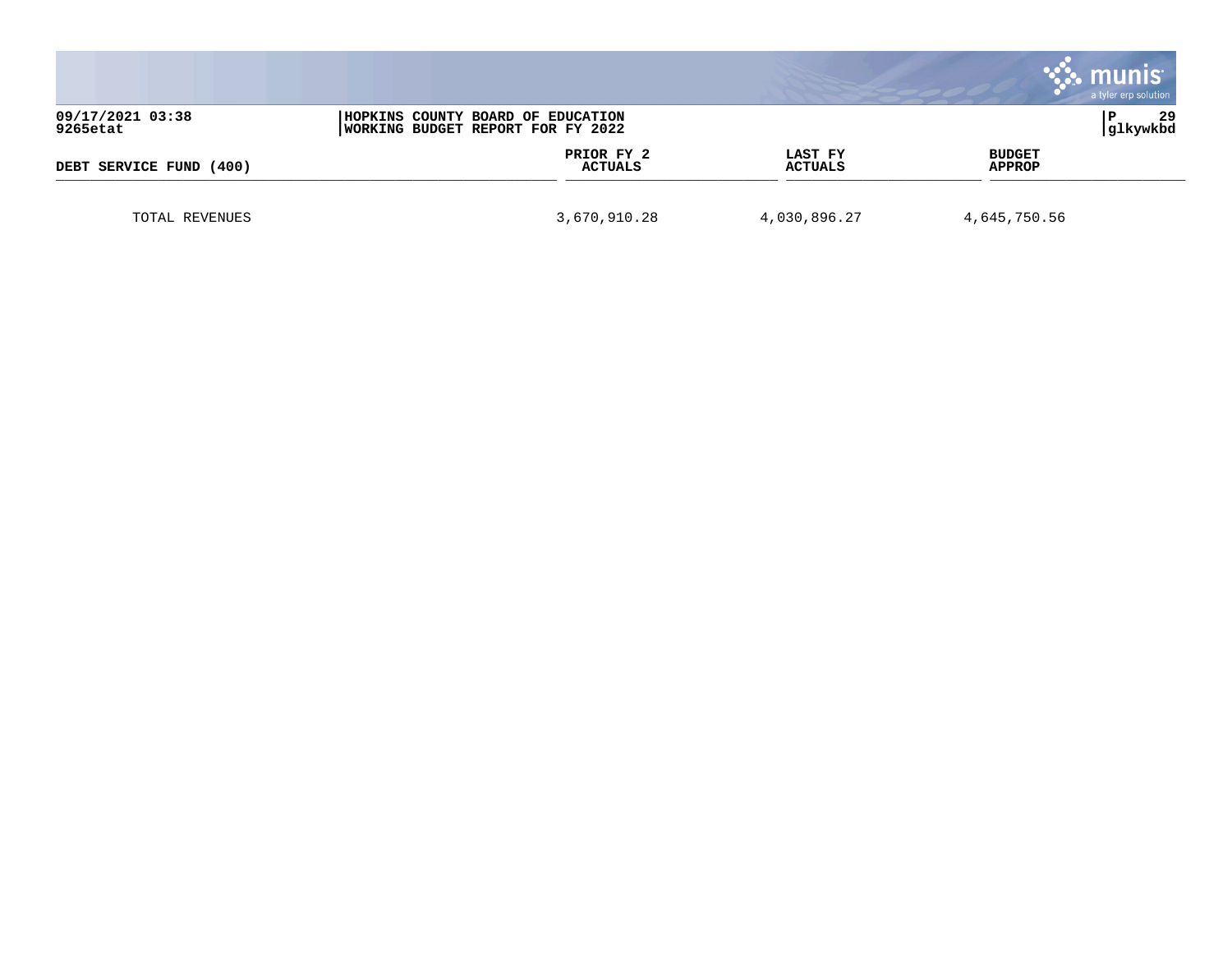| DEBT SERVICE FUND (400) | PRIOR FY 2 ACTUALS | LAST FY ACTUALS | BUDGET APPROP |
|---|---|---|---|
| TOTAL REVENUES | 3,670,910.28 | 4,030,896.27 | 4,645,750.56 |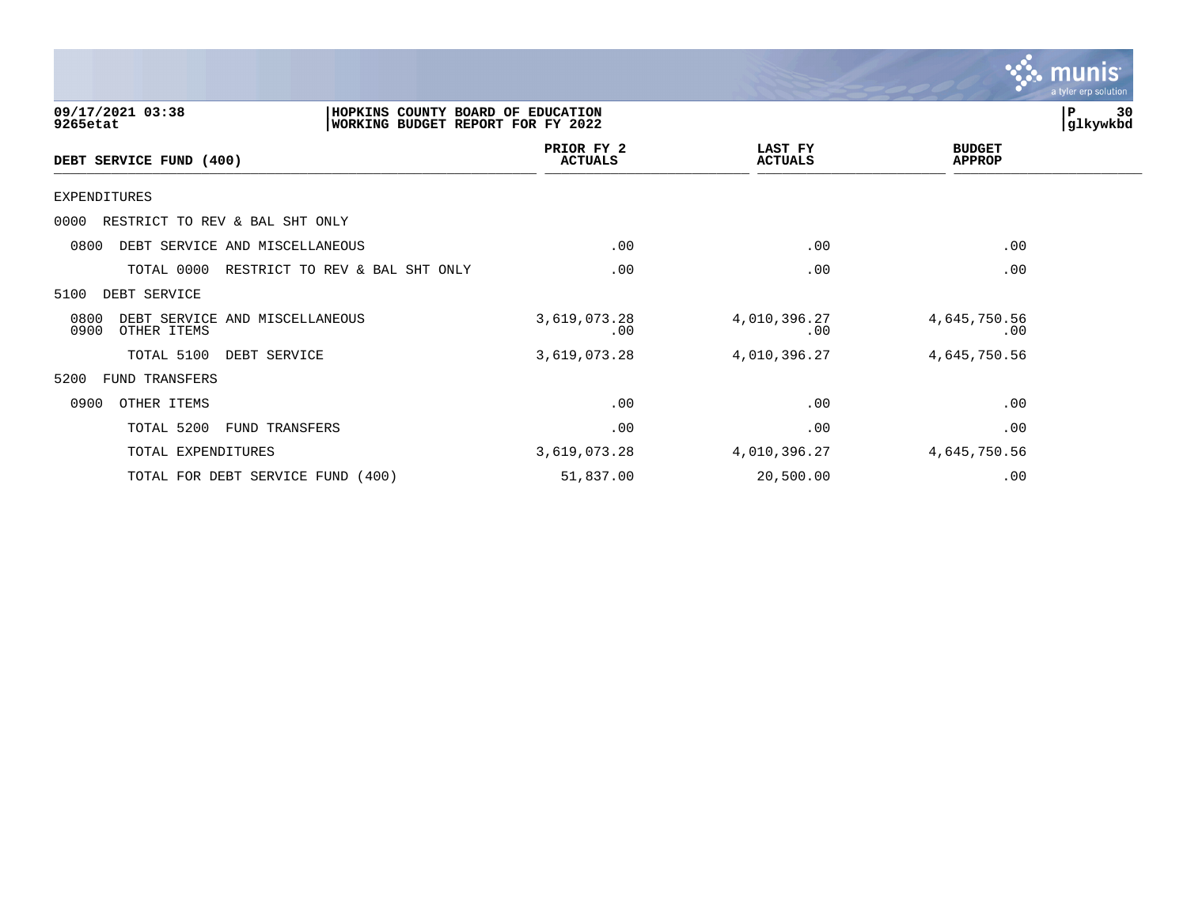**09/17/2021 03:38**
**9265etat**

**HOPKINS COUNTY BOARD OF EDUCATION**
**WORKING BUDGET REPORT FOR FY 2022**

**P 30**
**glkywkbd**

| DEBT SERVICE FUND (400) | PRIOR FY 2 ACTUALS | LAST FY ACTUALS | BUDGET APPROP |
|---|---|---|---|
| EXPENDITURES | | | |
| 0000 RESTRICT TO REV & BAL SHT ONLY | | | |
| 0800 DEBT SERVICE AND MISCELLANEOUS | .00 | .00 | .00 |
| TOTAL 0000 RESTRICT TO REV & BAL SHT ONLY | .00 | .00 | .00 |
| 5100 DEBT SERVICE | | | |
| 0800 DEBT SERVICE AND MISCELLANEOUS | 3,619,073.28 | 4,010,396.27 | 4,645,750.56 |
| 0900 OTHER ITEMS | .00 | .00 | .00 |
| TOTAL 5100 DEBT SERVICE | 3,619,073.28 | 4,010,396.27 | 4,645,750.56 |
| 5200 FUND TRANSFERS | | | |
| 0900 OTHER ITEMS | .00 | .00 | .00 |
| TOTAL 5200 FUND TRANSFERS | .00 | .00 | .00 |
| TOTAL EXPENDITURES | 3,619,073.28 | 4,010,396.27 | 4,645,750.56 |
| TOTAL FOR DEBT SERVICE FUND (400) | 51,837.00 | 20,500.00 | .00 |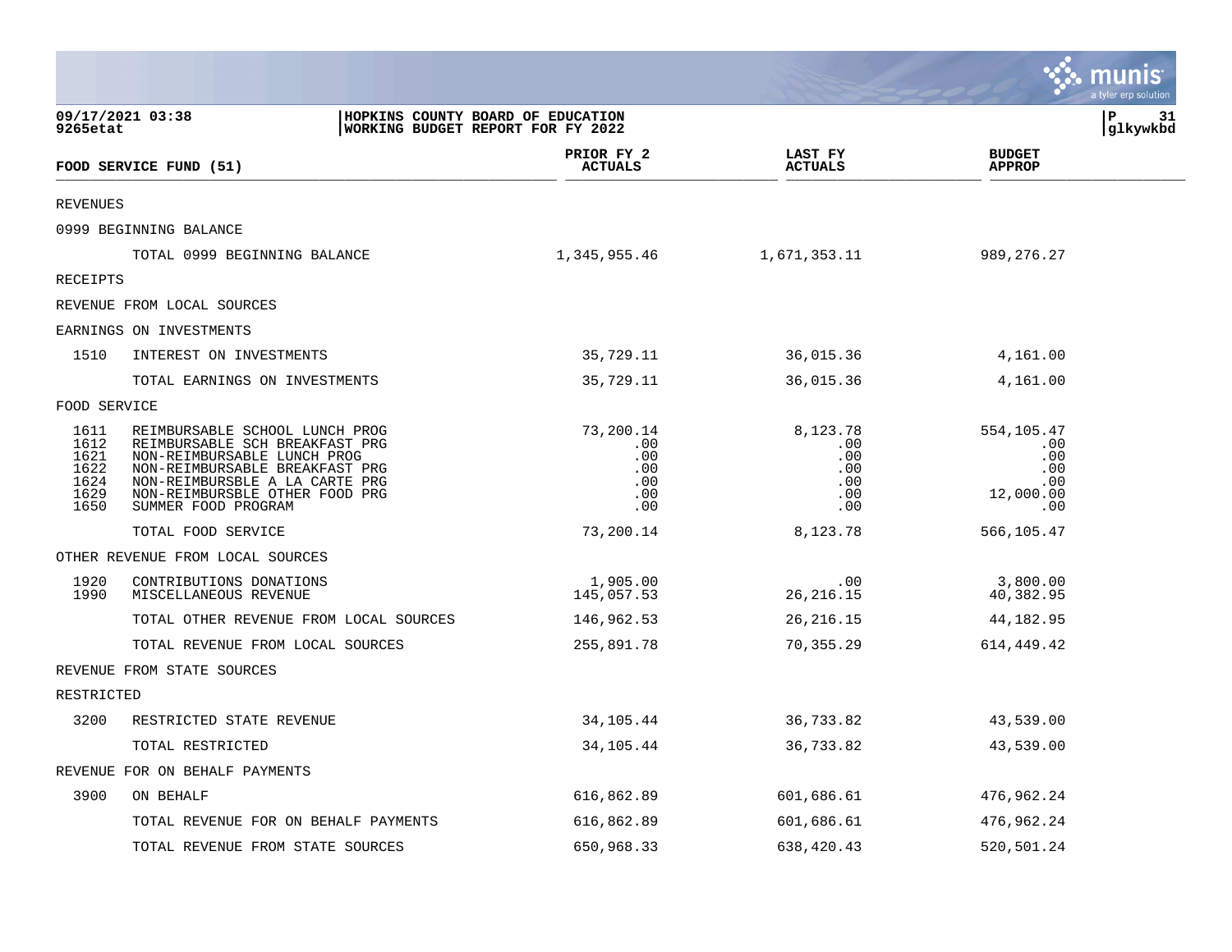**HOPKINS COUNTY BOARD OF EDUCATION**
**WORKING BUDGET REPORT FOR FY 2022**

09/17/2021 03:38
9265etat

| FOOD SERVICE FUND (51) | | PRIOR FY 2 ACTUALS | LAST FY ACTUALS | BUDGET APPROP |
|---|---|---|---|---|
| REVENUES | | | | |
| 0999 BEGINNING BALANCE | | | | |
| | TOTAL 0999 BEGINNING BALANCE | 1,345,955.46 | 1,671,353.11 | 989,276.27 |
| RECEIPTS | | | | |
| REVENUE FROM LOCAL SOURCES | | | | |
| EARNINGS ON INVESTMENTS | | | | |
| 1510 | INTEREST ON INVESTMENTS | 35,729.11 | 36,015.36 | 4,161.00 |
| | TOTAL EARNINGS ON INVESTMENTS | 35,729.11 | 36,015.36 | 4,161.00 |
| FOOD SERVICE | | | | |
| 1611 | REIMBURSABLE SCHOOL LUNCH PROG | 73,200.14 | 8,123.78 | 554,105.47 |
| 1612 | REIMBURSABLE SCH BREAKFAST PRG | .00 | .00 | .00 |
| 1621 | NON-REIMBURSABLE LUNCH PROG | .00 | .00 | .00 |
| 1622 | NON-REIMBURSABLE BREAKFAST PRG | .00 | .00 | .00 |
| 1624 | NON-REIMBURSBLE A LA CARTE PRG | .00 | .00 | .00 |
| 1629 | NON-REIMBURSBLE OTHER FOOD PRG | .00 | .00 | 12,000.00 |
| 1650 | SUMMER FOOD PROGRAM | .00 | .00 | .00 |
| | TOTAL FOOD SERVICE | 73,200.14 | 8,123.78 | 566,105.47 |
| OTHER REVENUE FROM LOCAL SOURCES | | | | |
| 1920 | CONTRIBUTIONS DONATIONS | 1,905.00 | .00 | 3,800.00 |
| 1990 | MISCELLANEOUS REVENUE | 145,057.53 | 26,216.15 | 40,382.95 |
| | TOTAL OTHER REVENUE FROM LOCAL SOURCES | 146,962.53 | 26,216.15 | 44,182.95 |
| | TOTAL REVENUE FROM LOCAL SOURCES | 255,891.78 | 70,355.29 | 614,449.42 |
| REVENUE FROM STATE SOURCES | | | | |
| RESTRICTED | | | | |
| 3200 | RESTRICTED STATE REVENUE | 34,105.44 | 36,733.82 | 43,539.00 |
| | TOTAL RESTRICTED | 34,105.44 | 36,733.82 | 43,539.00 |
| REVENUE FOR ON BEHALF PAYMENTS | | | | |
| 3900 | ON BEHALF | 616,862.89 | 601,686.61 | 476,962.24 |
| | TOTAL REVENUE FOR ON BEHALF PAYMENTS | 616,862.89 | 601,686.61 | 476,962.24 |
| | TOTAL REVENUE FROM STATE SOURCES | 650,968.33 | 638,420.43 | 520,501.24 |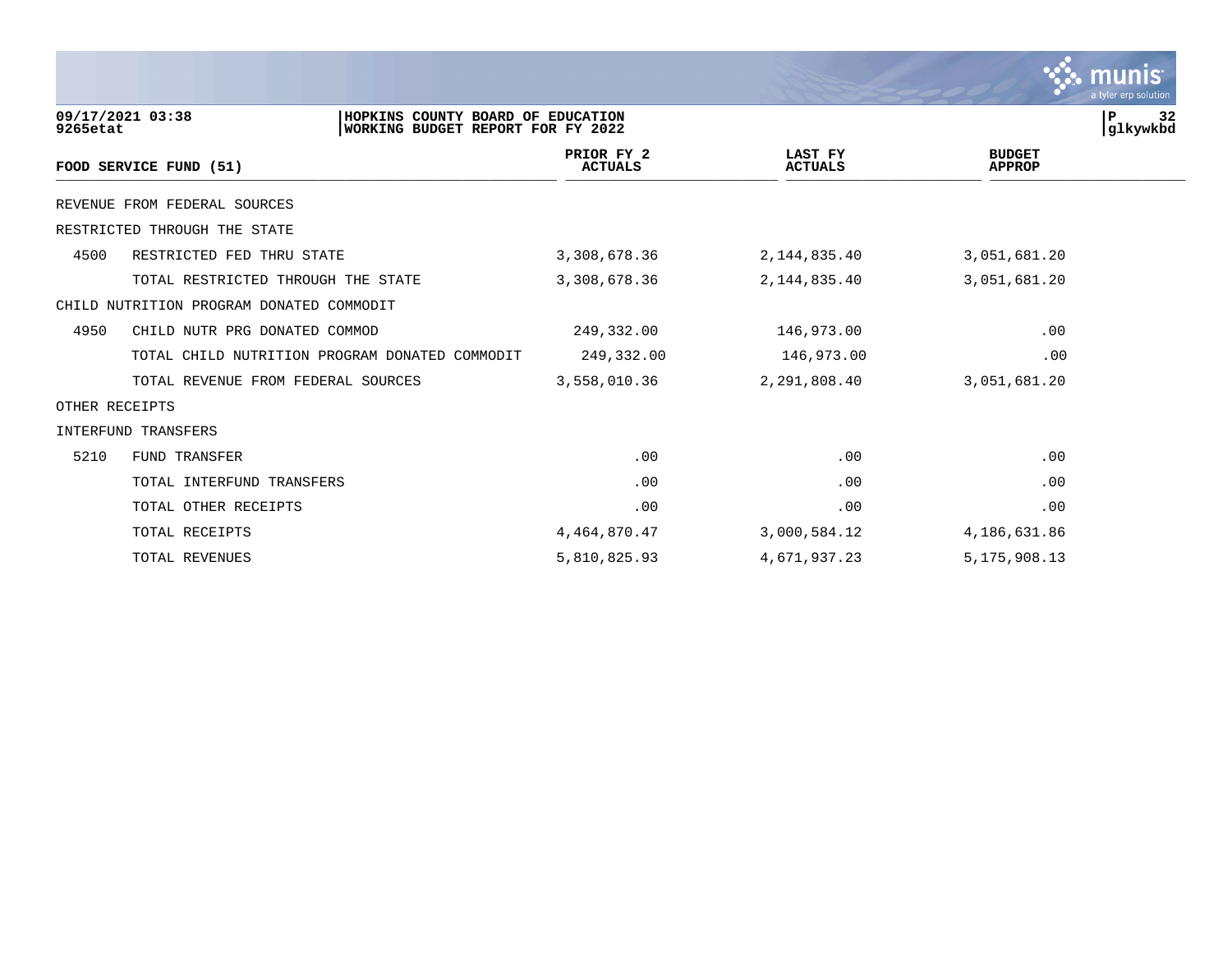09/17/2021 03:38 | HOPKINS COUNTY BOARD OF EDUCATION
9265etat | WORKING BUDGET REPORT FOR FY 2022

| FOOD SERVICE FUND (51) | | PRIOR FY 2 ACTUALS | LAST FY ACTUALS | BUDGET APPROP |
|---|---|---|---|---|
| REVENUE FROM FEDERAL SOURCES | | | | |
| RESTRICTED THROUGH THE STATE | | | | |
| 4500 | RESTRICTED FED THRU STATE | 3,308,678.36 | 2,144,835.40 | 3,051,681.20 |
| | TOTAL RESTRICTED THROUGH THE STATE | 3,308,678.36 | 2,144,835.40 | 3,051,681.20 |
| CHILD NUTRITION PROGRAM DONATED COMMODIT | | | | |
| 4950 | CHILD NUTR PRG DONATED COMMOD | 249,332.00 | 146,973.00 | .00 |
| | TOTAL CHILD NUTRITION PROGRAM DONATED COMMODIT | 249,332.00 | 146,973.00 | .00 |
| | TOTAL REVENUE FROM FEDERAL SOURCES | 3,558,010.36 | 2,291,808.40 | 3,051,681.20 |
| OTHER RECEIPTS | | | | |
| INTERFUND TRANSFERS | | | | |
| 5210 | FUND TRANSFER | .00 | .00 | .00 |
| | TOTAL INTERFUND TRANSFERS | .00 | .00 | .00 |
| | TOTAL OTHER RECEIPTS | .00 | .00 | .00 |
| | TOTAL RECEIPTS | 4,464,870.47 | 3,000,584.12 | 4,186,631.86 |
| | TOTAL REVENUES | 5,810,825.93 | 4,671,937.23 | 5,175,908.13 |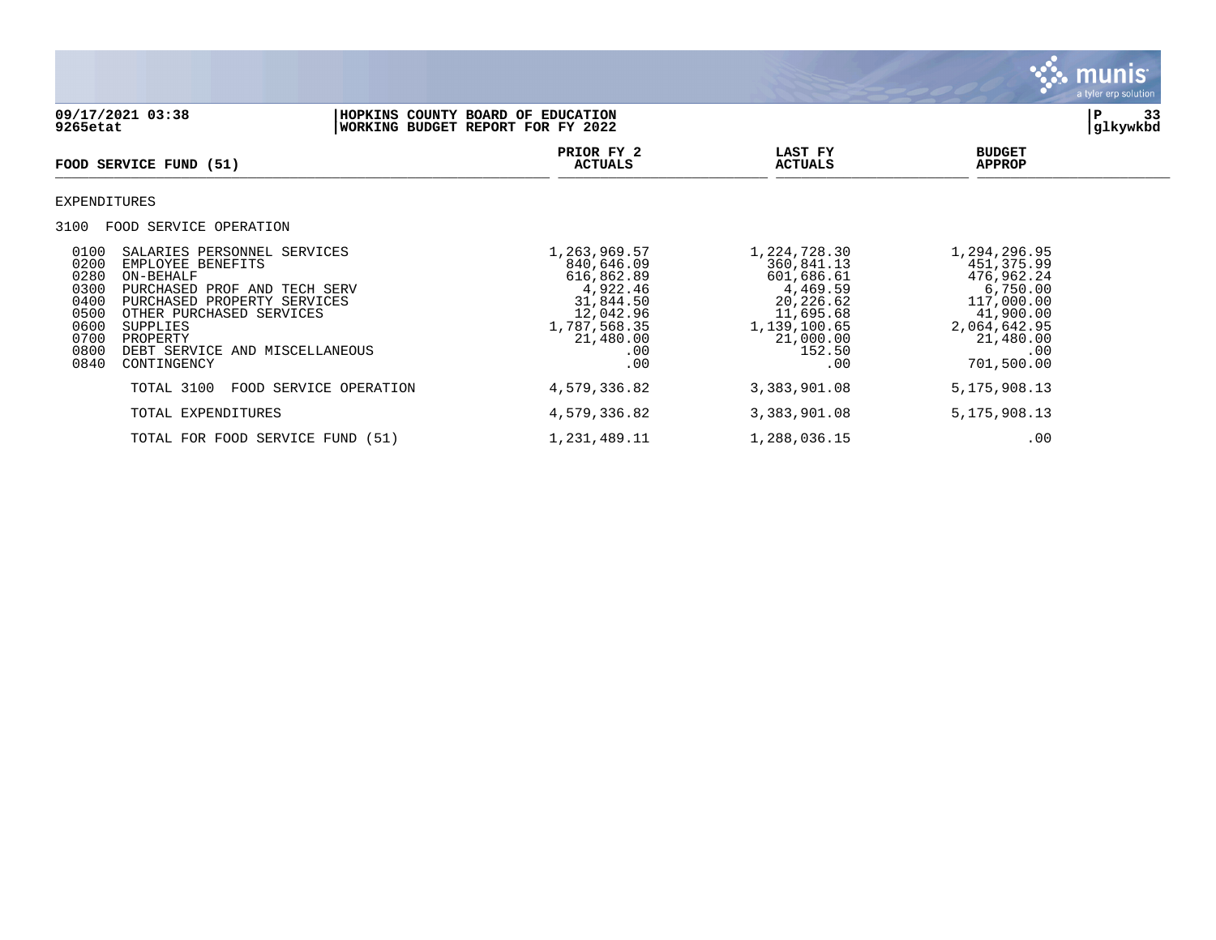**HOPKINS COUNTY BOARD OF EDUCATION**
**WORKING BUDGET REPORT FOR FY 2022**

09/17/2021 03:38
9265etat

glkywkbd

| FOOD SERVICE FUND (51) | PRIOR FY 2 ACTUALS | LAST FY ACTUALS | BUDGET APPROP |
|---|---|---|---|
| EXPENDITURES | | | |
| 3100 FOOD SERVICE OPERATION | | | |
| 0100 SALARIES PERSONNEL SERVICES | 1,263,969.57 | 1,224,728.30 | 1,294,296.95 |
| 0200 EMPLOYEE BENEFITS | 840,646.09 | 360,841.13 | 451,375.99 |
| 0280 ON-BEHALF | 616,862.89 | 601,686.61 | 476,962.24 |
| 0300 PURCHASED PROF AND TECH SERV | 4,922.46 | 4,469.59 | 6,750.00 |
| 0400 PURCHASED PROPERTY SERVICES | 31,844.50 | 20,226.62 | 117,000.00 |
| 0500 OTHER PURCHASED SERVICES | 12,042.96 | 11,695.68 | 41,900.00 |
| 0600 SUPPLIES | 1,787,568.35 | 1,139,100.65 | 2,064,642.95 |
| 0700 PROPERTY | 21,480.00 | 21,000.00 | 21,480.00 |
| 0800 DEBT SERVICE AND MISCELLANEOUS | .00 | 152.50 | .00 |
| 0840 CONTINGENCY | .00 | .00 | 701,500.00 |
| TOTAL 3100 FOOD SERVICE OPERATION | 4,579,336.82 | 3,383,901.08 | 5,175,908.13 |
| TOTAL EXPENDITURES | 4,579,336.82 | 3,383,901.08 | 5,175,908.13 |
| TOTAL FOR FOOD SERVICE FUND (51) | 1,231,489.11 | 1,288,036.15 | .00 |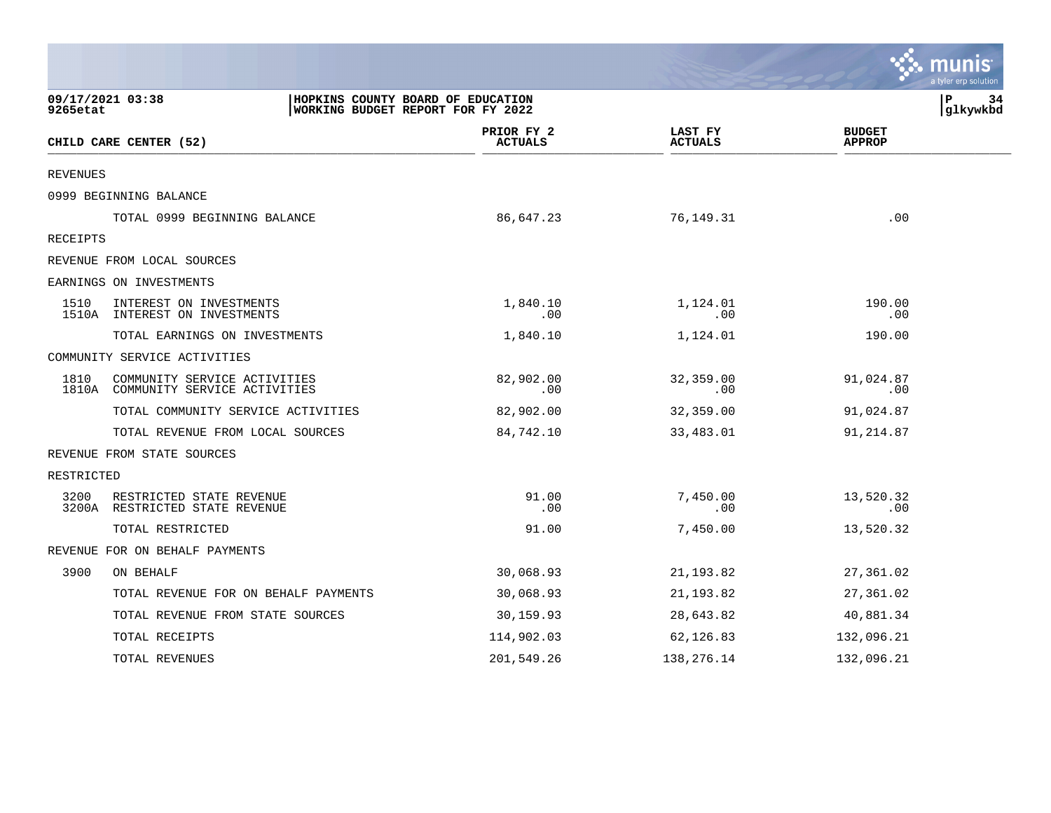09/17/2021 03:38 | HOPKINS COUNTY BOARD OF EDUCATION
9265etat | WORKING BUDGET REPORT FOR FY 2022

| CHILD CARE CENTER (52) | PRIOR FY 2 ACTUALS | LAST FY ACTUALS | BUDGET APPROP |
|---|---|---|---|
| REVENUES | | | |
| 0999 BEGINNING BALANCE | | | |
| TOTAL 0999 BEGINNING BALANCE | 86,647.23 | 76,149.31 | .00 |
| RECEIPTS | | | |
| REVENUE FROM LOCAL SOURCES | | | |
| EARNINGS ON INVESTMENTS | | | |
| 1510 INTEREST ON INVESTMENTS | 1,840.10 | 1,124.01 | 190.00 |
| 1510A INTEREST ON INVESTMENTS | .00 | .00 | .00 |
| TOTAL EARNINGS ON INVESTMENTS | 1,840.10 | 1,124.01 | 190.00 |
| COMMUNITY SERVICE ACTIVITIES | | | |
| 1810 COMMUNITY SERVICE ACTIVITIES | 82,902.00 | 32,359.00 | 91,024.87 |
| 1810A COMMUNITY SERVICE ACTIVITIES | .00 | .00 | .00 |
| TOTAL COMMUNITY SERVICE ACTIVITIES | 82,902.00 | 32,359.00 | 91,024.87 |
| TOTAL REVENUE FROM LOCAL SOURCES | 84,742.10 | 33,483.01 | 91,214.87 |
| REVENUE FROM STATE SOURCES | | | |
| RESTRICTED | | | |
| 3200 RESTRICTED STATE REVENUE | 91.00 | 7,450.00 | 13,520.32 |
| 3200A RESTRICTED STATE REVENUE | .00 | .00 | .00 |
| TOTAL RESTRICTED | 91.00 | 7,450.00 | 13,520.32 |
| REVENUE FOR ON BEHALF PAYMENTS | | | |
| 3900 ON BEHALF | 30,068.93 | 21,193.82 | 27,361.02 |
| TOTAL REVENUE FOR ON BEHALF PAYMENTS | 30,068.93 | 21,193.82 | 27,361.02 |
| TOTAL REVENUE FROM STATE SOURCES | 30,159.93 | 28,643.82 | 40,881.34 |
| TOTAL RECEIPTS | 114,902.03 | 62,126.83 | 132,096.21 |
| TOTAL REVENUES | 201,549.26 | 138,276.14 | 132,096.21 |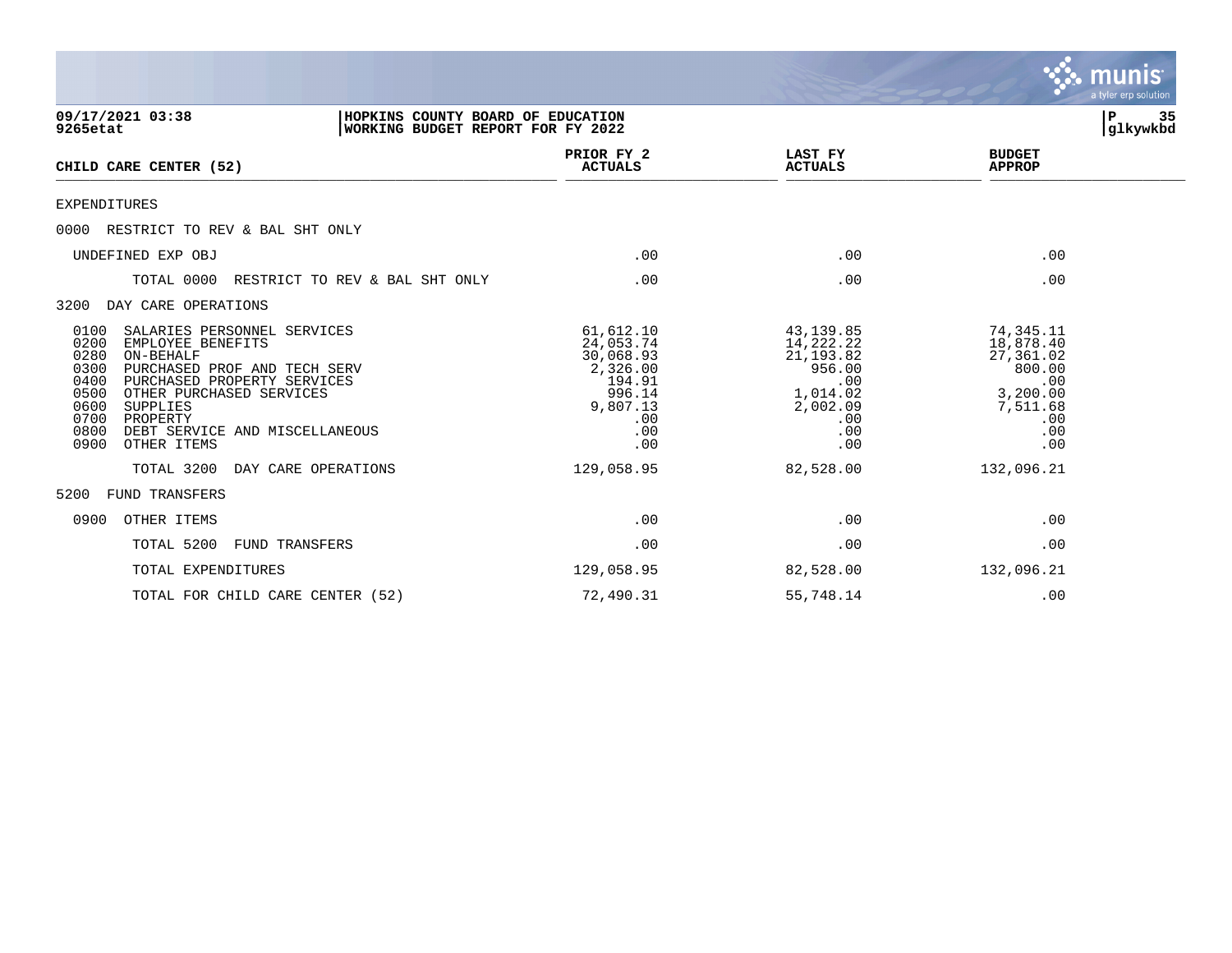09/17/2021 03:38 | HOPKINS COUNTY BOARD OF EDUCATION | P 35
9265etat | WORKING BUDGET REPORT FOR FY 2022 | glkywkbd

| CHILD CARE CENTER (52) | PRIOR FY 2 ACTUALS | LAST FY ACTUALS | BUDGET APPROP |
|---|---|---|---|
| EXPENDITURES | | | |
| 0000 RESTRICT TO REV & BAL SHT ONLY | | | |
| UNDEFINED EXP OBJ | .00 | .00 | .00 |
| TOTAL 0000 RESTRICT TO REV & BAL SHT ONLY | .00 | .00 | .00 |
| 3200 DAY CARE OPERATIONS | | | |
| 0100 SALARIES PERSONNEL SERVICES | 61,612.10 | 43,139.85 | 74,345.11 |
| 0200 EMPLOYEE BENEFITS | 24,053.74 | 14,222.22 | 18,878.40 |
| 0280 ON-BEHALF | 30,068.93 | 21,193.82 | 27,361.02 |
| 0300 PURCHASED PROF AND TECH SERV | 2,326.00 | 956.00 | 800.00 |
| 0400 PURCHASED PROPERTY SERVICES | 194.91 | .00 | .00 |
| 0500 OTHER PURCHASED SERVICES | 996.14 | 1,014.02 | 3,200.00 |
| 0600 SUPPLIES | 9,807.13 | 2,002.09 | 7,511.68 |
| 0700 PROPERTY | .00 | .00 | .00 |
| 0800 DEBT SERVICE AND MISCELLANEOUS | .00 | .00 | .00 |
| 0900 OTHER ITEMS | .00 | .00 | .00 |
| TOTAL 3200 DAY CARE OPERATIONS | 129,058.95 | 82,528.00 | 132,096.21 |
| 5200 FUND TRANSFERS | | | |
| 0900 OTHER ITEMS | .00 | .00 | .00 |
| TOTAL 5200 FUND TRANSFERS | .00 | .00 | .00 |
| TOTAL EXPENDITURES | 129,058.95 | 82,528.00 | 132,096.21 |
| TOTAL FOR CHILD CARE CENTER (52) | 72,490.31 | 55,748.14 | .00 |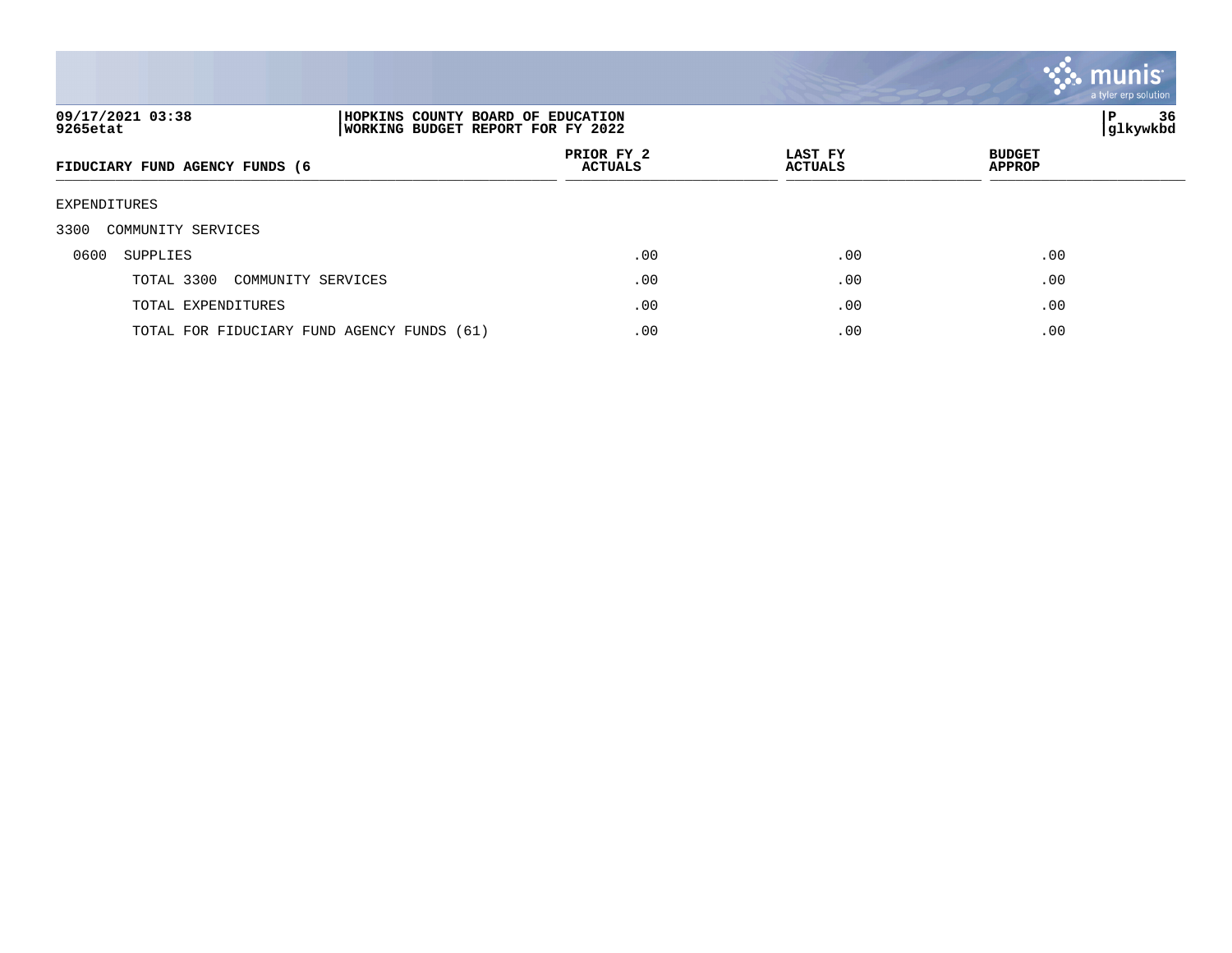| FIDUCIARY FUND AGENCY FUNDS (6 | PRIOR FY 2 ACTUALS | LAST FY ACTUALS | BUDGET APPROP |
|---|---|---|---|
| EXPENDITURES | | | |
| 3300 COMMUNITY SERVICES | | | |
| 0600 SUPPLIES | .00 | .00 | .00 |
| TOTAL 3300 COMMUNITY SERVICES | .00 | .00 | .00 |
| TOTAL EXPENDITURES | .00 | .00 | .00 |
| TOTAL FOR FIDUCIARY FUND AGENCY FUNDS (61) | .00 | .00 | .00 |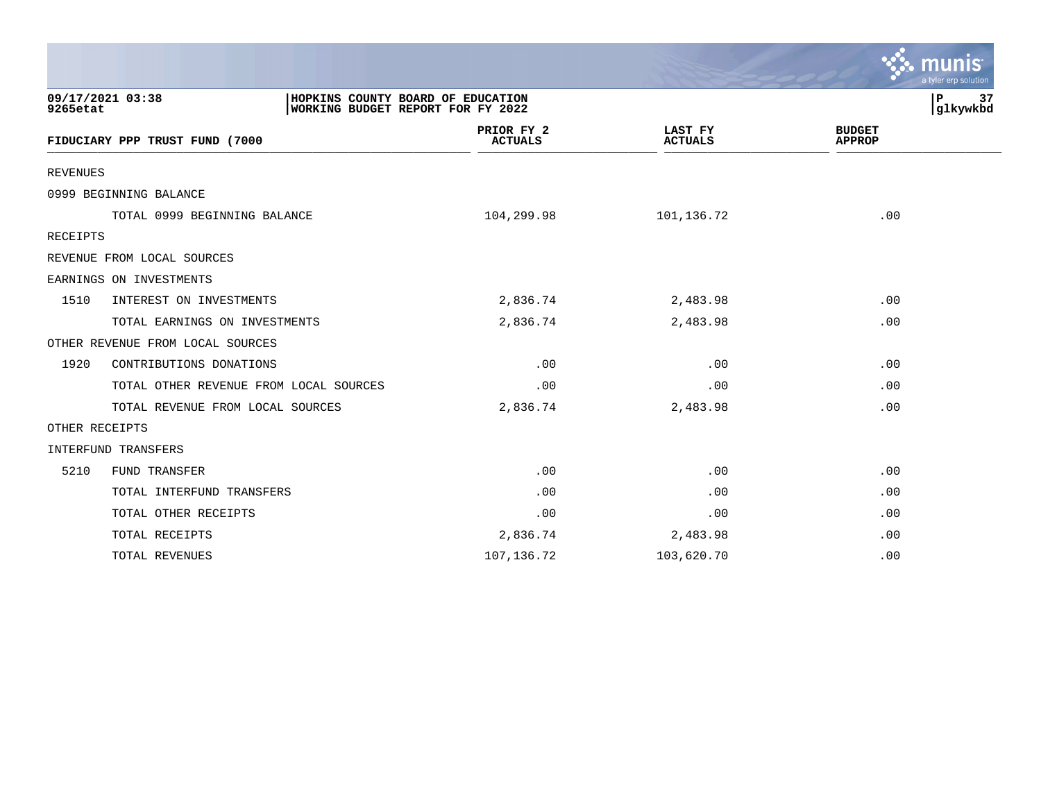09/17/2021 03:38 | HOPKINS COUNTY BOARD OF EDUCATION
9265etat | WORKING BUDGET REPORT FOR FY 2022

| FIDUCIARY PPP TRUST FUND (7000 | | PRIOR FY 2 ACTUALS | LAST FY ACTUALS | BUDGET APPROP |
|---|---|---|---|---|
| REVENUES | | | | |
| 0999 BEGINNING BALANCE | | | | |
| | TOTAL 0999 BEGINNING BALANCE | 104,299.98 | 101,136.72 | .00 |
| RECEIPTS | | | | |
| REVENUE FROM LOCAL SOURCES | | | | |
| EARNINGS ON INVESTMENTS | | | | |
| 1510 | INTEREST ON INVESTMENTS | 2,836.74 | 2,483.98 | .00 |
| | TOTAL EARNINGS ON INVESTMENTS | 2,836.74 | 2,483.98 | .00 |
| OTHER REVENUE FROM LOCAL SOURCES | | | | |
| 1920 | CONTRIBUTIONS DONATIONS | .00 | .00 | .00 |
| | TOTAL OTHER REVENUE FROM LOCAL SOURCES | .00 | .00 | .00 |
| | TOTAL REVENUE FROM LOCAL SOURCES | 2,836.74 | 2,483.98 | .00 |
| OTHER RECEIPTS | | | | |
| INTERFUND TRANSFERS | | | | |
| 5210 | FUND TRANSFER | .00 | .00 | .00 |
| | TOTAL INTERFUND TRANSFERS | .00 | .00 | .00 |
| | TOTAL OTHER RECEIPTS | .00 | .00 | .00 |
| | TOTAL RECEIPTS | 2,836.74 | 2,483.98 | .00 |
| | TOTAL REVENUES | 107,136.72 | 103,620.70 | .00 |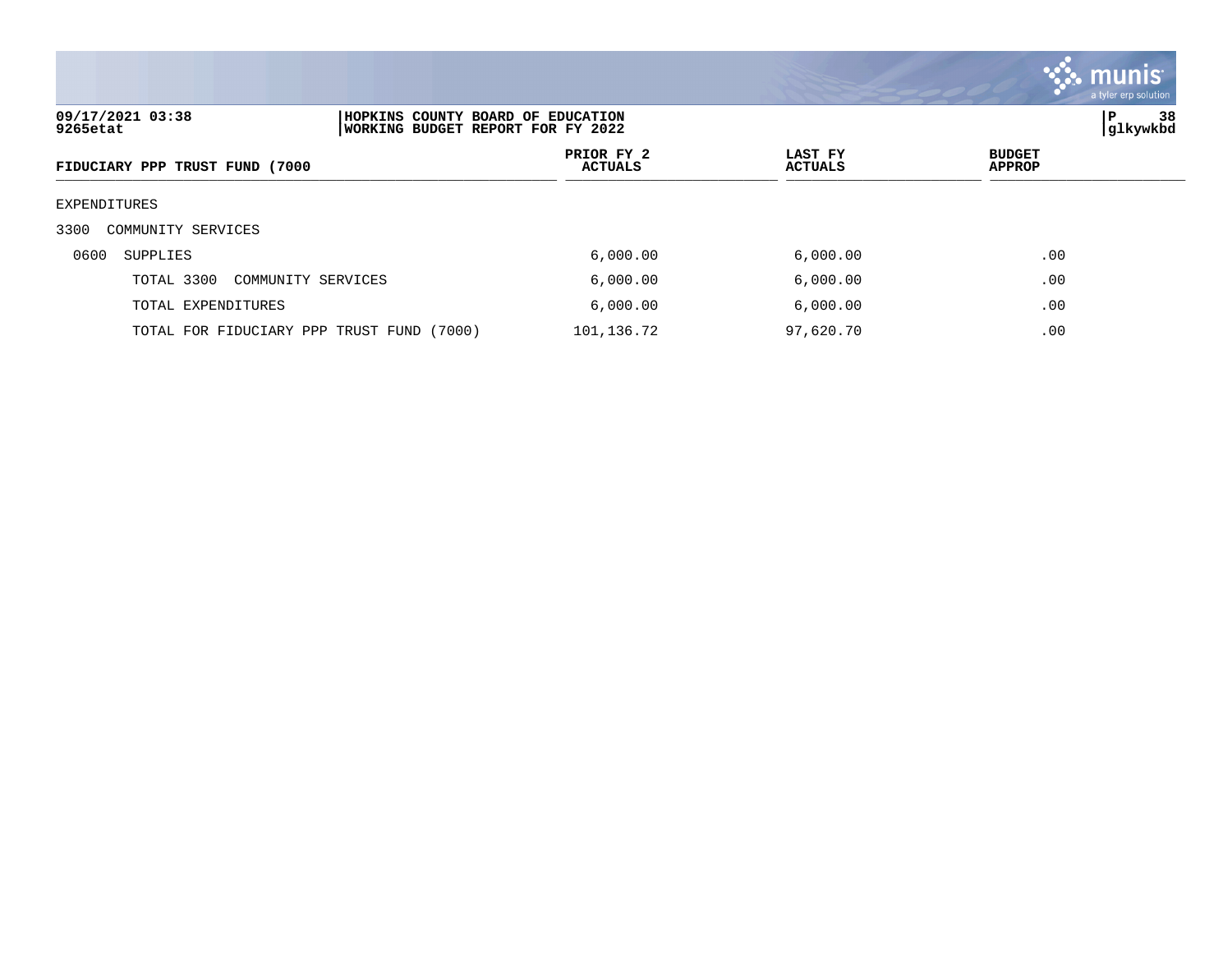| FIDUCIARY PPP TRUST FUND (7000 | PRIOR FY 2 ACTUALS | LAST FY ACTUALS | BUDGET APPROP |
|---|---|---|---|
| EXPENDITURES | | | |
| 3300 COMMUNITY SERVICES | | | |
| 0600 SUPPLIES | 6,000.00 | 6,000.00 | .00 |
| TOTAL 3300 COMMUNITY SERVICES | 6,000.00 | 6,000.00 | .00 |
| TOTAL EXPENDITURES | 6,000.00 | 6,000.00 | .00 |
| TOTAL FOR FIDUCIARY PPP TRUST FUND (7000) | 101,136.72 | 97,620.70 | .00 |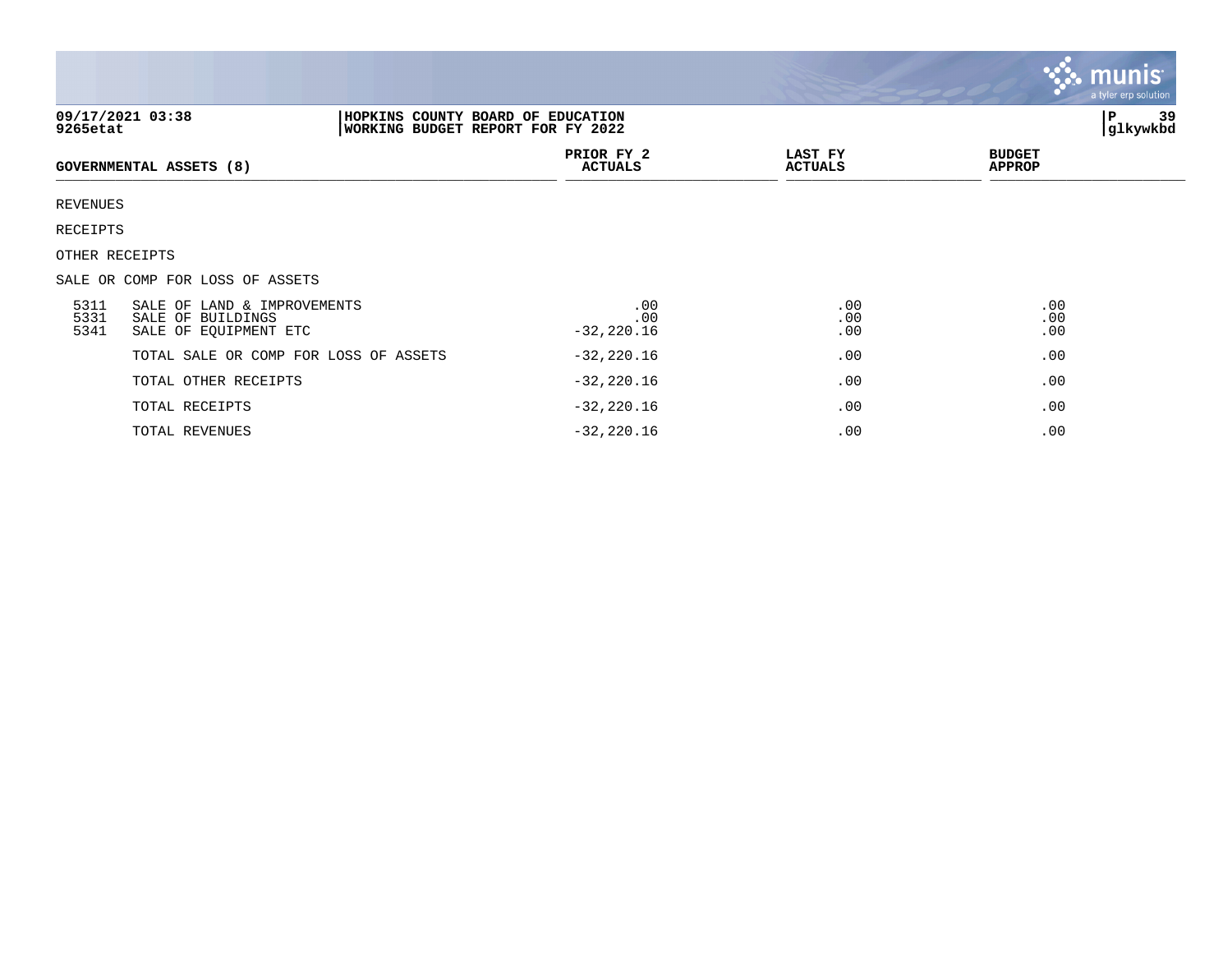09/17/2021 03:38
9265etat

HOPKINS COUNTY BOARD OF EDUCATION
WORKING BUDGET REPORT FOR FY 2022

glkywkbd

| GOVERNMENTAL ASSETS (8) | | PRIOR FY 2 ACTUALS | LAST FY ACTUALS | BUDGET APPROP |
|---|---|---|---|---|
| REVENUES | | | | |
| RECEIPTS | | | | |
| OTHER RECEIPTS | | | | |
| SALE OR COMP FOR LOSS OF ASSETS | | | | |
| 5311 | SALE OF LAND & IMPROVEMENTS | .00 | .00 | .00 |
| 5331 | SALE OF BUILDINGS | .00 | .00 | .00 |
| 5341 | SALE OF EQUIPMENT ETC | -32,220.16 | .00 | .00 |
| | TOTAL SALE OR COMP FOR LOSS OF ASSETS | -32,220.16 | .00 | .00 |
| | TOTAL OTHER RECEIPTS | -32,220.16 | .00 | .00 |
| | TOTAL RECEIPTS | -32,220.16 | .00 | .00 |
| | TOTAL REVENUES | -32,220.16 | .00 | .00 |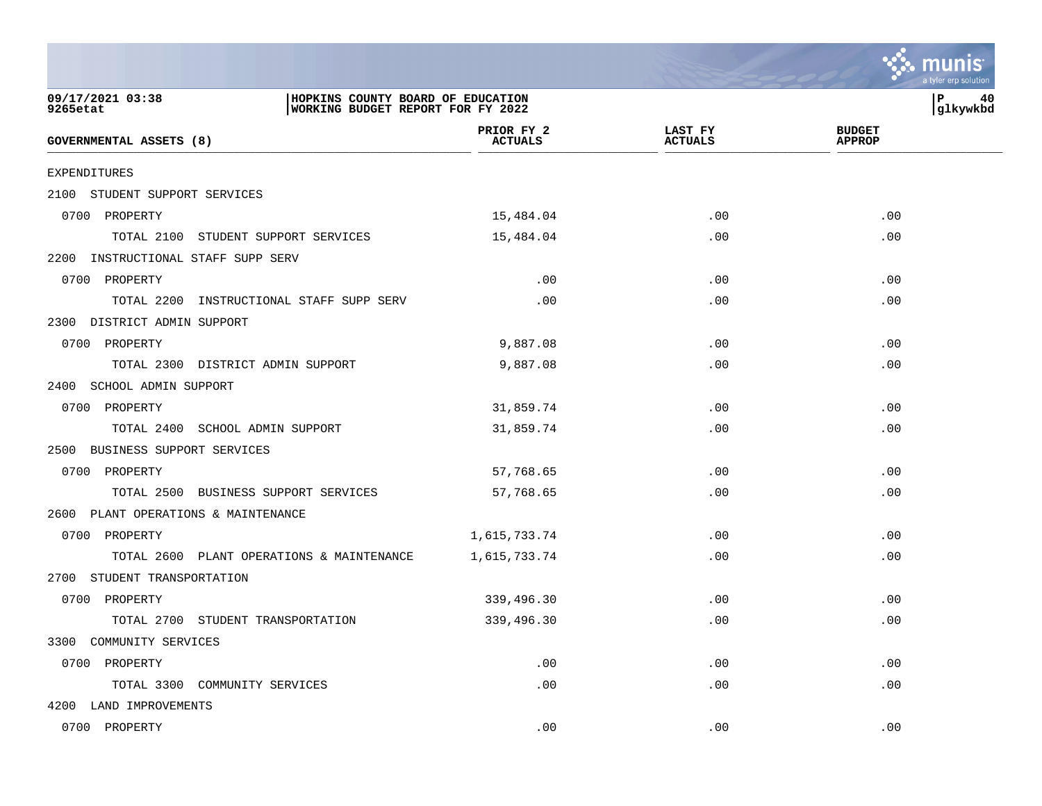09/17/2021 03:38 | HOPKINS COUNTY BOARD OF EDUCATION
9265etat | WORKING BUDGET REPORT FOR FY 2022

| GOVERNMENTAL ASSETS (8) | PRIOR FY 2 ACTUALS | LAST FY ACTUALS | BUDGET APPROP |
|---|---|---|---|
| EXPENDITURES | | | |
| 2100 STUDENT SUPPORT SERVICES | | | |
| 0700 PROPERTY | 15,484.04 | .00 | .00 |
| TOTAL 2100 STUDENT SUPPORT SERVICES | 15,484.04 | .00 | .00 |
| 2200 INSTRUCTIONAL STAFF SUPP SERV | | | |
| 0700 PROPERTY | .00 | .00 | .00 |
| TOTAL 2200 INSTRUCTIONAL STAFF SUPP SERV | .00 | .00 | .00 |
| 2300 DISTRICT ADMIN SUPPORT | | | |
| 0700 PROPERTY | 9,887.08 | .00 | .00 |
| TOTAL 2300 DISTRICT ADMIN SUPPORT | 9,887.08 | .00 | .00 |
| 2400 SCHOOL ADMIN SUPPORT | | | |
| 0700 PROPERTY | 31,859.74 | .00 | .00 |
| TOTAL 2400 SCHOOL ADMIN SUPPORT | 31,859.74 | .00 | .00 |
| 2500 BUSINESS SUPPORT SERVICES | | | |
| 0700 PROPERTY | 57,768.65 | .00 | .00 |
| TOTAL 2500 BUSINESS SUPPORT SERVICES | 57,768.65 | .00 | .00 |
| 2600 PLANT OPERATIONS & MAINTENANCE | | | |
| 0700 PROPERTY | 1,615,733.74 | .00 | .00 |
| TOTAL 2600 PLANT OPERATIONS & MAINTENANCE | 1,615,733.74 | .00 | .00 |
| 2700 STUDENT TRANSPORTATION | | | |
| 0700 PROPERTY | 339,496.30 | .00 | .00 |
| TOTAL 2700 STUDENT TRANSPORTATION | 339,496.30 | .00 | .00 |
| 3300 COMMUNITY SERVICES | | | |
| 0700 PROPERTY | .00 | .00 | .00 |
| TOTAL 3300 COMMUNITY SERVICES | .00 | .00 | .00 |
| 4200 LAND IMPROVEMENTS | | | |
| 0700 PROPERTY | .00 | .00 | .00 |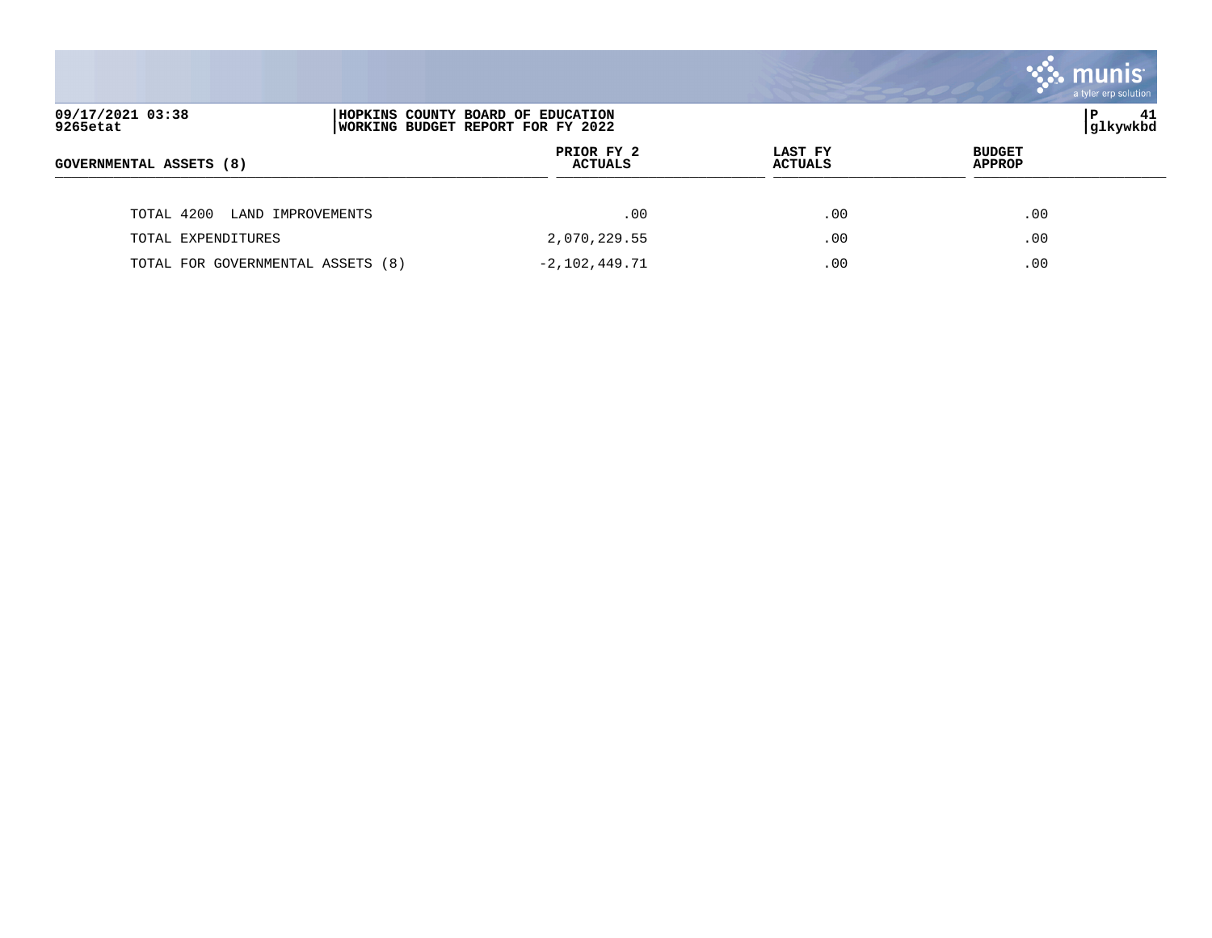| GOVERNMENTAL ASSETS (8) | PRIOR FY 2 ACTUALS | LAST FY ACTUALS | BUDGET APPROP |
|---|---|---|---|
| TOTAL 4200 LAND IMPROVEMENTS | .00 | .00 | .00 |
| TOTAL EXPENDITURES | 2,070,229.55 | .00 | .00 |
| TOTAL FOR GOVERNMENTAL ASSETS (8) | -2,102,449.71 | .00 | .00 |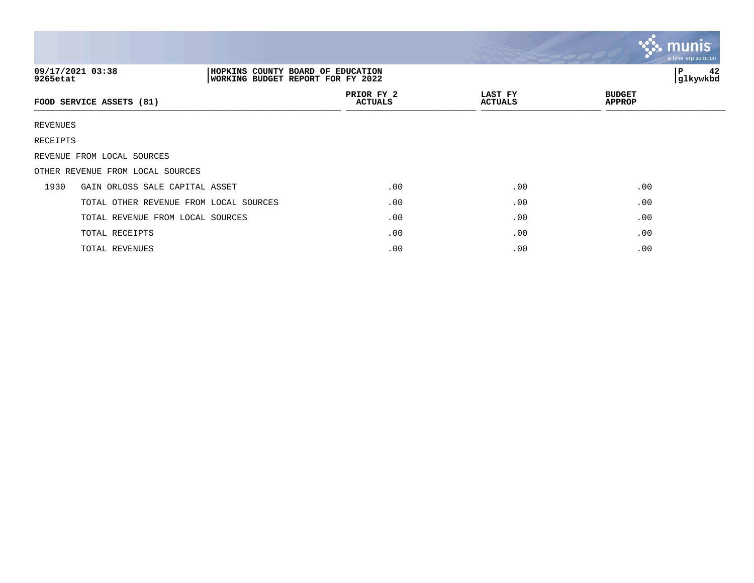09/17/2021 03:38 | HOPKINS COUNTY BOARD OF EDUCATION
9265etat | WORKING BUDGET REPORT FOR FY 2022

| FOOD SERVICE ASSETS (81) | | PRIOR FY 2 ACTUALS | LAST FY ACTUALS | BUDGET APPROP |
|---|---|---|---|---|
| REVENUES | | | | |
| RECEIPTS | | | | |
| REVENUE FROM LOCAL SOURCES | | | | |
| OTHER REVENUE FROM LOCAL SOURCES | | | | |
| 1930 | GAIN ORLOSS SALE CAPITAL ASSET | .00 | .00 | .00 |
| | TOTAL OTHER REVENUE FROM LOCAL SOURCES | .00 | .00 | .00 |
| | TOTAL REVENUE FROM LOCAL SOURCES | .00 | .00 | .00 |
| | TOTAL RECEIPTS | .00 | .00 | .00 |
| | TOTAL REVENUES | .00 | .00 | .00 |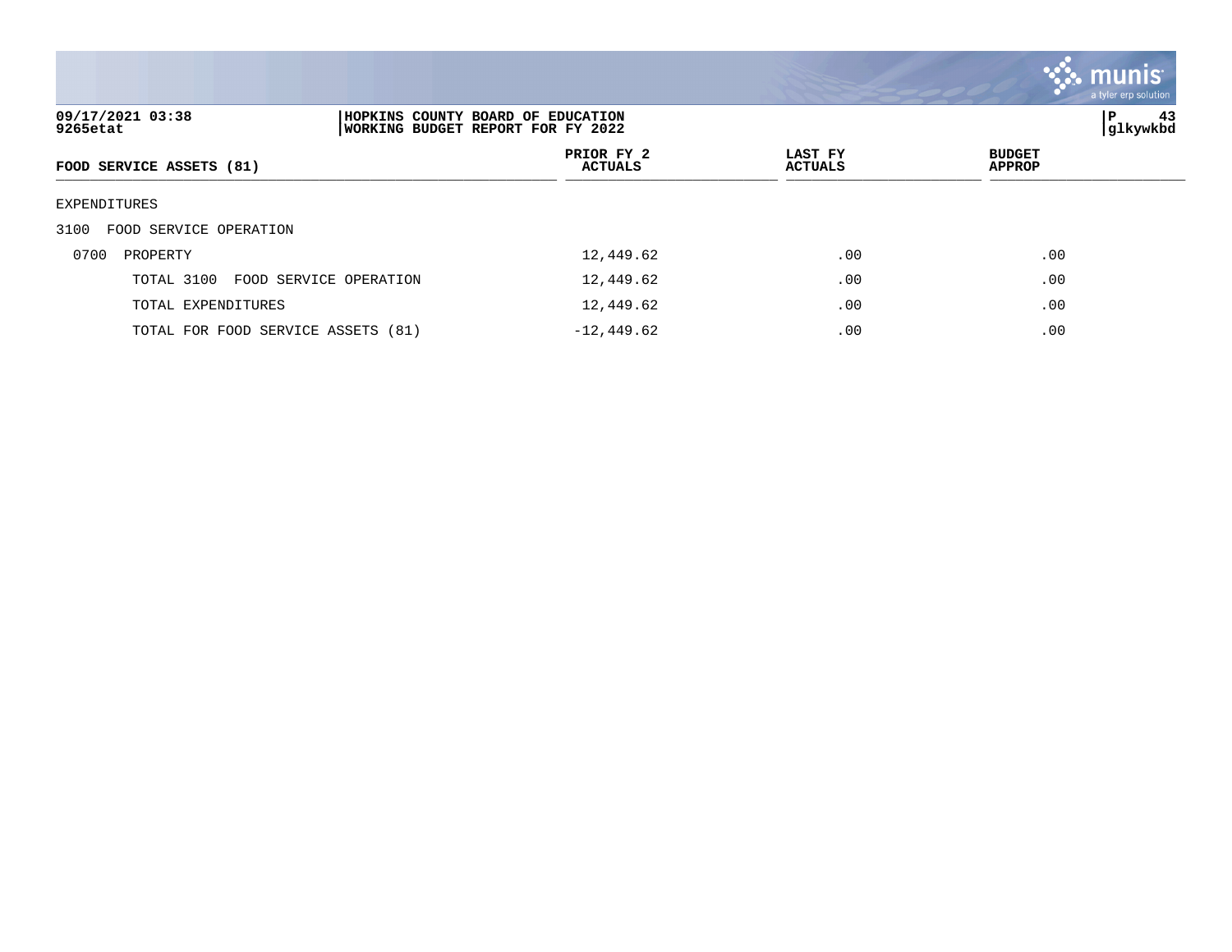| FOOD SERVICE ASSETS (81) | PRIOR FY 2 ACTUALS | LAST FY ACTUALS | BUDGET APPROP |
|---|---|---|---|
| EXPENDITURES | | | |
| 3100 FOOD SERVICE OPERATION | | | |
| 0700 PROPERTY | 12,449.62 | .00 | .00 |
| TOTAL 3100 FOOD SERVICE OPERATION | 12,449.62 | .00 | .00 |
| TOTAL EXPENDITURES | 12,449.62 | .00 | .00 |
| TOTAL FOR FOOD SERVICE ASSETS (81) | -12,449.62 | .00 | .00 |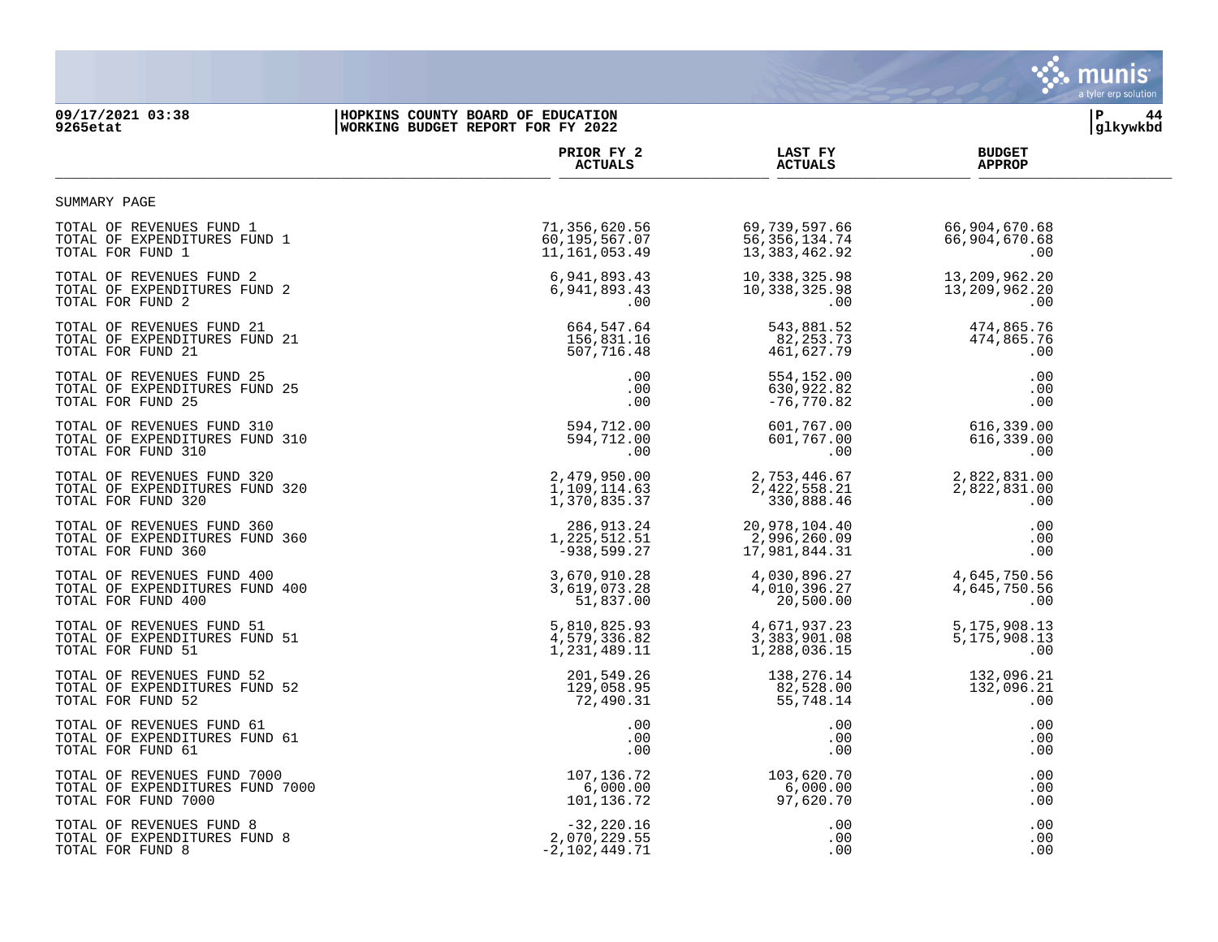09/17/2021 03:38
9265etat

HOPKINS COUNTY BOARD OF EDUCATION
WORKING BUDGET REPORT FOR FY 2022

P 44
glkywkbd

| | PRIOR FY 2 ACTUALS | LAST FY ACTUALS | BUDGET APPROP |
|---|---|---|---|
| SUMMARY PAGE | | | |
| TOTAL OF REVENUES FUND 1 | 71,356,620.56 | 69,739,597.66 | 66,904,670.68 |
| TOTAL OF EXPENDITURES FUND 1 | 60,195,567.07 | 56,356,134.74 | 66,904,670.68 |
| TOTAL FOR FUND 1 | 11,161,053.49 | 13,383,462.92 | .00 |
| TOTAL OF REVENUES FUND 2 | 6,941,893.43 | 10,338,325.98 | 13,209,962.20 |
| TOTAL OF EXPENDITURES FUND 2 | 6,941,893.43 | 10,338,325.98 | 13,209,962.20 |
| TOTAL FOR FUND 2 | .00 | .00 | .00 |
| TOTAL OF REVENUES FUND 21 | 664,547.64 | 543,881.52 | 474,865.76 |
| TOTAL OF EXPENDITURES FUND 21 | 156,831.16 | 82,253.73 | 474,865.76 |
| TOTAL FOR FUND 21 | 507,716.48 | 461,627.79 | .00 |
| TOTAL OF REVENUES FUND 25 | .00 | 554,152.00 | .00 |
| TOTAL OF EXPENDITURES FUND 25 | .00 | 630,922.82 | .00 |
| TOTAL FOR FUND 25 | .00 | -76,770.82 | .00 |
| TOTAL OF REVENUES FUND 310 | 594,712.00 | 601,767.00 | 616,339.00 |
| TOTAL OF EXPENDITURES FUND 310 | 594,712.00 | 601,767.00 | 616,339.00 |
| TOTAL FOR FUND 310 | .00 | .00 | .00 |
| TOTAL OF REVENUES FUND 320 | 2,479,950.00 | 2,753,446.67 | 2,822,831.00 |
| TOTAL OF EXPENDITURES FUND 320 | 1,109,114.63 | 2,422,558.21 | 2,822,831.00 |
| TOTAL FOR FUND 320 | 1,370,835.37 | 330,888.46 | .00 |
| TOTAL OF REVENUES FUND 360 | 286,913.24 | 20,978,104.40 | .00 |
| TOTAL OF EXPENDITURES FUND 360 | 1,225,512.51 | 2,996,260.09 | .00 |
| TOTAL FOR FUND 360 | -938,599.27 | 17,981,844.31 | .00 |
| TOTAL OF REVENUES FUND 400 | 3,670,910.28 | 4,030,896.27 | 4,645,750.56 |
| TOTAL OF EXPENDITURES FUND 400 | 3,619,073.28 | 4,010,396.27 | 4,645,750.56 |
| TOTAL FOR FUND 400 | 51,837.00 | 20,500.00 | .00 |
| TOTAL OF REVENUES FUND 51 | 5,810,825.93 | 4,671,937.23 | 5,175,908.13 |
| TOTAL OF EXPENDITURES FUND 51 | 4,579,336.82 | 3,383,901.08 | 5,175,908.13 |
| TOTAL FOR FUND 51 | 1,231,489.11 | 1,288,036.15 | .00 |
| TOTAL OF REVENUES FUND 52 | 201,549.26 | 138,276.14 | 132,096.21 |
| TOTAL OF EXPENDITURES FUND 52 | 129,058.95 | 82,528.00 | 132,096.21 |
| TOTAL FOR FUND 52 | 72,490.31 | 55,748.14 | .00 |
| TOTAL OF REVENUES FUND 61 | .00 | .00 | .00 |
| TOTAL OF EXPENDITURES FUND 61 | .00 | .00 | .00 |
| TOTAL FOR FUND 61 | .00 | .00 | .00 |
| TOTAL OF REVENUES FUND 7000 | 107,136.72 | 103,620.70 | .00 |
| TOTAL OF EXPENDITURES FUND 7000 | 6,000.00 | 6,000.00 | .00 |
| TOTAL FOR FUND 7000 | 101,136.72 | 97,620.70 | .00 |
| TOTAL OF REVENUES FUND 8 | -32,220.16 | .00 | .00 |
| TOTAL OF EXPENDITURES FUND 8 | 2,070,229.55 | .00 | .00 |
| TOTAL FOR FUND 8 | -2,102,449.71 | .00 | .00 |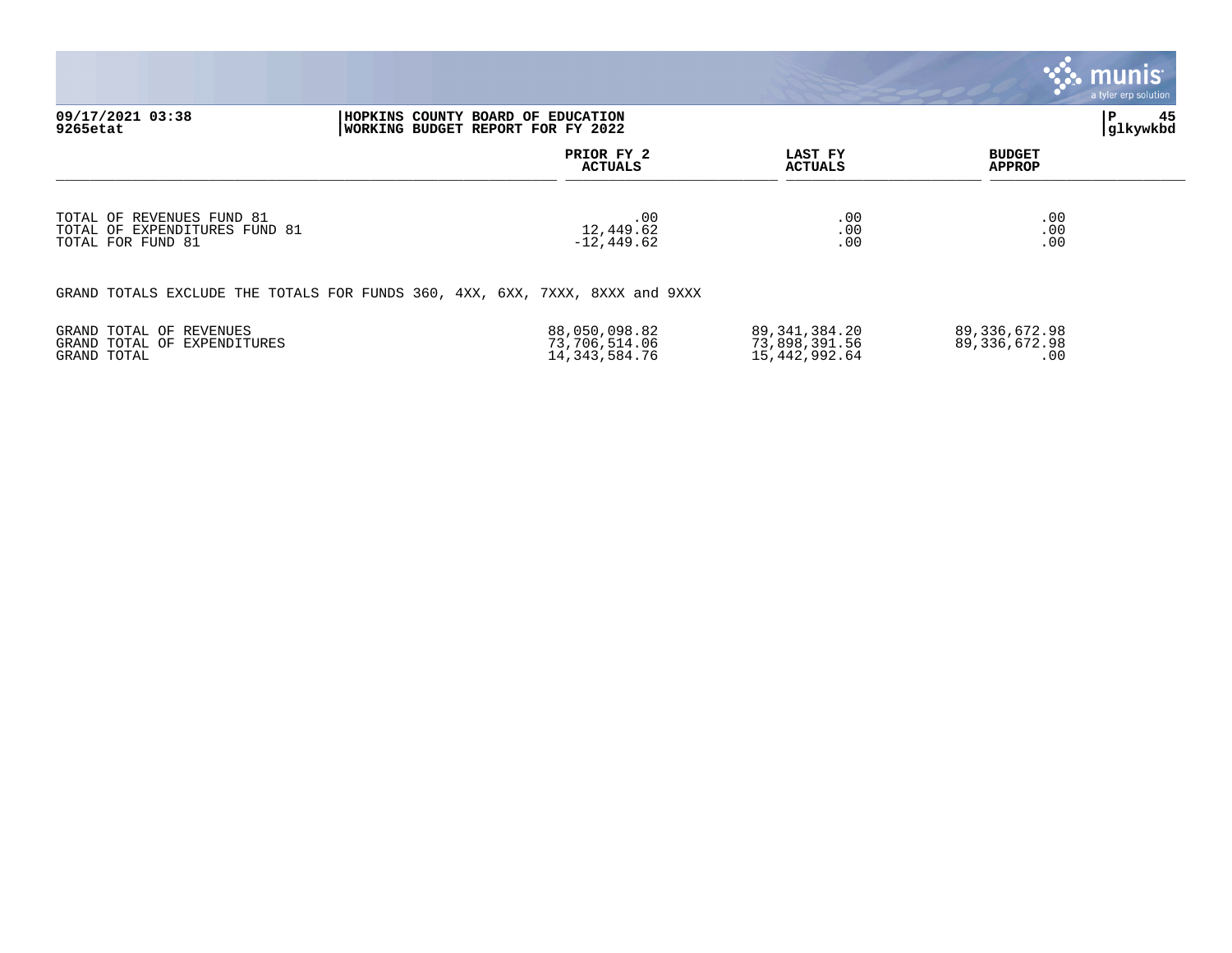| | PRIOR FY 2 ACTUALS | LAST FY ACTUALS | BUDGET APPROP |
|---|---|---|---|
| TOTAL OF REVENUES FUND 81 | .00 | .00 | .00 |
| TOTAL OF EXPENDITURES FUND 81 | 12,449.62 | .00 | .00 |
| TOTAL FOR FUND 81 | -12,449.62 | .00 | .00 |

GRAND TOTALS EXCLUDE THE TOTALS FOR FUNDS 360, 4XX, 6XX, 7XXX, 8XXX and 9XXX

| | PRIOR FY 2 ACTUALS | LAST FY ACTUALS | BUDGET APPROP |
|---|---|---|---|
| GRAND TOTAL OF REVENUES | 88,050,098.82 | 89,341,384.20 | 89,336,672.98 |
| GRAND TOTAL OF EXPENDITURES | 73,706,514.06 | 73,898,391.56 | 89,336,672.98 |
| GRAND TOTAL | 14,343,584.76 | 15,442,992.64 | .00 |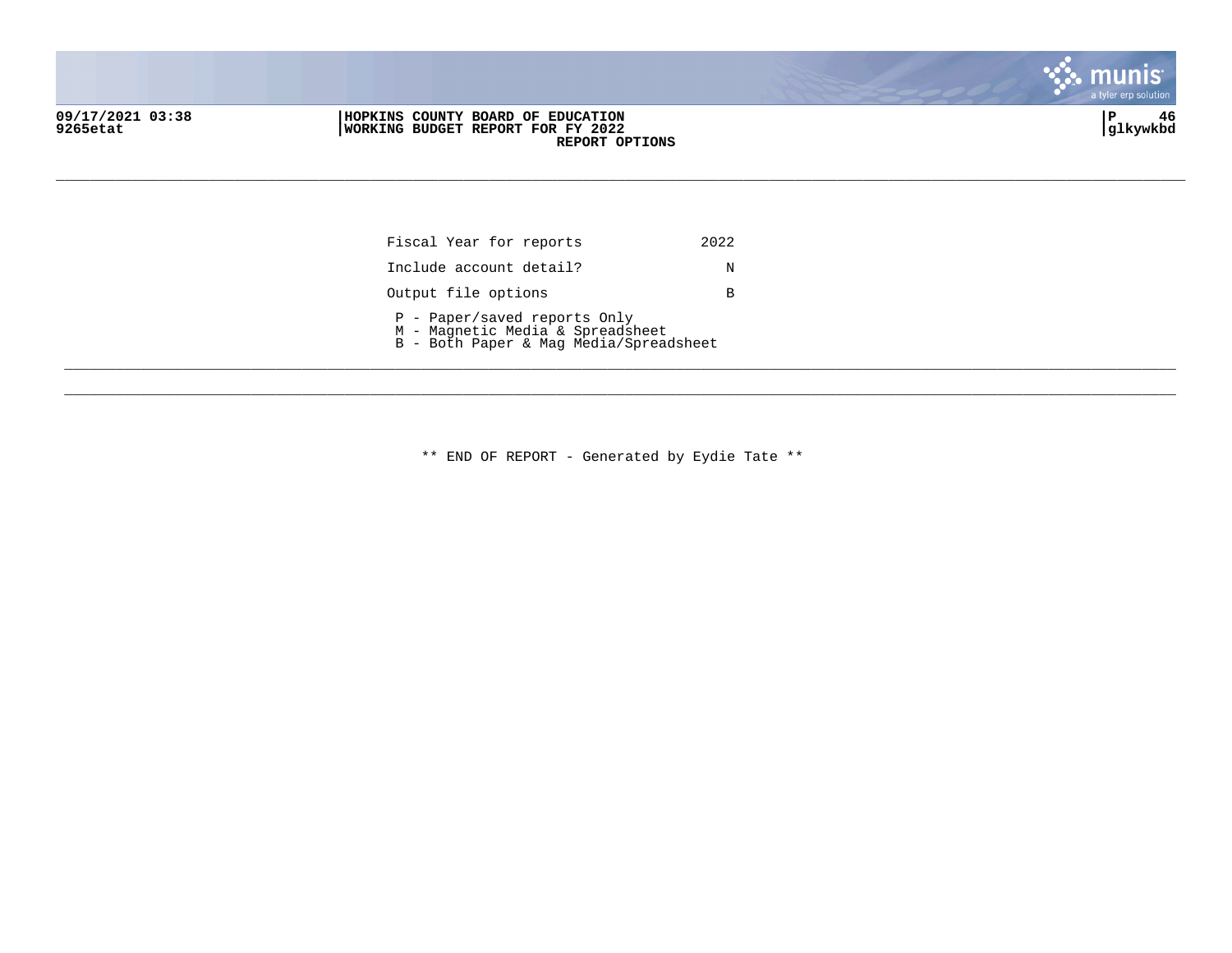**REPORT OPTIONS**

| | |
|---|---|
| Fiscal Year for reports | 2022 |
| Include account detail? | N |
| Output file options | B |

P - Paper/saved reports Only
M - Magnetic Media & Spreadsheet
B - Both Paper & Mag Media/Spreadsheet

** END OF REPORT - Generated by Eydie Tate **